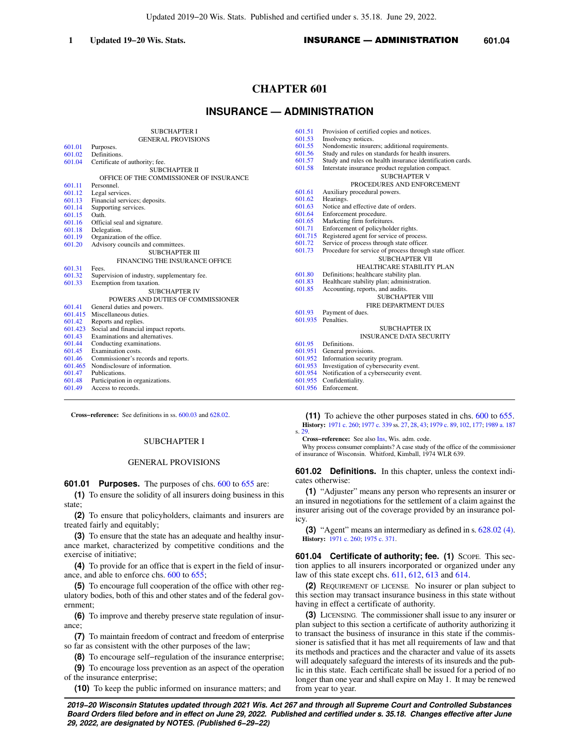# CHAPTER 601

# INSURANCE — ADMINISTRATION

SUBCHAPTER I
GENERAL PROVISIONS

601.01 Purposes.
601.02 Definitions.
601.04 Certificate of authority; fee.

SUBCHAPTER II
OFFICE OF THE COMMISSIONER OF INSURANCE

601.11 Personnel.
601.12 Legal services.
601.13 Financial services; deposits.
601.14 Supporting services.
601.15 Oath.
601.16 Official seal and signature.
601.18 Delegation.
601.19 Organization of the office.
601.20 Advisory councils and committees.

SUBCHAPTER III
FINANCING THE INSURANCE OFFICE

601.31 Fees.
601.32 Supervision of industry, supplementary fee.
601.33 Exemption from taxation.

SUBCHAPTER IV
POWERS AND DUTIES OF COMMISSIONER

601.41 General duties and powers.
601.415 Miscellaneous duties.
601.42 Reports and replies.
601.423 Social and financial impact reports.
601.43 Examinations and alternatives.
601.44 Conducting examinations.
601.45 Examination costs.
601.46 Commissioner's records and reports.
601.465 Nondisclosure of information.
601.47 Publications.
601.48 Participation in organizations.
601.49 Access to records.
601.51 Provision of certified copies and notices.
601.53 Insolvency notices.
601.55 Nondomestic insurers; additional requirements.
601.56 Study and rules on standards for health insurers.
601.57 Study and rules on health insurance identification cards.
601.58 Interstate insurance product regulation compact.

SUBCHAPTER V
PROCEDURES AND ENFORCEMENT

601.61 Auxiliary procedural powers.
601.62 Hearings.
601.63 Notice and effective date of orders.
601.64 Enforcement procedure.
601.65 Marketing firm forfeitures.
601.71 Enforcement of policyholder rights.
601.715 Registered agent for service of process.
601.72 Service of process through state officer.
601.73 Procedure for service of process through state officer.

SUBCHAPTER VII
HEALTHCARE STABILITY PLAN

601.80 Definitions; healthcare stability plan.
601.83 Healthcare stability plan; administration.
601.85 Accounting, reports, and audits.

SUBCHAPTER VIII
FIRE DEPARTMENT DUES

601.93 Payment of dues.
601.935 Penalties.

SUBCHAPTER IX
INSURANCE DATA SECURITY

601.95 Definitions.
601.951 General provisions.
601.952 Information security program.
601.953 Investigation of cybersecurity event.
601.954 Notification of a cybersecurity event.
601.955 Confidentiality.
601.956 Enforcement.

---

**Cross-reference:** See definitions in ss. 600.03 and 628.02.

## SUBCHAPTER I

## GENERAL PROVISIONS

**601.01 Purposes.** The purposes of chs. 600 to 655 are:

**(1)** To ensure the solidity of all insurers doing business in this state;

**(2)** To ensure that policyholders, claimants and insurers are treated fairly and equitably;

**(3)** To ensure that the state has an adequate and healthy insurance market, characterized by competitive conditions and the exercise of initiative;

**(4)** To provide for an office that is expert in the field of insurance, and able to enforce chs. 600 to 655;

**(5)** To encourage full cooperation of the office with other regulatory bodies, both of this and other states and of the federal government;

**(6)** To improve and thereby preserve state regulation of insurance;

**(7)** To maintain freedom of contract and freedom of enterprise so far as consistent with the other purposes of the law;

**(8)** To encourage self-regulation of the insurance enterprise;

**(9)** To encourage loss prevention as an aspect of the operation of the insurance enterprise;

**(10)** To keep the public informed on insurance matters; and

**(11)** To achieve the other purposes stated in chs. 600 to 655.

**History:** 1971 c. 260; 1977 c. 339 ss. 27, 28, 43; 1979 c. 89, 102, 177; 1989 a. 187 s. 29.

**Cross-reference:** See also Ins, Wis. adm. code.

Why process consumer complaints? A case study of the office of the commissioner of insurance of Wisconsin. Whitford, Kimball, 1974 WLR 639.

**601.02 Definitions.** In this chapter, unless the context indicates otherwise:

**(1)** "Adjuster" means any person who represents an insurer or an insured in negotiations for the settlement of a claim against the insurer arising out of the coverage provided by an insurance policy.

**(3)** "Agent" means an intermediary as defined in s. 628.02 (4).

**History:** 1971 c. 260; 1975 c. 371.

**601.04 Certificate of authority; fee. (1)** Scope. This section applies to all insurers incorporated or organized under any law of this state except chs. 611, 612, 613 and 614.

**(2)** Requirement of license. No insurer or plan subject to this section may transact insurance business in this state without having in effect a certificate of authority.

**(3)** Licensing. The commissioner shall issue to any insurer or plan subject to this section a certificate of authority authorizing it to transact the business of insurance in this state if the commissioner is satisfied that it has met all requirements of law and that its methods and practices and the character and value of its assets will adequately safeguard the interests of its insureds and the public in this state. Each certificate shall be issued for a period of no longer than one year and shall expire on May 1. It may be renewed from year to year.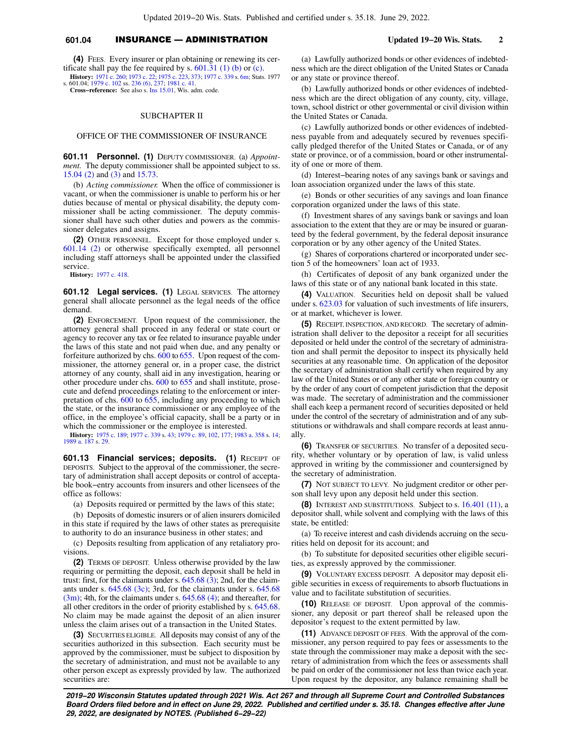**(4)** FEES. Every insurer or plan obtaining or renewing its certificate shall pay the fee required by s. 601.31 (1) (b) or (c).

**History:** 1971 c. 260; 1973 c. 22; 1975 c. 223, 373; 1977 c. 339 s. 6m; Stats. 1977 s. 601.04; 1979 c. 102 ss. 236 (6), 237; 1981 c. 41.

**Cross-reference:** See also s. Ins 15.01, Wis. adm. code.

## SUBCHAPTER II

## OFFICE OF THE COMMISSIONER OF INSURANCE

**601.11 Personnel. (1)** DEPUTY COMMISSIONER. (a) *Appointment.* The deputy commissioner shall be appointed subject to ss. 15.04 (2) and (3) and 15.73.

(b) *Acting commissioner.* When the office of commissioner is vacant, or when the commissioner is unable to perform his or her duties because of mental or physical disability, the deputy commissioner shall be acting commissioner. The deputy commissioner shall have such other duties and powers as the commissioner delegates and assigns.

**(2)** OTHER PERSONNEL. Except for those employed under s. 601.14 (2) or otherwise specifically exempted, all personnel including staff attorneys shall be appointed under the classified service.

**History:** 1977 c. 418.

**601.12 Legal services. (1)** LEGAL SERVICES. The attorney general shall allocate personnel as the legal needs of the office demand.

**(2)** ENFORCEMENT. Upon request of the commissioner, the attorney general shall proceed in any federal or state court or agency to recover any tax or fee related to insurance payable under the laws of this state and not paid when due, and any penalty or forfeiture authorized by chs. 600 to 655. Upon request of the commissioner, the attorney general or, in a proper case, the district attorney of any county, shall aid in any investigation, hearing or other procedure under chs. 600 to 655 and shall institute, prosecute and defend proceedings relating to the enforcement or interpretation of chs. 600 to 655, including any proceeding to which the state, or the insurance commissioner or any employee of the office, in the employee's official capacity, shall be a party or in which the commissioner or the employee is interested.

**History:** 1975 c. 189; 1977 c. 339 s. 43; 1979 c. 89, 102, 177; 1983 a. 358 s. 14; 1989 a. 187 s. 29.

**601.13 Financial services; deposits. (1)** RECEIPT OF DEPOSITS. Subject to the approval of the commissioner, the secretary of administration shall accept deposits or control of acceptable book−entry accounts from insurers and other licensees of the office as follows:

(a) Deposits required or permitted by the laws of this state;

(b) Deposits of domestic insurers or of alien insurers domiciled in this state if required by the laws of other states as prerequisite to authority to do an insurance business in other states; and

(c) Deposits resulting from application of any retaliatory provisions.

**(2)** TERMS OF DEPOSIT. Unless otherwise provided by the law requiring or permitting the deposit, each deposit shall be held in trust: first, for the claimants under s. 645.68 (3); 2nd, for the claimants under s. 645.68 (3c); 3rd, for the claimants under s. 645.68 (3m); 4th, for the claimants under s. 645.68 (4); and thereafter, for all other creditors in the order of priority established by s. 645.68. No claim may be made against the deposit of an alien insurer unless the claim arises out of a transaction in the United States.

**(3)** SECURITIES ELIGIBLE. All deposits may consist of any of the securities authorized in this subsection. Each security must be approved by the commissioner, must be subject to disposition by the secretary of administration, and must not be available to any other person except as expressly provided by law. The authorized securities are:

(a) Lawfully authorized bonds or other evidences of indebtedness which are the direct obligation of the United States or Canada or any state or province thereof.

(b) Lawfully authorized bonds or other evidences of indebtedness which are the direct obligation of any county, city, village, town, school district or other governmental or civil division within the United States or Canada.

(c) Lawfully authorized bonds or other evidences of indebtedness payable from and adequately secured by revenues specifically pledged therefor of the United States or Canada, or of any state or province, or of a commission, board or other instrumentality of one or more of them.

(d) Interest−bearing notes of any savings bank or savings and loan association organized under the laws of this state.

(e) Bonds or other securities of any savings and loan finance corporation organized under the laws of this state.

(f) Investment shares of any savings bank or savings and loan association to the extent that they are or may be insured or guaranteed by the federal government, by the federal deposit insurance corporation or by any other agency of the United States.

(g) Shares of corporations chartered or incorporated under section 5 of the homeowners' loan act of 1933.

(h) Certificates of deposit of any bank organized under the laws of this state or of any national bank located in this state.

**(4)** VALUATION. Securities held on deposit shall be valued under s. 623.03 for valuation of such investments of life insurers, or at market, whichever is lower.

**(5)** RECEIPT, INSPECTION, AND RECORD. The secretary of administration shall deliver to the depositor a receipt for all securities deposited or held under the control of the secretary of administration and shall permit the depositor to inspect its physically held securities at any reasonable time. On application of the depositor the secretary of administration shall certify when required by any law of the United States or of any other state or foreign country or by the order of any court of competent jurisdiction that the deposit was made. The secretary of administration and the commissioner shall each keep a permanent record of securities deposited or held under the control of the secretary of administration and of any substitutions or withdrawals and shall compare records at least annually.

**(6)** TRANSFER OF SECURITIES. No transfer of a deposited security, whether voluntary or by operation of law, is valid unless approved in writing by the commissioner and countersigned by the secretary of administration.

**(7)** NOT SUBJECT TO LEVY. No judgment creditor or other person shall levy upon any deposit held under this section.

**(8)** INTEREST AND SUBSTITUTIONS. Subject to s. 16.401 (11), a depositor shall, while solvent and complying with the laws of this state, be entitled:

(a) To receive interest and cash dividends accruing on the securities held on deposit for its account; and

(b) To substitute for deposited securities other eligible securities, as expressly approved by the commissioner.

**(9)** VOLUNTARY EXCESS DEPOSIT. A depositor may deposit eligible securities in excess of requirements to absorb fluctuations in value and to facilitate substitution of securities.

**(10)** RELEASE OF DEPOSIT. Upon approval of the commissioner, any deposit or part thereof shall be released upon the depositor's request to the extent permitted by law.

**(11)** ADVANCE DEPOSIT OF FEES. With the approval of the commissioner, any person required to pay fees or assessments to the state through the commissioner may make a deposit with the secretary of administration from which the fees or assessments shall be paid on order of the commissioner not less than twice each year. Upon request by the depositor, any balance remaining shall be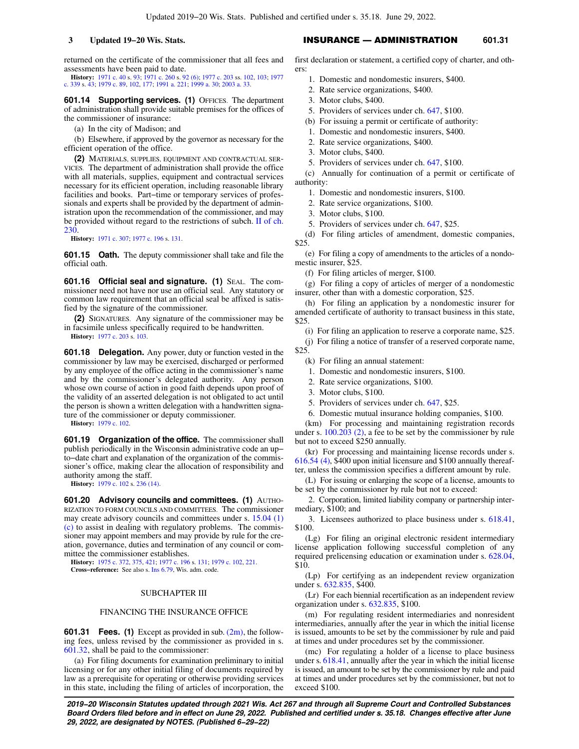returned on the certificate of the commissioner that all fees and assessments have been paid to date.

**History:** 1971 c. 40 s. 93; 1971 c. 260 s. 92 (6); 1977 c. 203 ss. 102, 103; 1977 c. 339 s. 43; 1979 c. 89, 102, 177; 1991 a. 221; 1999 a. 30; 2003 a. 33.

**601.14 Supporting services. (1)** OFFICES. The department of administration shall provide suitable premises for the offices of the commissioner of insurance:

(a) In the city of Madison; and

(b) Elsewhere, if approved by the governor as necessary for the efficient operation of the office.

**(2)** MATERIALS, SUPPLIES, EQUIPMENT AND CONTRACTUAL SERVICES. The department of administration shall provide the office with all materials, supplies, equipment and contractual services necessary for its efficient operation, including reasonable library facilities and books. Part−time or temporary services of professionals and experts shall be provided by the department of administration upon the recommendation of the commissioner, and may be provided without regard to the restrictions of subch. II of ch. 230.

**History:** 1971 c. 307; 1977 c. 196 s. 131.

**601.15 Oath.** The deputy commissioner shall take and file the official oath.

**601.16 Official seal and signature. (1)** SEAL. The commissioner need not have nor use an official seal. Any statutory or common law requirement that an official seal be affixed is satisfied by the signature of the commissioner.

**(2)** SIGNATURES. Any signature of the commissioner may be in facsimile unless specifically required to be handwritten.

**History:** 1977 c. 203 s. 103.

**601.18 Delegation.** Any power, duty or function vested in the commissioner by law may be exercised, discharged or performed by any employee of the office acting in the commissioner's name and by the commissioner's delegated authority. Any person whose own course of action in good faith depends upon proof of the validity of an asserted delegation is not obligated to act until the person is shown a written delegation with a handwritten signature of the commissioner or deputy commissioner.

**History:** 1979 c. 102.

**601.19 Organization of the office.** The commissioner shall publish periodically in the Wisconsin administrative code an up−to−date chart and explanation of the organization of the commissioner's office, making clear the allocation of responsibility and authority among the staff.

**History:** 1979 c. 102 s. 236 (14).

**601.20 Advisory councils and committees. (1)** AUTHORIZATION TO FORM COUNCILS AND COMMITTEES. The commissioner may create advisory councils and committees under s. 15.04 (1) (c) to assist in dealing with regulatory problems. The commissioner may appoint members and may provide by rule for the creation, governance, duties and termination of any council or committee the commissioner establishes.

**History:** 1975 c. 372, 375, 421; 1977 c. 196 s. 131; 1979 c. 102, 221.

**Cross−reference:** See also s. Ins 6.79, Wis. adm. code.

## SUBCHAPTER III

## FINANCING THE INSURANCE OFFICE

**601.31 Fees. (1)** Except as provided in sub. (2m), the following fees, unless revised by the commissioner as provided in s. 601.32, shall be paid to the commissioner:

(a) For filing documents for examination preliminary to initial licensing or for any other initial filing of documents required by law as a prerequisite for operating or otherwise providing services in this state, including the filing of articles of incorporation, the first declaration or statement, a certified copy of charter, and others:

1. Domestic and nondomestic insurers, $400.
2. Rate service organizations, $400.
3. Motor clubs, $400.
5. Providers of services under ch. 647, $100.

(b) For issuing a permit or certificate of authority:

1. Domestic and nondomestic insurers, $400.
2. Rate service organizations, $400.
3. Motor clubs, $400.
5. Providers of services under ch. 647, $100.

(c) Annually for continuation of a permit or certificate of authority:

1. Domestic and nondomestic insurers, $100.
2. Rate service organizations, $100.
3. Motor clubs, $100.
5. Providers of services under ch. 647, $25.

(d) For filing articles of amendment, domestic companies, $25.

(e) For filing a copy of amendments to the articles of a nondomestic insurer, $25.

(f) For filing articles of merger, $100.

(g) For filing a copy of articles of merger of a nondomestic insurer, other than with a domestic corporation, $25.

(h) For filing an application by a nondomestic insurer for amended certificate of authority to transact business in this state, $25.

(i) For filing an application to reserve a corporate name, $25.

(j) For filing a notice of transfer of a reserved corporate name, $25.

(k) For filing an annual statement:

1. Domestic and nondomestic insurers, $100.
2. Rate service organizations, $100.
3. Motor clubs, $100.
5. Providers of services under ch. 647, $25.
6. Domestic mutual insurance holding companies, $100.

(km) For processing and maintaining registration records under s. 100.203 (2), a fee to be set by the commissioner by rule but not to exceed $250 annually.

(kr) For processing and maintaining license records under s. 616.54 (4), $400 upon initial licensure and $100 annually thereafter, unless the commission specifies a different amount by rule.

(L) For issuing or enlarging the scope of a license, amounts to be set by the commissioner by rule but not to exceed:

2. Corporation, limited liability company or partnership intermediary, $100; and
3. Licensees authorized to place business under s. 618.41, $100.

(Lg) For filing an original electronic resident intermediary license application following successful completion of any required prelicensing education or examination under s. 628.04, $10.

(Lp) For certifying as an independent review organization under s. 632.835, $400.

(Lr) For each biennial recertification as an independent review organization under s. 632.835, $100.

(m) For regulating resident intermediaries and nonresident intermediaries, annually after the year in which the initial license is issued, amounts to be set by the commissioner by rule and paid at times and under procedures set by the commissioner.

(mc) For regulating a holder of a license to place business under s. 618.41, annually after the year in which the initial license is issued, an amount to be set by the commissioner by rule and paid at times and under procedures set by the commissioner, but not to exceed $100.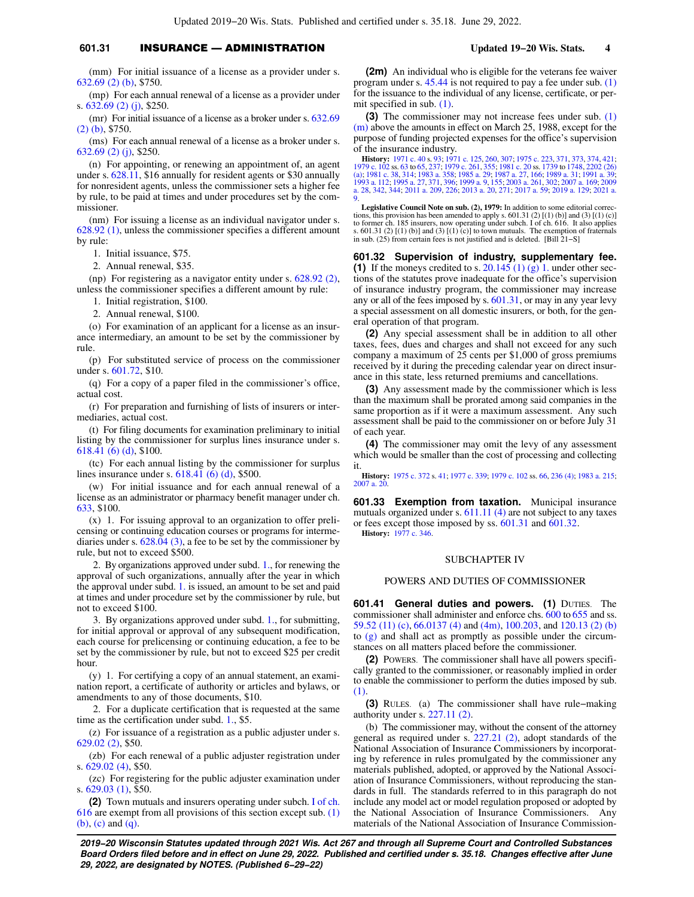(mm) For initial issuance of a license as a provider under s. 632.69 (2) (b), $750.

(mp) For each annual renewal of a license as a provider under s. 632.69 (2) (j), $250.

(mr) For initial issuance of a license as a broker under s. 632.69 (2) (b), $750.

(ms) For each annual renewal of a license as a broker under s. 632.69 (2) (j), $250.

(n) For appointing, or renewing an appointment of, an agent under s. 628.11, $16 annually for resident agents or $30 annually for nonresident agents, unless the commissioner sets a higher fee by rule, to be paid at times and under procedures set by the commissioner.

(nm) For issuing a license as an individual navigator under s. 628.92 (1), unless the commissioner specifies a different amount by rule:

1. Initial issuance, $75.
2. Annual renewal, $35.

(np) For registering as a navigator entity under s. 628.92 (2), unless the commissioner specifies a different amount by rule:

1. Initial registration, $100.
2. Annual renewal, $100.

(o) For examination of an applicant for a license as an insurance intermediary, an amount to be set by the commissioner by rule.

(p) For substituted service of process on the commissioner under s. 601.72, $10.

(q) For a copy of a paper filed in the commissioner's office, actual cost.

(r) For preparation and furnishing of lists of insurers or intermediaries, actual cost.

(t) For filing documents for examination preliminary to initial listing by the commissioner for surplus lines insurance under s. 618.41 (6) (d), $100.

(tc) For each annual listing by the commissioner for surplus lines insurance under s. 618.41 (6) (d), $500.

(w) For initial issuance and for each annual renewal of a license as an administrator or pharmacy benefit manager under ch. 633, $100.

(x) 1. For issuing approval to an organization to offer prelicensing or continuing education courses or programs for intermediaries under s. 628.04 (3), a fee to be set by the commissioner by rule, but not to exceed $500.

2. By organizations approved under subd. 1., for renewing the approval of such organizations, annually after the year in which the approval under subd. 1. is issued, an amount to be set and paid at times and under procedure set by the commissioner by rule, but not to exceed $100.

3. By organizations approved under subd. 1., for submitting, for initial approval or approval of any subsequent modification, each course for prelicensing or continuing education, a fee to be set by the commissioner by rule, but not to exceed $25 per credit hour.

(y) 1. For certifying a copy of an annual statement, an examination report, a certificate of authority or articles and bylaws, or amendments to any of those documents, $10.

2. For a duplicate certification that is requested at the same time as the certification under subd. 1., $5.

(z) For issuance of a registration as a public adjuster under s. 629.02 (2), $50.

(zb) For each renewal of a public adjuster registration under s. 629.02 (4), $50.

(zc) For registering for the public adjuster examination under s. 629.03 (1), $50.

**(2)** Town mutuals and insurers operating under subch. I of ch. 616 are exempt from all provisions of this section except sub. (1) (b), (c) and (q).

**(2m)** An individual who is eligible for the veterans fee waiver program under s. 45.44 is not required to pay a fee under sub. (1) for the issuance to the individual of any license, certificate, or permit specified in sub. (1).

**(3)** The commissioner may not increase fees under sub. (1) (m) above the amounts in effect on March 25, 1988, except for the purpose of funding projected expenses for the office's supervision of the insurance industry.

**History:** 1971 c. 40 s. 93; 1971 c. 125, 260, 307; 1975 c. 223, 371, 373, 374, 421; 1979 c. 102 ss. 63 to 65, 237; 1979 c. 261, 355; 1981 c. 20 ss. 1739 to 1748, 2202 (26) (a); 1981 c. 38, 314; 1983 a. 358; 1985 a. 29; 1987 a. 27, 166; 1989 a. 31; 1991 a. 39; 1993 a. 112; 1995 a. 27, 371, 396; 1999 a. 9, 155; 2003 a. 261, 302; 2007 a. 169; 2009 a. 28, 342, 344; 2011 a. 209, 226; 2013 a. 20, 271; 2017 a. 59; 2019 a. 129; 2021 a. 9.

**Legislative Council Note on sub. (2), 1979:** In addition to some editorial corrections, this provision has been amended to apply s. 601.31 (2) [(1) (b)] and (3) [(1) (c)] to former ch. 185 insurers, now operating under subch. I of ch. 616. It also applies s. 601.31 (2) [(1) (b)] and (3) [(1) (c)] to town mutuals. The exemption of fraternals in sub. (25) from certain fees is not justified and is deleted. [Bill 21–S]

**601.32 Supervision of industry, supplementary fee.** **(1)** If the moneys credited to s. 20.145 (1) (g) 1. under other sections of the statutes prove inadequate for the office's supervision of insurance industry program, the commissioner may increase any or all of the fees imposed by s. 601.31, or may in any year levy a special assessment on all domestic insurers, or both, for the general operation of that program.

**(2)** Any special assessment shall be in addition to all other taxes, fees, dues and charges and shall not exceed for any such company a maximum of 25 cents per $1,000 of gross premiums received by it during the preceding calendar year on direct insurance in this state, less returned premiums and cancellations.

**(3)** Any assessment made by the commissioner which is less than the maximum shall be prorated among said companies in the same proportion as if it were a maximum assessment. Any such assessment shall be paid to the commissioner on or before July 31 of each year.

**(4)** The commissioner may omit the levy of any assessment which would be smaller than the cost of processing and collecting it.

**History:** 1975 c. 372 s. 41; 1977 c. 339; 1979 c. 102 ss. 66, 236 (4); 1983 a. 215; 2007 a. 20.

**601.33 Exemption from taxation.** Municipal insurance mutuals organized under s. 611.11 (4) are not subject to any taxes or fees except those imposed by ss. 601.31 and 601.32.

**History:** 1977 c. 346.

## SUBCHAPTER IV

## POWERS AND DUTIES OF COMMISSIONER

**601.41 General duties and powers.** **(1)** DUTIES. The commissioner shall administer and enforce chs. 600 to 655 and ss. 59.52 (11) (c), 66.0137 (4) and (4m), 100.203, and 120.13 (2) (b) to (g) and shall act as promptly as possible under the circumstances on all matters placed before the commissioner.

**(2)** POWERS. The commissioner shall have all powers specifically granted to the commissioner, or reasonably implied in order to enable the commissioner to perform the duties imposed by sub. (1).

**(3)** RULES. (a) The commissioner shall have rule–making authority under s. 227.11 (2).

(b) The commissioner may, without the consent of the attorney general as required under s. 227.21 (2), adopt standards of the National Association of Insurance Commissioners by incorporating by reference in rules promulgated by the commissioner any materials published, adopted, or approved by the National Association of Insurance Commissioners, without reproducing the standards in full. The standards referred to in this paragraph do not include any model act or model regulation proposed or adopted by the National Association of Insurance Commissioners. Any materials of the National Association of Insurance Commission-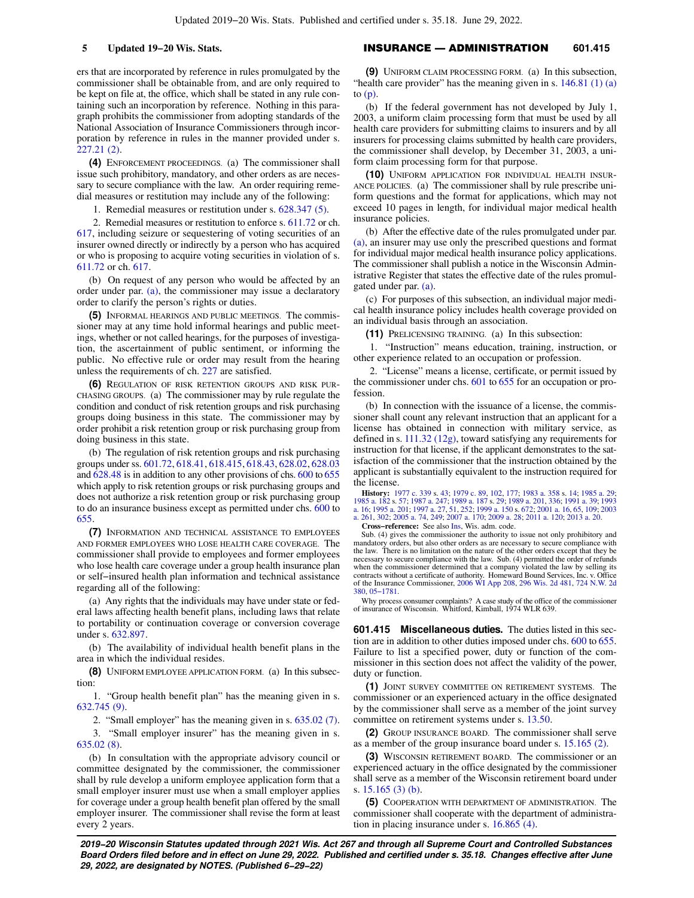ers that are incorporated by reference in rules promulgated by the commissioner shall be obtainable from, and are only required to be kept on file at, the office, which shall be stated in any rule containing such an incorporation by reference. Nothing in this paragraph prohibits the commissioner from adopting standards of the National Association of Insurance Commissioners through incorporation by reference in rules in the manner provided under s. 227.21 (2).

**(4)** ENFORCEMENT PROCEEDINGS. (a) The commissioner shall issue such prohibitory, mandatory, and other orders as are necessary to secure compliance with the law. An order requiring remedial measures or restitution may include any of the following:

1. Remedial measures or restitution under s. 628.347 (5).

2. Remedial measures or restitution to enforce s. 611.72 or ch. 617, including seizure or sequestering of voting securities of an insurer owned directly or indirectly by a person who has acquired or who is proposing to acquire voting securities in violation of s. 611.72 or ch. 617.

(b) On request of any person who would be affected by an order under par. (a), the commissioner may issue a declaratory order to clarify the person's rights or duties.

**(5)** INFORMAL HEARINGS AND PUBLIC MEETINGS. The commissioner may at any time hold informal hearings and public meetings, whether or not called hearings, for the purposes of investigation, the ascertainment of public sentiment, or informing the public. No effective rule or order may result from the hearing unless the requirements of ch. 227 are satisfied.

**(6)** REGULATION OF RISK RETENTION GROUPS AND RISK PURCHASING GROUPS. (a) The commissioner may by rule regulate the condition and conduct of risk retention groups and risk purchasing groups doing business in this state. The commissioner may by order prohibit a risk retention group or risk purchasing group from doing business in this state.

(b) The regulation of risk retention groups and risk purchasing groups under ss. 601.72, 618.41, 618.415, 618.43, 628.02, 628.03 and 628.48 is in addition to any other provisions of chs. 600 to 655 which apply to risk retention groups or risk purchasing groups and does not authorize a risk retention group or risk purchasing group to do an insurance business except as permitted under chs. 600 to 655.

**(7)** INFORMATION AND TECHNICAL ASSISTANCE TO EMPLOYEES AND FORMER EMPLOYEES WHO LOSE HEALTH CARE COVERAGE. The commissioner shall provide to employees and former employees who lose health care coverage under a group health insurance plan or self-insured health plan information and technical assistance regarding all of the following:

(a) Any rights that the individuals may have under state or federal laws affecting health benefit plans, including laws that relate to portability or continuation coverage or conversion coverage under s. 632.897.

(b) The availability of individual health benefit plans in the area in which the individual resides.

**(8)** UNIFORM EMPLOYEE APPLICATION FORM. (a) In this subsection:

1. "Group health benefit plan" has the meaning given in s. 632.745 (9).

2. "Small employer" has the meaning given in s. 635.02 (7).

3. "Small employer insurer" has the meaning given in s. 635.02 (8).

(b) In consultation with the appropriate advisory council or committee designated by the commissioner, the commissioner shall by rule develop a uniform employee application form that a small employer insurer must use when a small employer applies for coverage under a group health benefit plan offered by the small employer insurer. The commissioner shall revise the form at least every 2 years.

**(9)** UNIFORM CLAIM PROCESSING FORM. (a) In this subsection, "health care provider" has the meaning given in s. 146.81 (1) (a) to (p).

(b) If the federal government has not developed by July 1, 2003, a uniform claim processing form that must be used by all health care providers for submitting claims to insurers and by all insurers for processing claims submitted by health care providers, the commissioner shall develop, by December 31, 2003, a uniform claim processing form for that purpose.

**(10)** UNIFORM APPLICATION FOR INDIVIDUAL HEALTH INSURANCE POLICIES. (a) The commissioner shall by rule prescribe uniform questions and the format for applications, which may not exceed 10 pages in length, for individual major medical health insurance policies.

(b) After the effective date of the rules promulgated under par. (a), an insurer may use only the prescribed questions and format for individual major medical health insurance policy applications. The commissioner shall publish a notice in the Wisconsin Administrative Register that states the effective date of the rules promulgated under par. (a).

(c) For purposes of this subsection, an individual major medical health insurance policy includes health coverage provided on an individual basis through an association.

**(11)** PRELICENSING TRAINING. (a) In this subsection:

1. "Instruction" means education, training, instruction, or other experience related to an occupation or profession.

2. "License" means a license, certificate, or permit issued by the commissioner under chs. 601 to 655 for an occupation or profession.

(b) In connection with the issuance of a license, the commissioner shall count any relevant instruction that an applicant for a license has obtained in connection with military service, as defined in s. 111.32 (12g), toward satisfying any requirements for instruction for that license, if the applicant demonstrates to the satisfaction of the commissioner that the instruction obtained by the applicant is substantially equivalent to the instruction required for the license.

**History:** 1977 c. 339 s. 43; 1979 c. 89, 102, 177; 1983 a. 358 s. 14; 1985 a. 29; 1985 a. 182 s. 57; 1987 a. 247; 1989 a. 187 s. 29; 1989 a. 201, 336; 1991 a. 39; 1993 a. 16; 1995 a. 201; 1997 a. 27, 51, 252; 1999 a. 150 s. 672; 2001 a. 16, 65, 109; 2003 a. 261, 302; 2005 a. 74, 249; 2007 a. 170; 2009 a. 28; 2011 a. 120; 2013 a. 20.

**Cross-reference:** See also Ins, Wis. adm. code.

Sub. (4) gives the commissioner the authority to issue not only prohibitory and mandatory orders, but also other orders as are necessary to secure compliance with the law. There is no limitation on the nature of the other orders except that they be necessary to secure compliance with the law. Sub. (4) permitted the order of refunds when the commissioner determined that a company violated the law by selling its contracts without a certificate of authority. Homeward Bound Services, Inc. v. Office of the Insurance Commissioner, 2006 WI App 208, 296 Wis. 2d 481, 724 N.W. 2d 380, 05-1781.

Why process consumer complaints? A case study of the office of the commissioner of insurance of Wisconsin. Whitford, Kimball, 1974 WLR 639.

**601.415 Miscellaneous duties.** The duties listed in this section are in addition to other duties imposed under chs. 600 to 655. Failure to list a specified power, duty or function of the commissioner in this section does not affect the validity of the power, duty or function.

**(1)** JOINT SURVEY COMMITTEE ON RETIREMENT SYSTEMS. The commissioner or an experienced actuary in the office designated by the commissioner shall serve as a member of the joint survey committee on retirement systems under s. 13.50.

**(2)** GROUP INSURANCE BOARD. The commissioner shall serve as a member of the group insurance board under s. 15.165 (2).

**(3)** WISCONSIN RETIREMENT BOARD. The commissioner or an experienced actuary in the office designated by the commissioner shall serve as a member of the Wisconsin retirement board under s. 15.165 (3) (b).

**(5)** COOPERATION WITH DEPARTMENT OF ADMINISTRATION. The commissioner shall cooperate with the department of administration in placing insurance under s. 16.865 (4).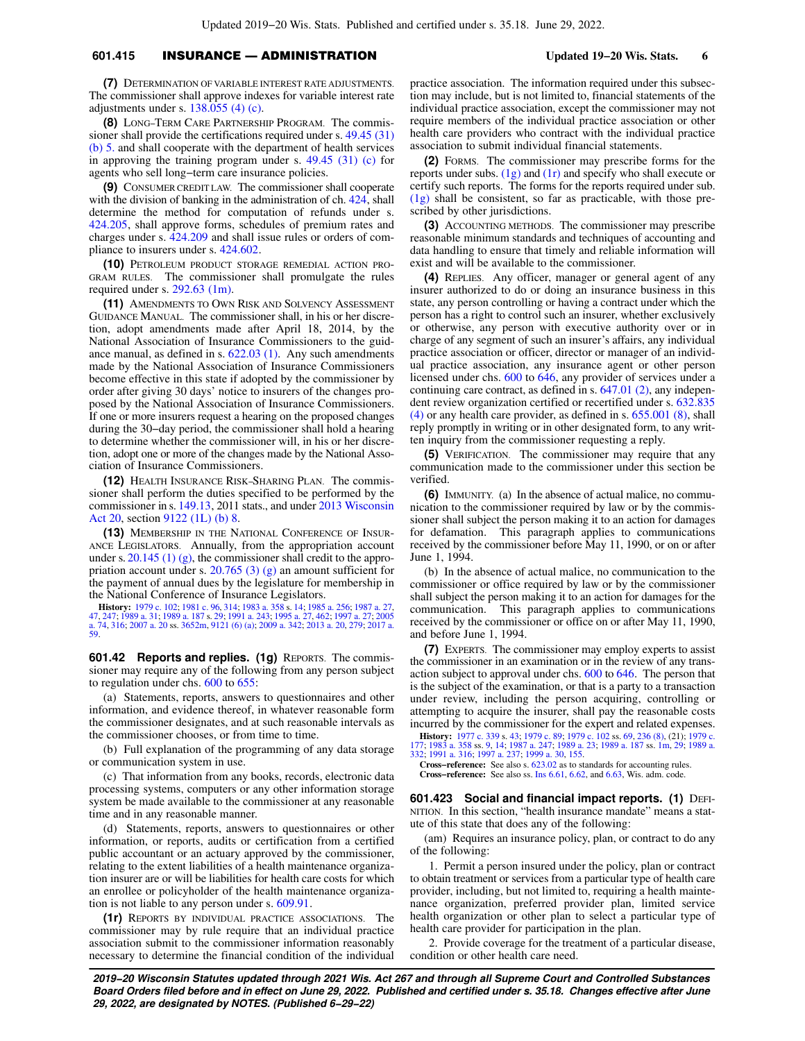**(7)** Determination of variable interest rate adjustments. The commissioner shall approve indexes for variable interest rate adjustments under s. 138.055 (4) (c).

**(8)** Long-Term Care Partnership Program. The commissioner shall provide the certifications required under s. 49.45 (31) (b) 5. and shall cooperate with the department of health services in approving the training program under s. 49.45 (31) (c) for agents who sell long-term care insurance policies.

**(9)** Consumer credit law. The commissioner shall cooperate with the division of banking in the administration of ch. 424, shall determine the method for computation of refunds under s. 424.205, shall approve forms, schedules of premium rates and charges under s. 424.209 and shall issue rules or orders of compliance to insurers under s. 424.602.

**(10)** Petroleum product storage remedial action program rules. The commissioner shall promulgate the rules required under s. 292.63 (1m).

**(11)** Amendments to Own Risk and Solvency Assessment Guidance Manual. The commissioner shall, in his or her discretion, adopt amendments made after April 18, 2014, by the National Association of Insurance Commissioners to the guidance manual, as defined in s. 622.03 (1). Any such amendments made by the National Association of Insurance Commissioners become effective in this state if adopted by the commissioner by order after giving 30 days' notice to insurers of the changes proposed by the National Association of Insurance Commissioners. If one or more insurers request a hearing on the proposed changes during the 30-day period, the commissioner shall hold a hearing to determine whether the commissioner will, in his or her discretion, adopt one or more of the changes made by the National Association of Insurance Commissioners.

**(12)** Health Insurance Risk-Sharing Plan. The commissioner shall perform the duties specified to be performed by the commissioner in s. 149.13, 2011 stats., and under 2013 Wisconsin Act 20, section 9122 (1L) (b) 8.

**(13)** Membership in the National Conference of Insurance Legislators. Annually, from the appropriation account under s. 20.145 (1) (g), the commissioner shall credit to the appropriation account under s. 20.765 (3) (g) an amount sufficient for the payment of annual dues by the legislature for membership in the National Conference of Insurance Legislators.

**History:** 1979 c. 102; 1981 c. 96, 314; 1983 a. 358 s. 14; 1985 a. 256; 1987 a. 27, 47, 247; 1989 a. 31; 1989 a. 187 s. 29; 1991 a. 243; 1995 a. 27, 462; 1997 a. 27; 2005 a. 74, 316; 2007 a. 20 ss. 3652m, 9121 (6) (a); 2009 a. 342; 2013 a. 20, 279; 2017 a. 59.

**601.42 Reports and replies. (1g)** Reports. The commissioner may require any of the following from any person subject to regulation under chs. 600 to 655:

(a) Statements, reports, answers to questionnaires and other information, and evidence thereof, in whatever reasonable form the commissioner designates, and at such reasonable intervals as the commissioner chooses, or from time to time.

(b) Full explanation of the programming of any data storage or communication system in use.

(c) That information from any books, records, electronic data processing systems, computers or any other information storage system be made available to the commissioner at any reasonable time and in any reasonable manner.

(d) Statements, reports, answers to questionnaires or other information, or reports, audits or certification from a certified public accountant or an actuary approved by the commissioner, relating to the extent liabilities of a health maintenance organization insurer are or will be liabilities for health care costs for which an enrollee or policyholder of the health maintenance organization is not liable to any person under s. 609.91.

**(1r)** Reports by individual practice associations. The commissioner may by rule require that an individual practice association submit to the commissioner information reasonably necessary to determine the financial condition of the individual practice association. The information required under this subsection may include, but is not limited to, financial statements of the individual practice association, except the commissioner may not require members of the individual practice association or other health care providers who contract with the individual practice association to submit individual financial statements.

**(2)** Forms. The commissioner may prescribe forms for the reports under subs. (1g) and (1r) and specify who shall execute or certify such reports. The forms for the reports required under sub. (1g) shall be consistent, so far as practicable, with those prescribed by other jurisdictions.

**(3)** Accounting methods. The commissioner may prescribe reasonable minimum standards and techniques of accounting and data handling to ensure that timely and reliable information will exist and will be available to the commissioner.

**(4)** Replies. Any officer, manager or general agent of any insurer authorized to do or doing an insurance business in this state, any person controlling or having a contract under which the person has a right to control such an insurer, whether exclusively or otherwise, any person with executive authority over or in charge of any segment of such an insurer's affairs, any individual practice association or officer, director or manager of an individual practice association, any insurance agent or other person licensed under chs. 600 to 646, any provider of services under a continuing care contract, as defined in s. 647.01 (2), any independent review organization certified or recertified under s. 632.835 (4) or any health care provider, as defined in s. 655.001 (8), shall reply promptly in writing or in other designated form, to any written inquiry from the commissioner requesting a reply.

**(5)** Verification. The commissioner may require that any communication made to the commissioner under this section be verified.

**(6)** Immunity. (a) In the absence of actual malice, no communication to the commissioner required by law or by the commissioner shall subject the person making it to an action for damages for defamation. This paragraph applies to communications received by the commissioner before May 11, 1990, or on or after June 1, 1994.

(b) In the absence of actual malice, no communication to the commissioner or office required by law or by the commissioner shall subject the person making it to an action for damages for the communication. This paragraph applies to communications received by the commissioner or office on or after May 11, 1990, and before June 1, 1994.

**(7)** Experts. The commissioner may employ experts to assist the commissioner in an examination or in the review of any transaction subject to approval under chs. 600 to 646. The person that is the subject of the examination, or that is a party to a transaction under review, including the person acquiring, controlling or attempting to acquire the insurer, shall pay the reasonable costs incurred by the commissioner for the expert and related expenses.

**History:** 1977 c. 339 s. 43; 1979 c. 89; 1979 c. 102 ss. 69, 236 (8), (21); 1979 c. 177; 1983 a. 358 ss. 9, 14; 1987 a. 247; 1989 a. 23; 1989 a. 187 ss. 1m, 29; 1989 a. 332; 1991 a. 316; 1997 a. 237; 1999 a. 30, 155.

**Cross-reference:** See also s. 623.02 as to standards for accounting rules.

**Cross-reference:** See also ss. Ins 6.61, 6.62, and 6.63, Wis. adm. code.

**601.423 Social and financial impact reports. (1)** Definition. In this section, "health insurance mandate" means a statute of this state that does any of the following:

(am) Requires an insurance policy, plan, or contract to do any of the following:

1. Permit a person insured under the policy, plan or contract to obtain treatment or services from a particular type of health care provider, including, but not limited to, requiring a health maintenance organization, preferred provider plan, limited service health organization or other plan to select a particular type of health care provider for participation in the plan.

2. Provide coverage for the treatment of a particular disease, condition or other health care need.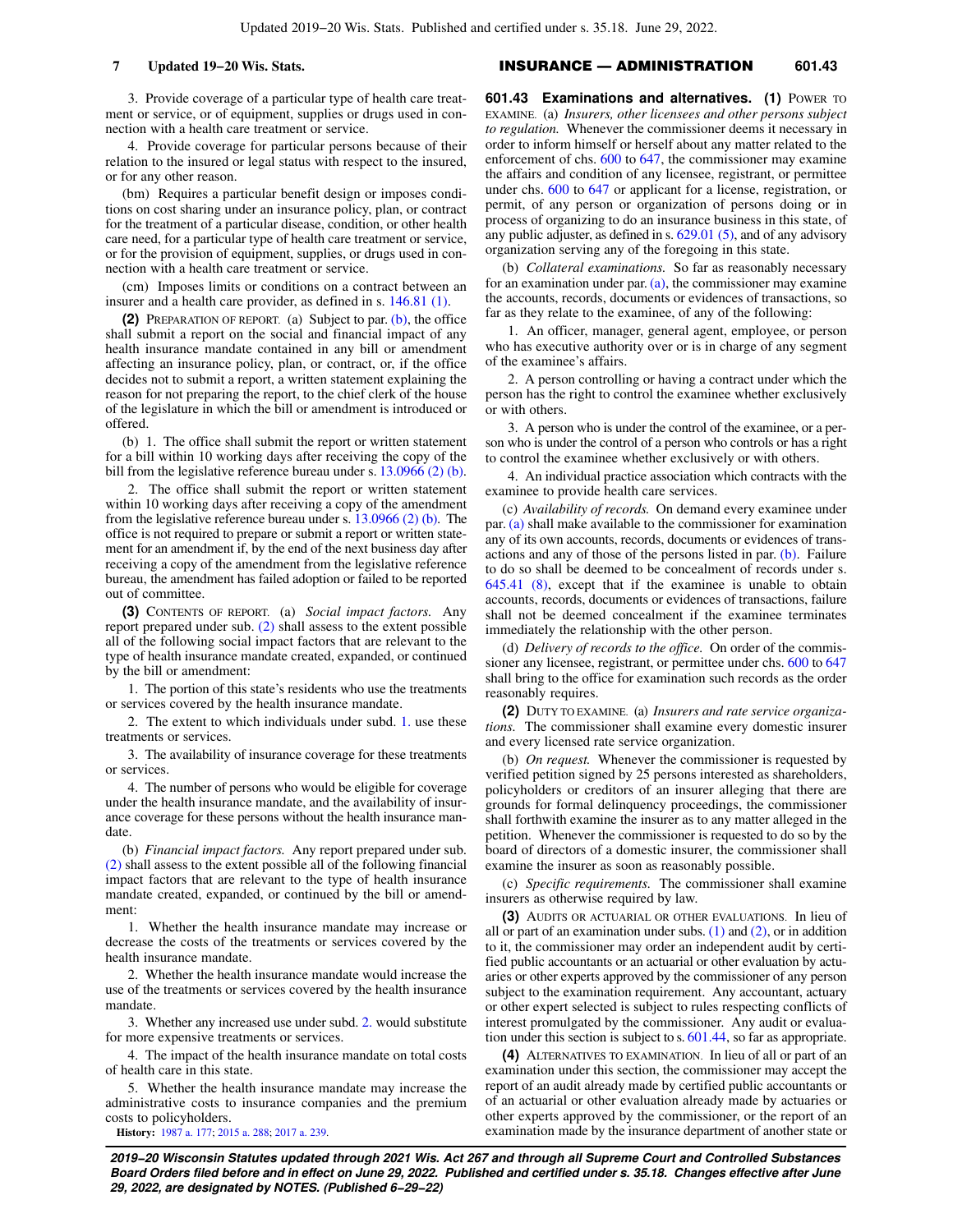3. Provide coverage of a particular type of health care treatment or service, or of equipment, supplies or drugs used in connection with a health care treatment or service.

4. Provide coverage for particular persons because of their relation to the insured or legal status with respect to the insured, or for any other reason.

(bm) Requires a particular benefit design or imposes conditions on cost sharing under an insurance policy, plan, or contract for the treatment of a particular disease, condition, or other health care need, for a particular type of health care treatment or service, or for the provision of equipment, supplies, or drugs used in connection with a health care treatment or service.

(cm) Imposes limits or conditions on a contract between an insurer and a health care provider, as defined in s. 146.81 (1).

**(2)** PREPARATION OF REPORT. (a) Subject to par. (b), the office shall submit a report on the social and financial impact of any health insurance mandate contained in any bill or amendment affecting an insurance policy, plan, or contract, or, if the office decides not to submit a report, a written statement explaining the reason for not preparing the report, to the chief clerk of the house of the legislature in which the bill or amendment is introduced or offered.

(b) 1. The office shall submit the report or written statement for a bill within 10 working days after receiving the copy of the bill from the legislative reference bureau under s. 13.0966 (2) (b).

2. The office shall submit the report or written statement within 10 working days after receiving a copy of the amendment from the legislative reference bureau under s. 13.0966 (2) (b). The office is not required to prepare or submit a report or written statement for an amendment if, by the end of the next business day after receiving a copy of the amendment from the legislative reference bureau, the amendment has failed adoption or failed to be reported out of committee.

**(3)** CONTENTS OF REPORT. (a) *Social impact factors.* Any report prepared under sub. (2) shall assess to the extent possible all of the following social impact factors that are relevant to the type of health insurance mandate created, expanded, or continued by the bill or amendment:

1. The portion of this state's residents who use the treatments or services covered by the health insurance mandate.

2. The extent to which individuals under subd. 1. use these treatments or services.

3. The availability of insurance coverage for these treatments or services.

4. The number of persons who would be eligible for coverage under the health insurance mandate, and the availability of insurance coverage for these persons without the health insurance mandate.

(b) *Financial impact factors.* Any report prepared under sub. (2) shall assess to the extent possible all of the following financial impact factors that are relevant to the type of health insurance mandate created, expanded, or continued by the bill or amendment:

1. Whether the health insurance mandate may increase or decrease the costs of the treatments or services covered by the health insurance mandate.

2. Whether the health insurance mandate would increase the use of the treatments or services covered by the health insurance mandate.

3. Whether any increased use under subd. 2. would substitute for more expensive treatments or services.

4. The impact of the health insurance mandate on total costs of health care in this state.

5. Whether the health insurance mandate may increase the administrative costs to insurance companies and the premium costs to policyholders.

**History:** 1987 a. 177; 2015 a. 288; 2017 a. 239.

**601.43 Examinations and alternatives.** **(1)** POWER TO EXAMINE. (a) *Insurers, other licensees and other persons subject to regulation.* Whenever the commissioner deems it necessary in order to inform himself or herself about any matter related to the enforcement of chs. 600 to 647, the commissioner may examine the affairs and condition of any licensee, registrant, or permittee under chs. 600 to 647 or applicant for a license, registration, or permit, of any person or organization of persons doing or in process of organizing to do an insurance business in this state, of any public adjuster, as defined in s. 629.01 (5), and of any advisory organization serving any of the foregoing in this state.

(b) *Collateral examinations.* So far as reasonably necessary for an examination under par. (a), the commissioner may examine the accounts, records, documents or evidences of transactions, so far as they relate to the examinee, of any of the following:

1. An officer, manager, general agent, employee, or person who has executive authority over or is in charge of any segment of the examinee's affairs.

2. A person controlling or having a contract under which the person has the right to control the examinee whether exclusively or with others.

3. A person who is under the control of the examinee, or a person who is under the control of a person who controls or has a right to control the examinee whether exclusively or with others.

4. An individual practice association which contracts with the examinee to provide health care services.

(c) *Availability of records.* On demand every examinee under par. (a) shall make available to the commissioner for examination any of its own accounts, records, documents or evidences of transactions and any of those of the persons listed in par. (b). Failure to do so shall be deemed to be concealment of records under s. 645.41 (8), except that if the examinee is unable to obtain accounts, records, documents or evidences of transactions, failure shall not be deemed concealment if the examinee terminates immediately the relationship with the other person.

(d) *Delivery of records to the office.* On order of the commissioner any licensee, registrant, or permittee under chs. 600 to 647 shall bring to the office for examination such records as the order reasonably requires.

**(2)** DUTY TO EXAMINE. (a) *Insurers and rate service organizations.* The commissioner shall examine every domestic insurer and every licensed rate service organization.

(b) *On request.* Whenever the commissioner is requested by verified petition signed by 25 persons interested as shareholders, policyholders or creditors of an insurer alleging that there are grounds for formal delinquency proceedings, the commissioner shall forthwith examine the insurer as to any matter alleged in the petition. Whenever the commissioner is requested to do so by the board of directors of a domestic insurer, the commissioner shall examine the insurer as soon as reasonably possible.

(c) *Specific requirements.* The commissioner shall examine insurers as otherwise required by law.

**(3)** AUDITS OR ACTUARIAL OR OTHER EVALUATIONS. In lieu of all or part of an examination under subs. (1) and (2), or in addition to it, the commissioner may order an independent audit by certified public accountants or an actuarial or other evaluation by actuaries or other experts approved by the commissioner of any person subject to the examination requirement. Any accountant, actuary or other expert selected is subject to rules respecting conflicts of interest promulgated by the commissioner. Any audit or evaluation under this section is subject to s. 601.44, so far as appropriate.

**(4)** ALTERNATIVES TO EXAMINATION. In lieu of all or part of an examination under this section, the commissioner may accept the report of an audit already made by certified public accountants or of an actuarial or other evaluation already made by actuaries or other experts approved by the commissioner, or the report of an examination made by the insurance department of another state or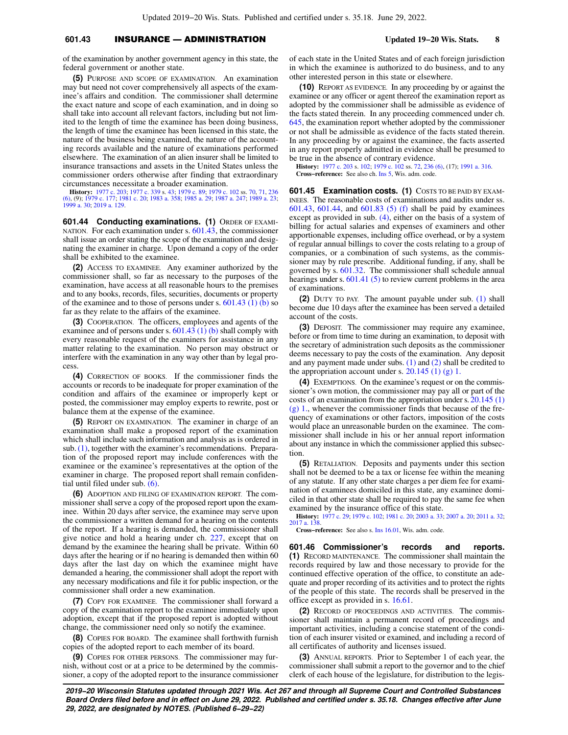of the examination by another government agency in this state, the federal government or another state.

**(5)** PURPOSE AND SCOPE OF EXAMINATION. An examination may but need not cover comprehensively all aspects of the examinee's affairs and condition. The commissioner shall determine the exact nature and scope of each examination, and in doing so shall take into account all relevant factors, including but not limited to the length of time the examinee has been doing business, the length of time the examinee has been licensed in this state, the nature of the business being examined, the nature of the accounting records available and the nature of examinations performed elsewhere. The examination of an alien insurer shall be limited to insurance transactions and assets in the United States unless the commissioner orders otherwise after finding that extraordinary circumstances necessitate a broader examination.

**History:** 1977 c. 203; 1977 c. 339 s. 43; 1979 c. 89; 1979 c. 102 ss. 70, 71, 236 (6), (9); 1979 c. 177; 1981 c. 20; 1983 a. 358; 1985 a. 29; 1987 a. 247; 1989 a. 23; 1999 a. 30; 2019 a. 129.

**601.44 Conducting examinations.** **(1)** ORDER OF EXAMINATION. For each examination under s. 601.43, the commissioner shall issue an order stating the scope of the examination and designating the examiner in charge. Upon demand a copy of the order shall be exhibited to the examinee.

**(2)** ACCESS TO EXAMINEE. Any examiner authorized by the commissioner shall, so far as necessary to the purposes of the examination, have access at all reasonable hours to the premises and to any books, records, files, securities, documents or property of the examinee and to those of persons under s. 601.43 (1) (b) so far as they relate to the affairs of the examinee.

**(3)** COOPERATION. The officers, employees and agents of the examinee and of persons under s. 601.43 (1) (b) shall comply with every reasonable request of the examiners for assistance in any matter relating to the examination. No person may obstruct or interfere with the examination in any way other than by legal process.

**(4)** CORRECTION OF BOOKS. If the commissioner finds the accounts or records to be inadequate for proper examination of the condition and affairs of the examinee or improperly kept or posted, the commissioner may employ experts to rewrite, post or balance them at the expense of the examinee.

**(5)** REPORT ON EXAMINATION. The examiner in charge of an examination shall make a proposed report of the examination which shall include such information and analysis as is ordered in sub. (1), together with the examiner's recommendations. Preparation of the proposed report may include conferences with the examinee or the examinee's representatives at the option of the examiner in charge. The proposed report shall remain confidential until filed under sub. (6).

**(6)** ADOPTION AND FILING OF EXAMINATION REPORT. The commissioner shall serve a copy of the proposed report upon the examinee. Within 20 days after service, the examinee may serve upon the commissioner a written demand for a hearing on the contents of the report. If a hearing is demanded, the commissioner shall give notice and hold a hearing under ch. 227, except that on demand by the examinee the hearing shall be private. Within 60 days after the hearing or if no hearing is demanded then within 60 days after the last day on which the examinee might have demanded a hearing, the commissioner shall adopt the report with any necessary modifications and file it for public inspection, or the commissioner shall order a new examination.

**(7)** COPY FOR EXAMINEE. The commissioner shall forward a copy of the examination report to the examinee immediately upon adoption, except that if the proposed report is adopted without change, the commissioner need only so notify the examinee.

**(8)** COPIES FOR BOARD. The examinee shall forthwith furnish copies of the adopted report to each member of its board.

**(9)** COPIES FOR OTHER PERSONS. The commissioner may furnish, without cost or at a price to be determined by the commissioner, a copy of the adopted report to the insurance commissioner of each state in the United States and of each foreign jurisdiction in which the examinee is authorized to do business, and to any other interested person in this state or elsewhere.

**(10)** REPORT AS EVIDENCE. In any proceeding by or against the examinee or any officer or agent thereof the examination report as adopted by the commissioner shall be admissible as evidence of the facts stated therein. In any proceeding commenced under ch. 645, the examination report whether adopted by the commissioner or not shall be admissible as evidence of the facts stated therein. In any proceeding by or against the examinee, the facts asserted in any report properly admitted in evidence shall be presumed to be true in the absence of contrary evidence.

**History:** 1977 c. 203 s. 102; 1979 c. 102 ss. 72, 236 (6), (17); 1991 a. 316.

**Cross-reference:** See also ch. Ins 5, Wis. adm. code.

**601.45 Examination costs.** **(1)** COSTS TO BE PAID BY EXAMINEES. The reasonable costs of examinations and audits under ss. 601.43, 601.44, and 601.83 (5) (f) shall be paid by examinees except as provided in sub. (4), either on the basis of a system of billing for actual salaries and expenses of examiners and other apportionable expenses, including office overhead, or by a system of regular annual billings to cover the costs relating to a group of companies, or a combination of such systems, as the commissioner may by rule prescribe. Additional funding, if any, shall be governed by s. 601.32. The commissioner shall schedule annual hearings under s. 601.41 (5) to review current problems in the area of examinations.

**(2)** DUTY TO PAY. The amount payable under sub. (1) shall become due 10 days after the examinee has been served a detailed account of the costs.

**(3)** DEPOSIT. The commissioner may require any examinee, before or from time to time during an examination, to deposit with the secretary of administration such deposits as the commissioner deems necessary to pay the costs of the examination. Any deposit and any payment made under subs. (1) and (2) shall be credited to the appropriation account under s. 20.145 (1) (g) 1.

**(4)** EXEMPTIONS. On the examinee's request or on the commissioner's own motion, the commissioner may pay all or part of the costs of an examination from the appropriation under s. 20.145 (1) (g) 1., whenever the commissioner finds that because of the frequency of examinations or other factors, imposition of the costs would place an unreasonable burden on the examinee. The commissioner shall include in his or her annual report information about any instance in which the commissioner applied this subsection.

**(5)** RETALIATION. Deposits and payments under this section shall not be deemed to be a tax or license fee within the meaning of any statute. If any other state charges a per diem fee for examination of examinees domiciled in this state, any examinee domiciled in that other state shall be required to pay the same fee when examined by the insurance office of this state.

**History:** 1977 c. 29; 1979 c. 102; 1981 c. 20; 2003 a. 33; 2007 a. 20; 2011 a. 32; 2017 a. 138.

**Cross-reference:** See also s. Ins 16.01, Wis. adm. code.

**601.46 Commissioner's records and reports.** **(1)** RECORD MAINTENANCE. The commissioner shall maintain the records required by law and those necessary to provide for the continued effective operation of the office, to constitute an adequate and proper recording of its activities and to protect the rights of the people of this state. The records shall be preserved in the office except as provided in s. 16.61.

**(2)** RECORD OF PROCEEDINGS AND ACTIVITIES. The commissioner shall maintain a permanent record of proceedings and important activities, including a concise statement of the condition of each insurer visited or examined, and including a record of all certificates of authority and licenses issued.

**(3)** ANNUAL REPORTS. Prior to September 1 of each year, the commissioner shall submit a report to the governor and to the chief clerk of each house of the legislature, for distribution to the legis-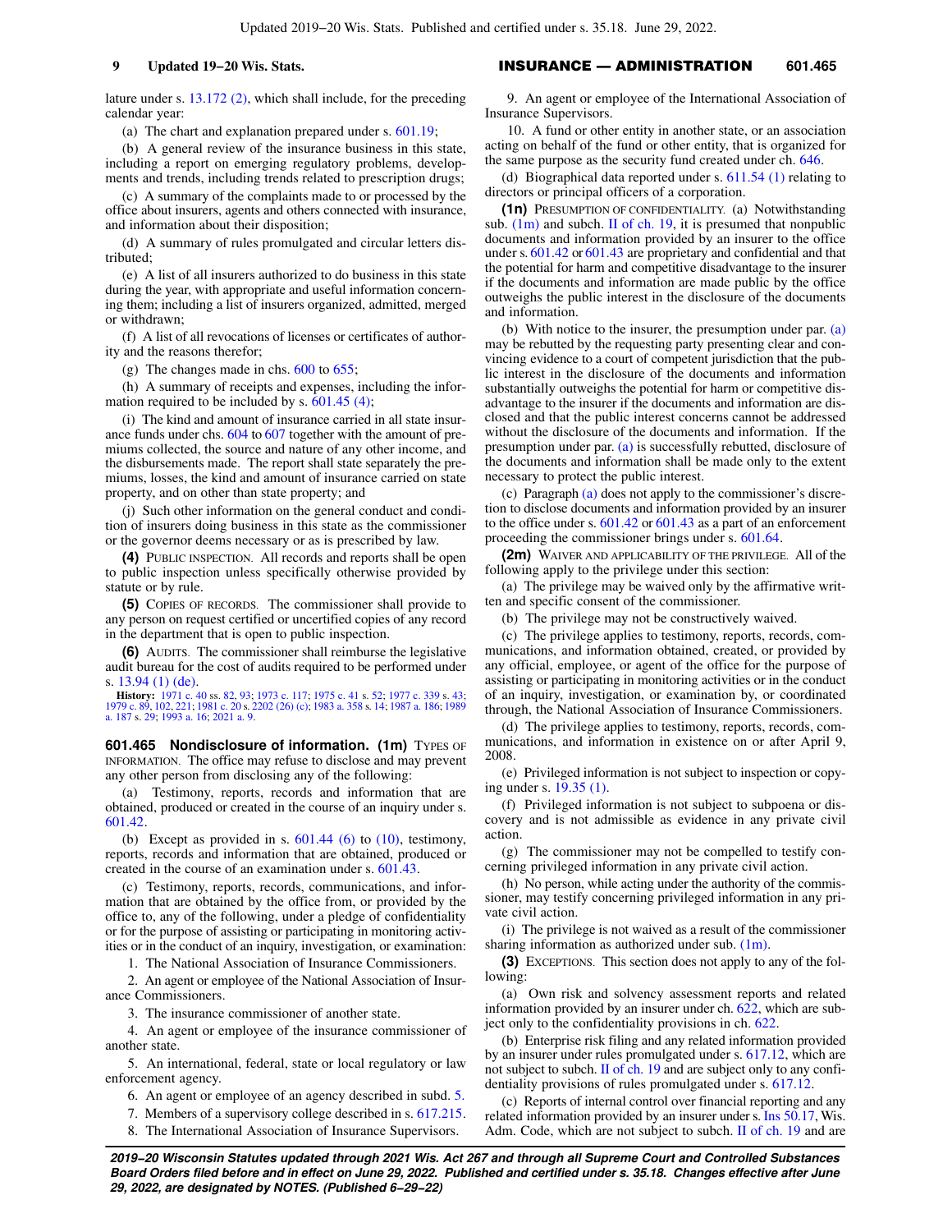lature under s. 13.172 (2), which shall include, for the preceding calendar year:

(a) The chart and explanation prepared under s. 601.19;

(b) A general review of the insurance business in this state, including a report on emerging regulatory problems, developments and trends, including trends related to prescription drugs;

(c) A summary of the complaints made to or processed by the office about insurers, agents and others connected with insurance, and information about their disposition;

(d) A summary of rules promulgated and circular letters distributed;

(e) A list of all insurers authorized to do business in this state during the year, with appropriate and useful information concerning them; including a list of insurers organized, admitted, merged or withdrawn;

(f) A list of all revocations of licenses or certificates of authority and the reasons therefor;

(g) The changes made in chs. 600 to 655;

(h) A summary of receipts and expenses, including the information required to be included by s. 601.45 (4);

(i) The kind and amount of insurance carried in all state insurance funds under chs. 604 to 607 together with the amount of premiums collected, the source and nature of any other income, and the disbursements made. The report shall state separately the premiums, losses, the kind and amount of insurance carried on state property, and on other than state property; and

(j) Such other information on the general conduct and condition of insurers doing business in this state as the commissioner or the governor deems necessary or as is prescribed by law.

**(4)** PUBLIC INSPECTION. All records and reports shall be open to public inspection unless specifically otherwise provided by statute or by rule.

**(5)** COPIES OF RECORDS. The commissioner shall provide to any person on request certified or uncertified copies of any record in the department that is open to public inspection.

**(6)** AUDITS. The commissioner shall reimburse the legislative audit bureau for the cost of audits required to be performed under s. 13.94 (1) (de).

**History:** 1971 c. 40 ss. 82, 93; 1973 c. 117; 1975 c. 41 s. 52; 1977 c. 339 s. 43; 1979 c. 89, 102, 221; 1981 c. 20 s. 2202 (26) (c); 1983 a. 358 s. 14; 1987 a. 186; 1989 a. 187 s. 29; 1993 a. 16; 2021 a. 9.

**601.465 Nondisclosure of information. (1m)** TYPES OF INFORMATION. The office may refuse to disclose and may prevent any other person from disclosing any of the following:

(a) Testimony, reports, records and information that are obtained, produced or created in the course of an inquiry under s. 601.42.

(b) Except as provided in s. 601.44 (6) to (10), testimony, reports, records and information that are obtained, produced or created in the course of an examination under s. 601.43.

(c) Testimony, reports, records, communications, and information that are obtained by the office from, or provided by the office to, any of the following, under a pledge of confidentiality or for the purpose of assisting or participating in monitoring activities or in the conduct of an inquiry, investigation, or examination:

1. The National Association of Insurance Commissioners.

2. An agent or employee of the National Association of Insurance Commissioners.

3. The insurance commissioner of another state.

4. An agent or employee of the insurance commissioner of another state.

5. An international, federal, state or local regulatory or law enforcement agency.

6. An agent or employee of an agency described in subd. 5.

7. Members of a supervisory college described in s. 617.215.

8. The International Association of Insurance Supervisors.

9. An agent or employee of the International Association of Insurance Supervisors.

10. A fund or other entity in another state, or an association acting on behalf of the fund or other entity, that is organized for the same purpose as the security fund created under ch. 646.

(d) Biographical data reported under s. 611.54 (1) relating to directors or principal officers of a corporation.

**(1n)** PRESUMPTION OF CONFIDENTIALITY. (a) Notwithstanding sub. (1m) and subch. II of ch. 19, it is presumed that nonpublic documents and information provided by an insurer to the office under s. 601.42 or 601.43 are proprietary and confidential and that the potential for harm and competitive disadvantage to the insurer if the documents and information are made public by the office outweighs the public interest in the disclosure of the documents and information.

(b) With notice to the insurer, the presumption under par. (a) may be rebutted by the requesting party presenting clear and convincing evidence to a court of competent jurisdiction that the public interest in the disclosure of the documents and information substantially outweighs the potential for harm or competitive disadvantage to the insurer if the documents and information are disclosed and that the public interest concerns cannot be addressed without the disclosure of the documents and information. If the presumption under par. (a) is successfully rebutted, disclosure of the documents and information shall be made only to the extent necessary to protect the public interest.

(c) Paragraph (a) does not apply to the commissioner's discretion to disclose documents and information provided by an insurer to the office under s. 601.42 or 601.43 as a part of an enforcement proceeding the commissioner brings under s. 601.64.

**(2m)** WAIVER AND APPLICABILITY OF THE PRIVILEGE. All of the following apply to the privilege under this section:

(a) The privilege may be waived only by the affirmative written and specific consent of the commissioner.

(b) The privilege may not be constructively waived.

(c) The privilege applies to testimony, reports, records, communications, and information obtained, created, or provided by any official, employee, or agent of the office for the purpose of assisting or participating in monitoring activities or in the conduct of an inquiry, investigation, or examination by, or coordinated through, the National Association of Insurance Commissioners.

(d) The privilege applies to testimony, reports, records, communications, and information in existence on or after April 9, 2008.

(e) Privileged information is not subject to inspection or copying under s. 19.35 (1).

(f) Privileged information is not subject to subpoena or discovery and is not admissible as evidence in any private civil action.

(g) The commissioner may not be compelled to testify concerning privileged information in any private civil action.

(h) No person, while acting under the authority of the commissioner, may testify concerning privileged information in any private civil action.

(i) The privilege is not waived as a result of the commissioner sharing information as authorized under sub. (1m).

**(3)** EXCEPTIONS. This section does not apply to any of the following:

(a) Own risk and solvency assessment reports and related information provided by an insurer under ch. 622, which are subject only to the confidentiality provisions in ch. 622.

(b) Enterprise risk filing and any related information provided by an insurer under rules promulgated under s. 617.12, which are not subject to subch. II of ch. 19 and are subject only to any confidentiality provisions of rules promulgated under s. 617.12.

(c) Reports of internal control over financial reporting and any related information provided by an insurer under s. Ins 50.17, Wis. Adm. Code, which are not subject to subch. II of ch. 19 and are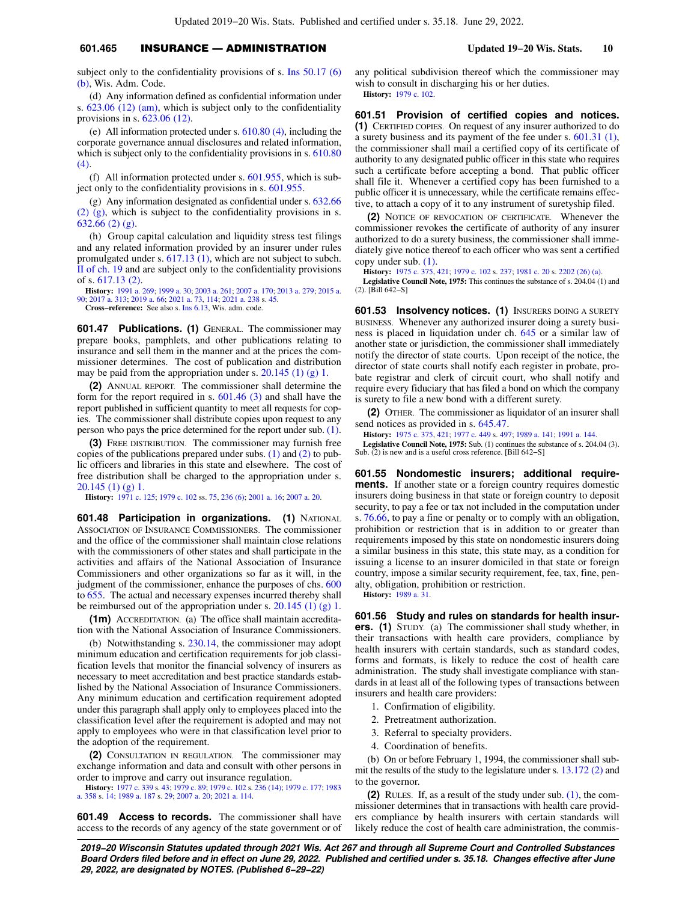subject only to the confidentiality provisions of s. Ins 50.17 (6) (b), Wis. Adm. Code.

(d) Any information defined as confidential information under s. 623.06 (12) (am), which is subject only to the confidentiality provisions in s. 623.06 (12).

(e) All information protected under s. 610.80 (4), including the corporate governance annual disclosures and related information, which is subject only to the confidentiality provisions in s. 610.80 (4).

(f) All information protected under s. 601.955, which is subject only to the confidentiality provisions in s. 601.955.

(g) Any information designated as confidential under s. 632.66 (2) (g), which is subject to the confidentiality provisions in s. 632.66 (2) (g).

(h) Group capital calculation and liquidity stress test filings and any related information provided by an insurer under rules promulgated under s. 617.13 (1), which are not subject to subch. II of ch. 19 and are subject only to the confidentiality provisions of s. 617.13 (2).

**History:** 1991 a. 269; 1999 a. 30; 2003 a. 261; 2007 a. 170; 2013 a. 279; 2015 a. 90; 2017 a. 313; 2019 a. 66; 2021 a. 73, 114; 2021 a. 238 s. 45.

**Cross-reference:** See also s. Ins 6.13, Wis. adm. code.

**601.47 Publications. (1)** GENERAL. The commissioner may prepare books, pamphlets, and other publications relating to insurance and sell them in the manner and at the prices the commissioner determines. The cost of publication and distribution may be paid from the appropriation under s. 20.145 (1) (g) 1.

**(2)** ANNUAL REPORT. The commissioner shall determine the form for the report required in s. 601.46 (3) and shall have the report published in sufficient quantity to meet all requests for copies. The commissioner shall distribute copies upon request to any person who pays the price determined for the report under sub. (1).

**(3)** FREE DISTRIBUTION. The commissioner may furnish free copies of the publications prepared under subs. (1) and (2) to public officers and libraries in this state and elsewhere. The cost of free distribution shall be charged to the appropriation under s. 20.145 (1) (g) 1.

**History:** 1971 c. 125; 1979 c. 102 ss. 75, 236 (6); 2001 a. 16; 2007 a. 20.

**601.48 Participation in organizations. (1)** NATIONAL ASSOCIATION OF INSURANCE COMMISSIONERS. The commissioner and the office of the commissioner shall maintain close relations with the commissioners of other states and shall participate in the activities and affairs of the National Association of Insurance Commissioners and other organizations so far as it will, in the judgment of the commissioner, enhance the purposes of chs. 600 to 655. The actual and necessary expenses incurred thereby shall be reimbursed out of the appropriation under s. 20.145 (1) (g) 1.

**(1m)** ACCREDITATION. (a) The office shall maintain accreditation with the National Association of Insurance Commissioners.

(b) Notwithstanding s. 230.14, the commissioner may adopt minimum education and certification requirements for job classification levels that monitor the financial solvency of insurers as necessary to meet accreditation and best practice standards established by the National Association of Insurance Commissioners. Any minimum education and certification requirement adopted under this paragraph shall apply only to employees placed into the classification level after the requirement is adopted and may not apply to employees who were in that classification level prior to the adoption of the requirement.

**(2)** CONSULTATION IN REGULATION. The commissioner may exchange information and data and consult with other persons in order to improve and carry out insurance regulation.

**History:** 1977 c. 339 s. 43; 1979 c. 89; 1979 c. 102 s. 236 (14); 1979 c. 177; 1983 a. 358 s. 14; 1989 a. 187 s. 29; 2007 a. 20; 2021 a. 114.

**601.49 Access to records.** The commissioner shall have access to the records of any agency of the state government or of any political subdivision thereof which the commissioner may wish to consult in discharging his or her duties.

**History:** 1979 c. 102.

**601.51 Provision of certified copies and notices. (1)** CERTIFIED COPIES. On request of any insurer authorized to do a surety business and its payment of the fee under s. 601.31 (1), the commissioner shall mail a certified copy of its certificate of authority to any designated public officer in this state who requires such a certificate before accepting a bond. That public officer shall file it. Whenever a certified copy has been furnished to a public officer it is unnecessary, while the certificate remains effective, to attach a copy of it to any instrument of suretyship filed.

**(2)** NOTICE OF REVOCATION OF CERTIFICATE. Whenever the commissioner revokes the certificate of authority of any insurer authorized to do a surety business, the commissioner shall immediately give notice thereof to each officer who was sent a certified copy under sub. (1).

**History:** 1975 c. 375, 421; 1979 c. 102 s. 237; 1981 c. 20 s. 2202 (26) (a).

**Legislative Council Note, 1975:** This continues the substance of s. 204.04 (1) and (2). [Bill 642-S]

**601.53 Insolvency notices. (1)** INSURERS DOING A SURETY BUSINESS. Whenever any authorized insurer doing a surety business is placed in liquidation under ch. 645 or a similar law of another state or jurisdiction, the commissioner shall immediately notify the director of state courts. Upon receipt of the notice, the director of state courts shall notify each register in probate, probate registrar and clerk of circuit court, who shall notify and require every fiduciary that has filed a bond on which the company is surety to file a new bond with a different surety.

**(2)** OTHER. The commissioner as liquidator of an insurer shall send notices as provided in s. 645.47.

**History:** 1975 c. 375, 421; 1977 c. 449 s. 497; 1989 a. 141; 1991 a. 144.

**Legislative Council Note, 1975:** Sub. (1) continues the substance of s. 204.04 (3). Sub. (2) is new and is a useful cross reference. [Bill 642-S]

**601.55 Nondomestic insurers; additional requirements.** If another state or a foreign country requires domestic insurers doing business in that state or foreign country to deposit security, to pay a fee or tax not included in the computation under s. 76.66, to pay a fine or penalty or to comply with an obligation, prohibition or restriction that is in addition to or greater than requirements imposed by this state on nondomestic insurers doing a similar business in this state, this state may, as a condition for issuing a license to an insurer domiciled in that state or foreign country, impose a similar security requirement, fee, tax, fine, penalty, obligation, prohibition or restriction.

**History:** 1989 a. 31.

**601.56 Study and rules on standards for health insurers. (1)** STUDY. (a) The commissioner shall study whether, in their transactions with health care providers, compliance by health insurers with certain standards, such as standard codes, forms and formats, is likely to reduce the cost of health care administration. The study shall investigate compliance with standards in at least all of the following types of transactions between insurers and health care providers:

1. Confirmation of eligibility.
2. Pretreatment authorization.
3. Referral to specialty providers.
4. Coordination of benefits.

(b) On or before February 1, 1994, the commissioner shall submit the results of the study to the legislature under s. 13.172 (2) and to the governor.

**(2)** RULES. If, as a result of the study under sub. (1), the commissioner determines that in transactions with health care providers compliance by health insurers with certain standards will likely reduce the cost of health care administration, the commis-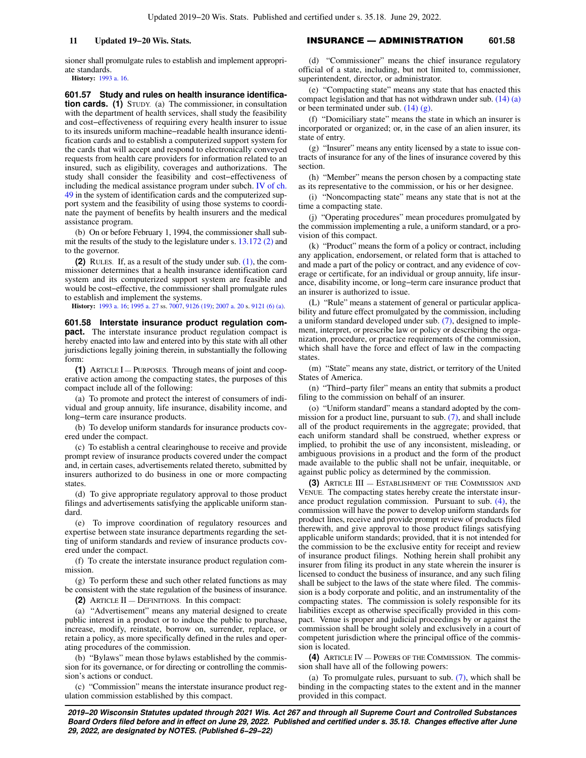sioner shall promulgate rules to establish and implement appropriate standards.

**History:** 1993 a. 16.

**601.57 Study and rules on health insurance identification cards.** **(1)** STUDY. (a) The commissioner, in consultation with the department of health services, shall study the feasibility and cost−effectiveness of requiring every health insurer to issue to its insureds uniform machine−readable health insurance identification cards and to establish a computerized support system for the cards that will accept and respond to electronically conveyed requests from health care providers for information related to an insured, such as eligibility, coverages and authorizations. The study shall consider the feasibility and cost−effectiveness of including the medical assistance program under subch. IV of ch. 49 in the system of identification cards and the computerized support system and the feasibility of using those systems to coordinate the payment of benefits by health insurers and the medical assistance program.

(b) On or before February 1, 1994, the commissioner shall submit the results of the study to the legislature under s. 13.172 (2) and to the governor.

**(2)** RULES. If, as a result of the study under sub. (1), the commissioner determines that a health insurance identification card system and its computerized support system are feasible and would be cost−effective, the commissioner shall promulgate rules to establish and implement the systems.

**History:** 1993 a. 16; 1995 a. 27 ss. 7007, 9126 (19); 2007 a. 20 s. 9121 (6) (a).

**601.58 Interstate insurance product regulation compact.** The interstate insurance product regulation compact is hereby enacted into law and entered into by this state with all other jurisdictions legally joining therein, in substantially the following form:

**(1)** ARTICLE I — PURPOSES. Through means of joint and cooperative action among the compacting states, the purposes of this compact include all of the following:

(a) To promote and protect the interest of consumers of individual and group annuity, life insurance, disability income, and long−term care insurance products.

(b) To develop uniform standards for insurance products covered under the compact.

(c) To establish a central clearinghouse to receive and provide prompt review of insurance products covered under the compact and, in certain cases, advertisements related thereto, submitted by insurers authorized to do business in one or more compacting states.

(d) To give appropriate regulatory approval to those product filings and advertisements satisfying the applicable uniform standard.

(e) To improve coordination of regulatory resources and expertise between state insurance departments regarding the setting of uniform standards and review of insurance products covered under the compact.

(f) To create the interstate insurance product regulation commission.

(g) To perform these and such other related functions as may be consistent with the state regulation of the business of insurance.

**(2)** ARTICLE II — DEFINITIONS. In this compact:

(a) "Advertisement" means any material designed to create public interest in a product or to induce the public to purchase, increase, modify, reinstate, borrow on, surrender, replace, or retain a policy, as more specifically defined in the rules and operating procedures of the commission.

(b) "Bylaws" mean those bylaws established by the commission for its governance, or for directing or controlling the commission's actions or conduct.

(c) "Commission" means the interstate insurance product regulation commission established by this compact.

(d) "Commissioner" means the chief insurance regulatory official of a state, including, but not limited to, commissioner, superintendent, director, or administrator.

(e) "Compacting state" means any state that has enacted this compact legislation and that has not withdrawn under sub. (14) (a) or been terminated under sub. (14) (g).

(f) "Domiciliary state" means the state in which an insurer is incorporated or organized; or, in the case of an alien insurer, its state of entry.

(g) "Insurer" means any entity licensed by a state to issue contracts of insurance for any of the lines of insurance covered by this section.

(h) "Member" means the person chosen by a compacting state as its representative to the commission, or his or her designee.

(i) "Noncompacting state" means any state that is not at the time a compacting state.

(j) "Operating procedures" mean procedures promulgated by the commission implementing a rule, a uniform standard, or a provision of this compact.

(k) "Product" means the form of a policy or contract, including any application, endorsement, or related form that is attached to and made a part of the policy or contract, and any evidence of coverage or certificate, for an individual or group annuity, life insurance, disability income, or long−term care insurance product that an insurer is authorized to issue.

(L) "Rule" means a statement of general or particular applicability and future effect promulgated by the commission, including a uniform standard developed under sub. (7), designed to implement, interpret, or prescribe law or policy or describing the organization, procedure, or practice requirements of the commission, which shall have the force and effect of law in the compacting states.

(m) "State" means any state, district, or territory of the United States of America.

(n) "Third−party filer" means an entity that submits a product filing to the commission on behalf of an insurer.

(o) "Uniform standard" means a standard adopted by the commission for a product line, pursuant to sub. (7), and shall include all of the product requirements in the aggregate; provided, that each uniform standard shall be construed, whether express or implied, to prohibit the use of any inconsistent, misleading, or ambiguous provisions in a product and the form of the product made available to the public shall not be unfair, inequitable, or against public policy as determined by the commission.

**(3)** ARTICLE III — ESTABLISHMENT OF THE COMMISSION AND VENUE. The compacting states hereby create the interstate insurance product regulation commission. Pursuant to sub. (4), the commission will have the power to develop uniform standards for product lines, receive and provide prompt review of products filed therewith, and give approval to those product filings satisfying applicable uniform standards; provided, that it is not intended for the commission to be the exclusive entity for receipt and review of insurance product filings. Nothing herein shall prohibit any insurer from filing its product in any state wherein the insurer is licensed to conduct the business of insurance, and any such filing shall be subject to the laws of the state where filed. The commission is a body corporate and politic, and an instrumentality of the compacting states. The commission is solely responsible for its liabilities except as otherwise specifically provided in this compact. Venue is proper and judicial proceedings by or against the commission shall be brought solely and exclusively in a court of competent jurisdiction where the principal office of the commission is located.

**(4)** ARTICLE IV — POWERS OF THE COMMISSION. The commission shall have all of the following powers:

(a) To promulgate rules, pursuant to sub. (7), which shall be binding in the compacting states to the extent and in the manner provided in this compact.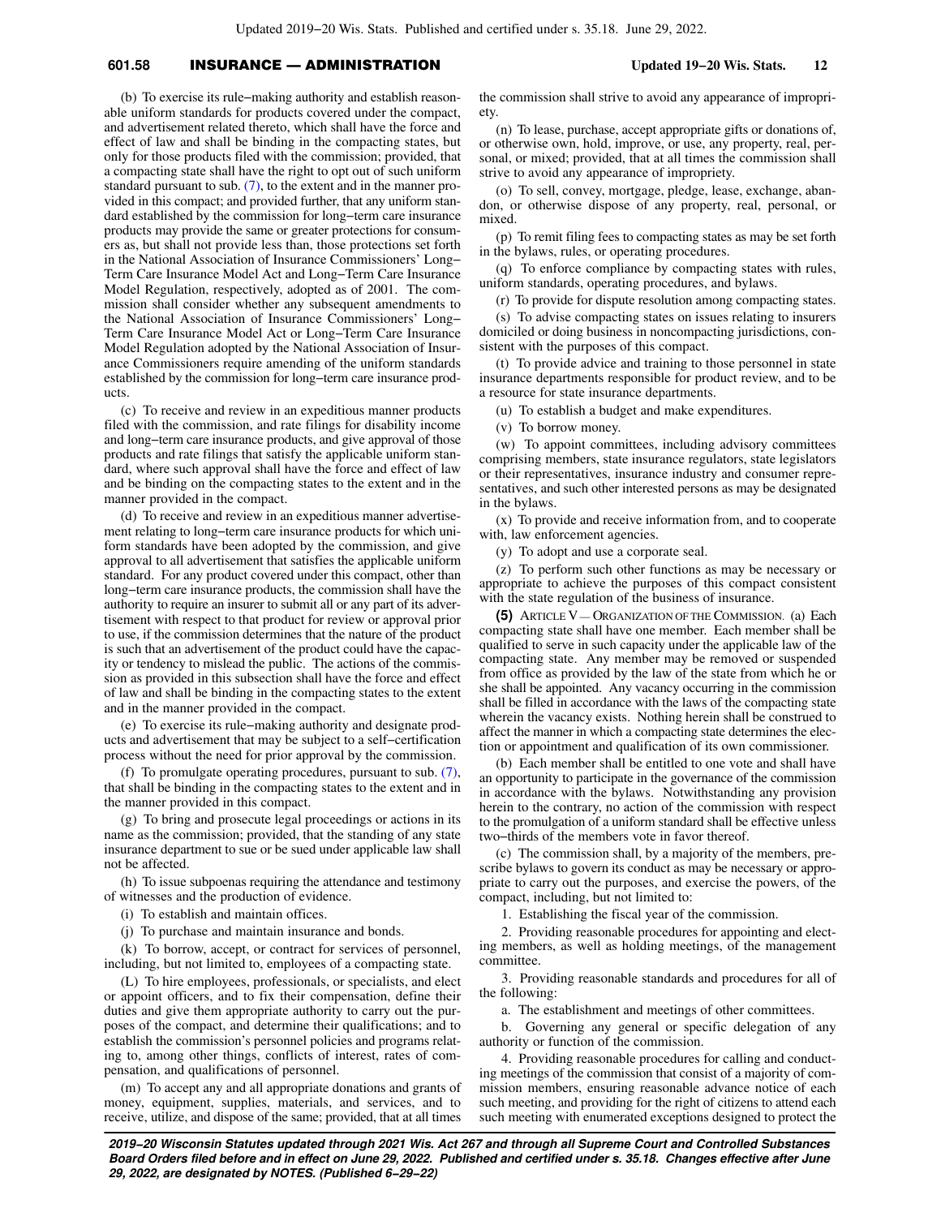(b) To exercise its rule-making authority and establish reasonable uniform standards for products covered under the compact, and advertisement related thereto, which shall have the force and effect of law and shall be binding in the compacting states, but only for those products filed with the commission; provided, that a compacting state shall have the right to opt out of such uniform standard pursuant to sub. (7), to the extent and in the manner provided in this compact; and provided further, that any uniform standard established by the commission for long-term care insurance products may provide the same or greater protections for consumers as, but shall not provide less than, those protections set forth in the National Association of Insurance Commissioners' Long-Term Care Insurance Model Act and Long-Term Care Insurance Model Regulation, respectively, adopted as of 2001. The commission shall consider whether any subsequent amendments to the National Association of Insurance Commissioners' Long-Term Care Insurance Model Act or Long-Term Care Insurance Model Regulation adopted by the National Association of Insurance Commissioners require amending of the uniform standards established by the commission for long-term care insurance products.

(c) To receive and review in an expeditious manner products filed with the commission, and rate filings for disability income and long-term care insurance products, and give approval of those products and rate filings that satisfy the applicable uniform standard, where such approval shall have the force and effect of law and be binding on the compacting states to the extent and in the manner provided in the compact.

(d) To receive and review in an expeditious manner advertisement relating to long-term care insurance products for which uniform standards have been adopted by the commission, and give approval to all advertisement that satisfies the applicable uniform standard. For any product covered under this compact, other than long-term care insurance products, the commission shall have the authority to require an insurer to submit all or any part of its advertisement with respect to that product for review or approval prior to use, if the commission determines that the nature of the product is such that an advertisement of the product could have the capacity or tendency to mislead the public. The actions of the commission as provided in this subsection shall have the force and effect of law and shall be binding in the compacting states to the extent and in the manner provided in the compact.

(e) To exercise its rule-making authority and designate products and advertisement that may be subject to a self-certification process without the need for prior approval by the commission.

(f) To promulgate operating procedures, pursuant to sub. (7), that shall be binding in the compacting states to the extent and in the manner provided in this compact.

(g) To bring and prosecute legal proceedings or actions in its name as the commission; provided, that the standing of any state insurance department to sue or be sued under applicable law shall not be affected.

(h) To issue subpoenas requiring the attendance and testimony of witnesses and the production of evidence.

(i) To establish and maintain offices.

(j) To purchase and maintain insurance and bonds.

(k) To borrow, accept, or contract for services of personnel, including, but not limited to, employees of a compacting state.

(L) To hire employees, professionals, or specialists, and elect or appoint officers, and to fix their compensation, define their duties and give them appropriate authority to carry out the purposes of the compact, and determine their qualifications; and to establish the commission's personnel policies and programs relating to, among other things, conflicts of interest, rates of compensation, and qualifications of personnel.

(m) To accept any and all appropriate donations and grants of money, equipment, supplies, materials, and services, and to receive, utilize, and dispose of the same; provided, that at all times the commission shall strive to avoid any appearance of impropriety.

(n) To lease, purchase, accept appropriate gifts or donations of, or otherwise own, hold, improve, or use, any property, real, personal, or mixed; provided, that at all times the commission shall strive to avoid any appearance of impropriety.

(o) To sell, convey, mortgage, pledge, lease, exchange, abandon, or otherwise dispose of any property, real, personal, or mixed.

(p) To remit filing fees to compacting states as may be set forth in the bylaws, rules, or operating procedures.

(q) To enforce compliance by compacting states with rules, uniform standards, operating procedures, and bylaws.

(r) To provide for dispute resolution among compacting states.

(s) To advise compacting states on issues relating to insurers domiciled or doing business in noncompacting jurisdictions, consistent with the purposes of this compact.

(t) To provide advice and training to those personnel in state insurance departments responsible for product review, and to be a resource for state insurance departments.

(u) To establish a budget and make expenditures.

(v) To borrow money.

(w) To appoint committees, including advisory committees comprising members, state insurance regulators, state legislators or their representatives, insurance industry and consumer representatives, and such other interested persons as may be designated in the bylaws.

(x) To provide and receive information from, and to cooperate with, law enforcement agencies.

(y) To adopt and use a corporate seal.

(z) To perform such other functions as may be necessary or appropriate to achieve the purposes of this compact consistent with the state regulation of the business of insurance.

**(5)** ARTICLE V — ORGANIZATION OF THE COMMISSION. (a) Each compacting state shall have one member. Each member shall be qualified to serve in such capacity under the applicable law of the compacting state. Any member may be removed or suspended from office as provided by the law of the state from which he or she shall be appointed. Any vacancy occurring in the commission shall be filled in accordance with the laws of the compacting state wherein the vacancy exists. Nothing herein shall be construed to affect the manner in which a compacting state determines the election or appointment and qualification of its own commissioner.

(b) Each member shall be entitled to one vote and shall have an opportunity to participate in the governance of the commission in accordance with the bylaws. Notwithstanding any provision herein to the contrary, no action of the commission with respect to the promulgation of a uniform standard shall be effective unless two-thirds of the members vote in favor thereof.

(c) The commission shall, by a majority of the members, prescribe bylaws to govern its conduct as may be necessary or appropriate to carry out the purposes, and exercise the powers, of the compact, including, but not limited to:

1. Establishing the fiscal year of the commission.

2. Providing reasonable procedures for appointing and electing members, as well as holding meetings, of the management committee.

3. Providing reasonable standards and procedures for all of the following:

a. The establishment and meetings of other committees.

b. Governing any general or specific delegation of any authority or function of the commission.

4. Providing reasonable procedures for calling and conducting meetings of the commission that consist of a majority of commission members, ensuring reasonable advance notice of each such meeting, and providing for the right of citizens to attend each such meeting with enumerated exceptions designed to protect the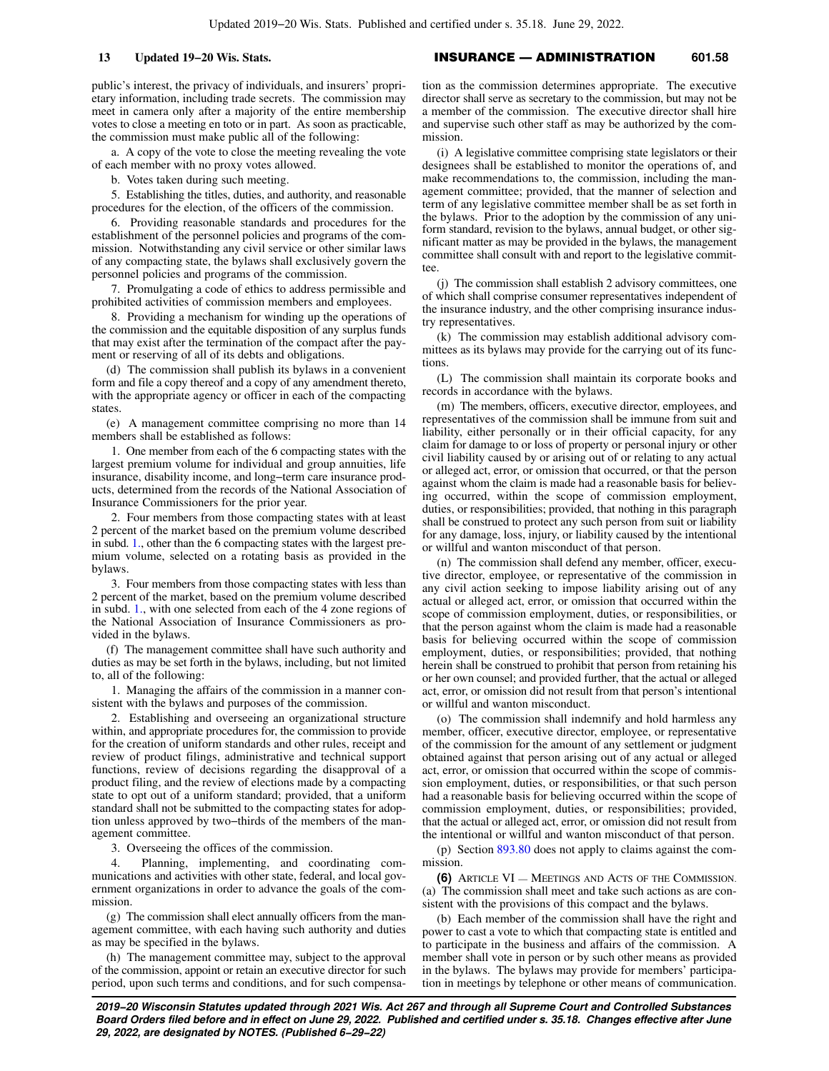public's interest, the privacy of individuals, and insurers' proprietary information, including trade secrets. The commission may meet in camera only after a majority of the entire membership votes to close a meeting en toto or in part. As soon as practicable, the commission must make public all of the following:

a. A copy of the vote to close the meeting revealing the vote of each member with no proxy votes allowed.

b. Votes taken during such meeting.

5. Establishing the titles, duties, and authority, and reasonable procedures for the election, of the officers of the commission.

6. Providing reasonable standards and procedures for the establishment of the personnel policies and programs of the commission. Notwithstanding any civil service or other similar laws of any compacting state, the bylaws shall exclusively govern the personnel policies and programs of the commission.

7. Promulgating a code of ethics to address permissible and prohibited activities of commission members and employees.

8. Providing a mechanism for winding up the operations of the commission and the equitable disposition of any surplus funds that may exist after the termination of the compact after the payment or reserving of all of its debts and obligations.

(d) The commission shall publish its bylaws in a convenient form and file a copy thereof and a copy of any amendment thereto, with the appropriate agency or officer in each of the compacting states.

(e) A management committee comprising no more than 14 members shall be established as follows:

1. One member from each of the 6 compacting states with the largest premium volume for individual and group annuities, life insurance, disability income, and long−term care insurance products, determined from the records of the National Association of Insurance Commissioners for the prior year.

2. Four members from those compacting states with at least 2 percent of the market based on the premium volume described in subd. 1., other than the 6 compacting states with the largest premium volume, selected on a rotating basis as provided in the bylaws.

3. Four members from those compacting states with less than 2 percent of the market, based on the premium volume described in subd. 1., with one selected from each of the 4 zone regions of the National Association of Insurance Commissioners as provided in the bylaws.

(f) The management committee shall have such authority and duties as may be set forth in the bylaws, including, but not limited to, all of the following:

1. Managing the affairs of the commission in a manner consistent with the bylaws and purposes of the commission.

2. Establishing and overseeing an organizational structure within, and appropriate procedures for, the commission to provide for the creation of uniform standards and other rules, receipt and review of product filings, administrative and technical support functions, review of decisions regarding the disapproval of a product filing, and the review of elections made by a compacting state to opt out of a uniform standard; provided, that a uniform standard shall not be submitted to the compacting states for adoption unless approved by two−thirds of the members of the management committee.

3. Overseeing the offices of the commission.

4. Planning, implementing, and coordinating communications and activities with other state, federal, and local government organizations in order to advance the goals of the commission.

(g) The commission shall elect annually officers from the management committee, with each having such authority and duties as may be specified in the bylaws.

(h) The management committee may, subject to the approval of the commission, appoint or retain an executive director for such period, upon such terms and conditions, and for such compensation as the commission determines appropriate. The executive director shall serve as secretary to the commission, but may not be a member of the commission. The executive director shall hire and supervise such other staff as may be authorized by the commission.

(i) A legislative committee comprising state legislators or their designees shall be established to monitor the operations of, and make recommendations to, the commission, including the management committee; provided, that the manner of selection and term of any legislative committee member shall be as set forth in the bylaws. Prior to the adoption by the commission of any uniform standard, revision to the bylaws, annual budget, or other significant matter as may be provided in the bylaws, the management committee shall consult with and report to the legislative committee.

(j) The commission shall establish 2 advisory committees, one of which shall comprise consumer representatives independent of the insurance industry, and the other comprising insurance industry representatives.

(k) The commission may establish additional advisory committees as its bylaws may provide for the carrying out of its functions.

(L) The commission shall maintain its corporate books and records in accordance with the bylaws.

(m) The members, officers, executive director, employees, and representatives of the commission shall be immune from suit and liability, either personally or in their official capacity, for any claim for damage to or loss of property or personal injury or other civil liability caused by or arising out of or relating to any actual or alleged act, error, or omission that occurred, or that the person against whom the claim is made had a reasonable basis for believing occurred, within the scope of commission employment, duties, or responsibilities; provided, that nothing in this paragraph shall be construed to protect any such person from suit or liability for any damage, loss, injury, or liability caused by the intentional or willful and wanton misconduct of that person.

(n) The commission shall defend any member, officer, executive director, employee, or representative of the commission in any civil action seeking to impose liability arising out of any actual or alleged act, error, or omission that occurred within the scope of commission employment, duties, or responsibilities, or that the person against whom the claim is made had a reasonable basis for believing occurred within the scope of commission employment, duties, or responsibilities; provided, that nothing herein shall be construed to prohibit that person from retaining his or her own counsel; and provided further, that the actual or alleged act, error, or omission did not result from that person's intentional or willful and wanton misconduct.

(o) The commission shall indemnify and hold harmless any member, officer, executive director, employee, or representative of the commission for the amount of any settlement or judgment obtained against that person arising out of any actual or alleged act, error, or omission that occurred within the scope of commission employment, duties, or responsibilities, or that such person had a reasonable basis for believing occurred within the scope of commission employment, duties, or responsibilities; provided, that the actual or alleged act, error, or omission did not result from the intentional or willful and wanton misconduct of that person.

(p) Section 893.80 does not apply to claims against the commission.

**(6)** ARTICLE VI — MEETINGS AND ACTS OF THE COMMISSION. (a) The commission shall meet and take such actions as are consistent with the provisions of this compact and the bylaws.

(b) Each member of the commission shall have the right and power to cast a vote to which that compacting state is entitled and to participate in the business and affairs of the commission. A member shall vote in person or by such other means as provided in the bylaws. The bylaws may provide for members' participation in meetings by telephone or other means of communication.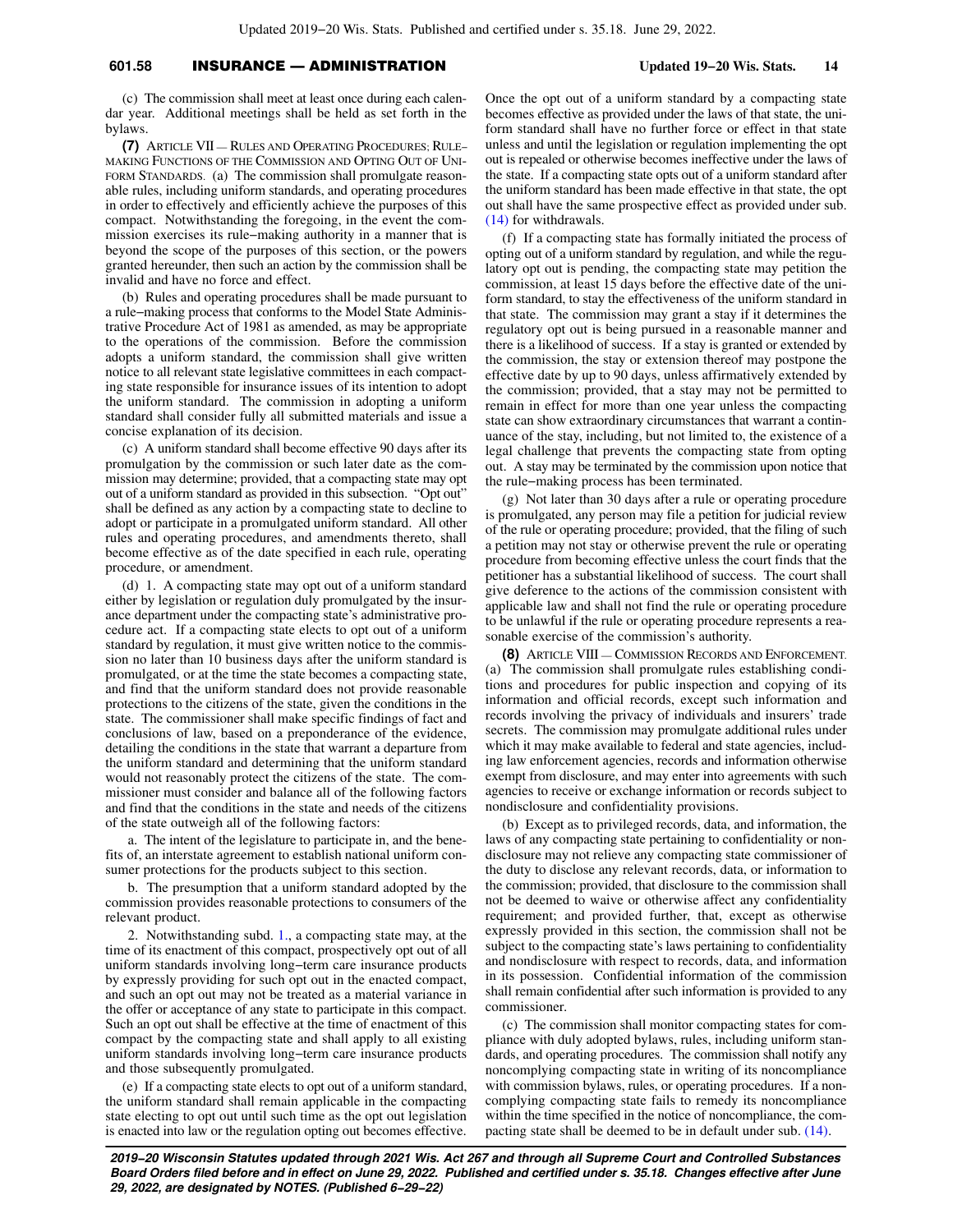(c) The commission shall meet at least once during each calendar year. Additional meetings shall be held as set forth in the bylaws.

**(7)** Article VII — Rules and Operating Procedures; Rule−making Functions of the Commission and Opting Out of Uniform Standards. (a) The commission shall promulgate reasonable rules, including uniform standards, and operating procedures in order to effectively and efficiently achieve the purposes of this compact. Notwithstanding the foregoing, in the event the commission exercises its rule−making authority in a manner that is beyond the scope of the purposes of this section, or the powers granted hereunder, then such an action by the commission shall be invalid and have no force and effect.

(b) Rules and operating procedures shall be made pursuant to a rule−making process that conforms to the Model State Administrative Procedure Act of 1981 as amended, as may be appropriate to the operations of the commission. Before the commission adopts a uniform standard, the commission shall give written notice to all relevant state legislative committees in each compacting state responsible for insurance issues of its intention to adopt the uniform standard. The commission in adopting a uniform standard shall consider fully all submitted materials and issue a concise explanation of its decision.

(c) A uniform standard shall become effective 90 days after its promulgation by the commission or such later date as the commission may determine; provided, that a compacting state may opt out of a uniform standard as provided in this subsection. "Opt out" shall be defined as any action by a compacting state to decline to adopt or participate in a promulgated uniform standard. All other rules and operating procedures, and amendments thereto, shall become effective as of the date specified in each rule, operating procedure, or amendment.

(d) 1. A compacting state may opt out of a uniform standard either by legislation or regulation duly promulgated by the insurance department under the compacting state's administrative procedure act. If a compacting state elects to opt out of a uniform standard by regulation, it must give written notice to the commission no later than 10 business days after the uniform standard is promulgated, or at the time the state becomes a compacting state, and find that the uniform standard does not provide reasonable protections to the citizens of the state, given the conditions in the state. The commissioner shall make specific findings of fact and conclusions of law, based on a preponderance of the evidence, detailing the conditions in the state that warrant a departure from the uniform standard and determining that the uniform standard would not reasonably protect the citizens of the state. The commissioner must consider and balance all of the following factors and find that the conditions in the state and needs of the citizens of the state outweigh all of the following factors:

a. The intent of the legislature to participate in, and the benefits of, an interstate agreement to establish national uniform consumer protections for the products subject to this section.

b. The presumption that a uniform standard adopted by the commission provides reasonable protections to consumers of the relevant product.

2. Notwithstanding subd. 1., a compacting state may, at the time of its enactment of this compact, prospectively opt out of all uniform standards involving long−term care insurance products by expressly providing for such opt out in the enacted compact, and such an opt out may not be treated as a material variance in the offer or acceptance of any state to participate in this compact. Such an opt out shall be effective at the time of enactment of this compact by the compacting state and shall apply to all existing uniform standards involving long−term care insurance products and those subsequently promulgated.

(e) If a compacting state elects to opt out of a uniform standard, the uniform standard shall remain applicable in the compacting state electing to opt out until such time as the opt out legislation is enacted into law or the regulation opting out becomes effective. Once the opt out of a uniform standard by a compacting state becomes effective as provided under the laws of that state, the uniform standard shall have no further force or effect in that state unless and until the legislation or regulation implementing the opt out is repealed or otherwise becomes ineffective under the laws of the state. If a compacting state opts out of a uniform standard after the uniform standard has been made effective in that state, the opt out shall have the same prospective effect as provided under sub. (14) for withdrawals.

(f) If a compacting state has formally initiated the process of opting out of a uniform standard by regulation, and while the regulatory opt out is pending, the compacting state may petition the commission, at least 15 days before the effective date of the uniform standard, to stay the effectiveness of the uniform standard in that state. The commission may grant a stay if it determines the regulatory opt out is being pursued in a reasonable manner and there is a likelihood of success. If a stay is granted or extended by the commission, the stay or extension thereof may postpone the effective date by up to 90 days, unless affirmatively extended by the commission; provided, that a stay may not be permitted to remain in effect for more than one year unless the compacting state can show extraordinary circumstances that warrant a continuance of the stay, including, but not limited to, the existence of a legal challenge that prevents the compacting state from opting out. A stay may be terminated by the commission upon notice that the rule−making process has been terminated.

(g) Not later than 30 days after a rule or operating procedure is promulgated, any person may file a petition for judicial review of the rule or operating procedure; provided, that the filing of such a petition may not stay or otherwise prevent the rule or operating procedure from becoming effective unless the court finds that the petitioner has a substantial likelihood of success. The court shall give deference to the actions of the commission consistent with applicable law and shall not find the rule or operating procedure to be unlawful if the rule or operating procedure represents a reasonable exercise of the commission's authority.

**(8)** Article VIII — Commission Records and Enforcement. (a) The commission shall promulgate rules establishing conditions and procedures for public inspection and copying of its information and official records, except such information and records involving the privacy of individuals and insurers' trade secrets. The commission may promulgate additional rules under which it may make available to federal and state agencies, including law enforcement agencies, records and information otherwise exempt from disclosure, and may enter into agreements with such agencies to receive or exchange information or records subject to nondisclosure and confidentiality provisions.

(b) Except as to privileged records, data, and information, the laws of any compacting state pertaining to confidentiality or nondisclosure may not relieve any compacting state commissioner of the duty to disclose any relevant records, data, or information to the commission; provided, that disclosure to the commission shall not be deemed to waive or otherwise affect any confidentiality requirement; and provided further, that, except as otherwise expressly provided in this section, the commission shall not be subject to the compacting state's laws pertaining to confidentiality and nondisclosure with respect to records, data, and information in its possession. Confidential information of the commission shall remain confidential after such information is provided to any commissioner.

(c) The commission shall monitor compacting states for compliance with duly adopted bylaws, rules, including uniform standards, and operating procedures. The commission shall notify any noncomplying compacting state in writing of its noncompliance with commission bylaws, rules, or operating procedures. If a noncomplying compacting state fails to remedy its noncompliance within the time specified in the notice of noncompliance, the compacting state shall be deemed to be in default under sub. (14).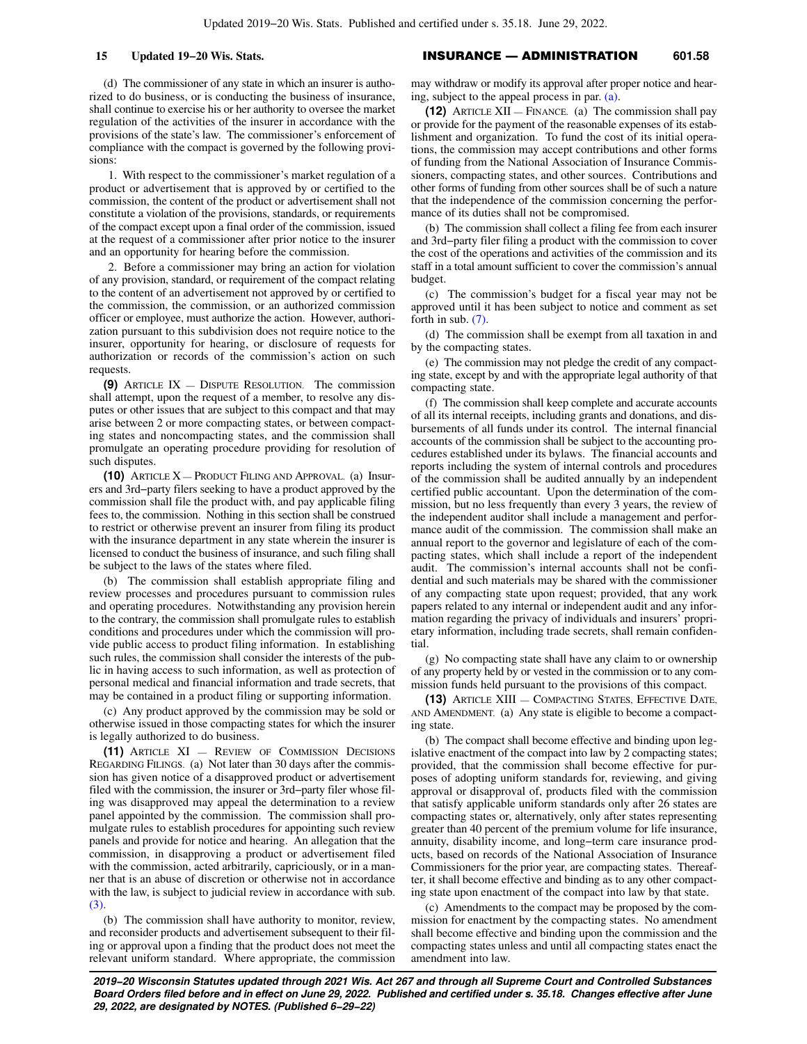(d) The commissioner of any state in which an insurer is authorized to do business, or is conducting the business of insurance, shall continue to exercise his or her authority to oversee the market regulation of the activities of the insurer in accordance with the provisions of the state's law. The commissioner's enforcement of compliance with the compact is governed by the following provisions:

1. With respect to the commissioner's market regulation of a product or advertisement that is approved by or certified to the commission, the content of the product or advertisement shall not constitute a violation of the provisions, standards, or requirements of the compact except upon a final order of the commission, issued at the request of a commissioner after prior notice to the insurer and an opportunity for hearing before the commission.

2. Before a commissioner may bring an action for violation of any provision, standard, or requirement of the compact relating to the content of an advertisement not approved by or certified to the commission, the commission, or an authorized commission officer or employee, must authorize the action. However, authorization pursuant to this subdivision does not require notice to the insurer, opportunity for hearing, or disclosure of requests for authorization or records of the commission's action on such requests.

**(9)** ARTICLE IX — DISPUTE RESOLUTION. The commission shall attempt, upon the request of a member, to resolve any disputes or other issues that are subject to this compact and that may arise between 2 or more compacting states, or between compacting states and noncompacting states, and the commission shall promulgate an operating procedure providing for resolution of such disputes.

**(10)** ARTICLE X — PRODUCT FILING AND APPROVAL. (a) Insurers and 3rd−party filers seeking to have a product approved by the commission shall file the product with, and pay applicable filing fees to, the commission. Nothing in this section shall be construed to restrict or otherwise prevent an insurer from filing its product with the insurance department in any state wherein the insurer is licensed to conduct the business of insurance, and such filing shall be subject to the laws of the states where filed.

(b) The commission shall establish appropriate filing and review processes and procedures pursuant to commission rules and operating procedures. Notwithstanding any provision herein to the contrary, the commission shall promulgate rules to establish conditions and procedures under which the commission will provide public access to product filing information. In establishing such rules, the commission shall consider the interests of the public in having access to such information, as well as protection of personal medical and financial information and trade secrets, that may be contained in a product filing or supporting information.

(c) Any product approved by the commission may be sold or otherwise issued in those compacting states for which the insurer is legally authorized to do business.

**(11)** ARTICLE XI — REVIEW OF COMMISSION DECISIONS REGARDING FILINGS. (a) Not later than 30 days after the commission has given notice of a disapproved product or advertisement filed with the commission, the insurer or 3rd−party filer whose filing was disapproved may appeal the determination to a review panel appointed by the commission. The commission shall promulgate rules to establish procedures for appointing such review panels and provide for notice and hearing. An allegation that the commission, in disapproving a product or advertisement filed with the commission, acted arbitrarily, capriciously, or in a manner that is an abuse of discretion or otherwise not in accordance with the law, is subject to judicial review in accordance with sub. (3).

(b) The commission shall have authority to monitor, review, and reconsider products and advertisement subsequent to their filing or approval upon a finding that the product does not meet the relevant uniform standard. Where appropriate, the commission may withdraw or modify its approval after proper notice and hearing, subject to the appeal process in par. (a).

**(12)** ARTICLE XII — FINANCE. (a) The commission shall pay or provide for the payment of the reasonable expenses of its establishment and organization. To fund the cost of its initial operations, the commission may accept contributions and other forms of funding from the National Association of Insurance Commissioners, compacting states, and other sources. Contributions and other forms of funding from other sources shall be of such a nature that the independence of the commission concerning the performance of its duties shall not be compromised.

(b) The commission shall collect a filing fee from each insurer and 3rd−party filer filing a product with the commission to cover the cost of the operations and activities of the commission and its staff in a total amount sufficient to cover the commission's annual budget.

(c) The commission's budget for a fiscal year may not be approved until it has been subject to notice and comment as set forth in sub. (7).

(d) The commission shall be exempt from all taxation in and by the compacting states.

(e) The commission may not pledge the credit of any compacting state, except by and with the appropriate legal authority of that compacting state.

(f) The commission shall keep complete and accurate accounts of all its internal receipts, including grants and donations, and disbursements of all funds under its control. The internal financial accounts of the commission shall be subject to the accounting procedures established under its bylaws. The financial accounts and reports including the system of internal controls and procedures of the commission shall be audited annually by an independent certified public accountant. Upon the determination of the commission, but no less frequently than every 3 years, the review of the independent auditor shall include a management and performance audit of the commission. The commission shall make an annual report to the governor and legislature of each of the compacting states, which shall include a report of the independent audit. The commission's internal accounts shall not be confidential and such materials may be shared with the commissioner of any compacting state upon request; provided, that any work papers related to any internal or independent audit and any information regarding the privacy of individuals and insurers' proprietary information, including trade secrets, shall remain confidential.

(g) No compacting state shall have any claim to or ownership of any property held by or vested in the commission or to any commission funds held pursuant to the provisions of this compact.

**(13)** ARTICLE XIII — COMPACTING STATES, EFFECTIVE DATE, AND AMENDMENT. (a) Any state is eligible to become a compacting state.

(b) The compact shall become effective and binding upon legislative enactment of the compact into law by 2 compacting states; provided, that the commission shall become effective for purposes of adopting uniform standards for, reviewing, and giving approval or disapproval of, products filed with the commission that satisfy applicable uniform standards only after 26 states are compacting states or, alternatively, only after states representing greater than 40 percent of the premium volume for life insurance, annuity, disability income, and long−term care insurance products, based on records of the National Association of Insurance Commissioners for the prior year, are compacting states. Thereafter, it shall become effective and binding as to any other compacting state upon enactment of the compact into law by that state.

(c) Amendments to the compact may be proposed by the commission for enactment by the compacting states. No amendment shall become effective and binding upon the commission and the compacting states unless and until all compacting states enact the amendment into law.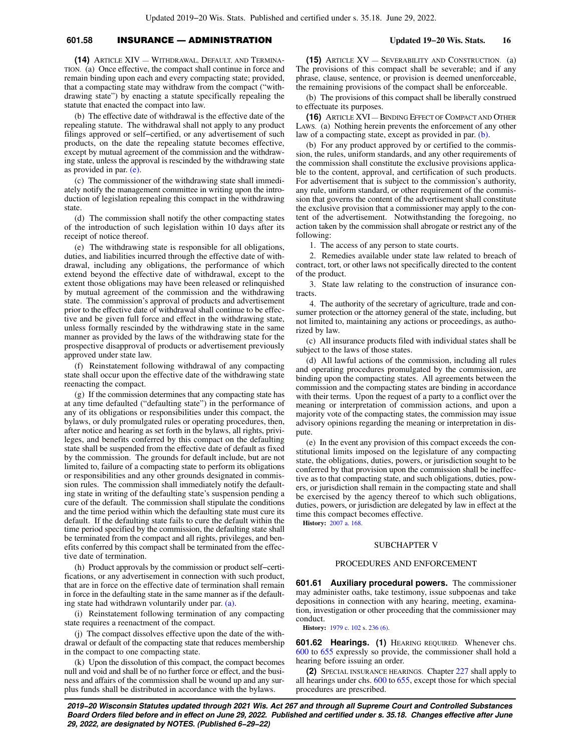**(14)** Article XIV — Withdrawal, Default, and Termination. (a) Once effective, the compact shall continue in force and remain binding upon each and every compacting state; provided, that a compacting state may withdraw from the compact ("withdrawing state") by enacting a statute specifically repealing the statute that enacted the compact into law.

(b) The effective date of withdrawal is the effective date of the repealing statute. The withdrawal shall not apply to any product filings approved or self-certified, or any advertisement of such products, on the date the repealing statute becomes effective, except by mutual agreement of the commission and the withdrawing state, unless the approval is rescinded by the withdrawing state as provided in par. (e).

(c) The commissioner of the withdrawing state shall immediately notify the management committee in writing upon the introduction of legislation repealing this compact in the withdrawing state.

(d) The commission shall notify the other compacting states of the introduction of such legislation within 10 days after its receipt of notice thereof.

(e) The withdrawing state is responsible for all obligations, duties, and liabilities incurred through the effective date of withdrawal, including any obligations, the performance of which extend beyond the effective date of withdrawal, except to the extent those obligations may have been released or relinquished by mutual agreement of the commission and the withdrawing state. The commission's approval of products and advertisement prior to the effective date of withdrawal shall continue to be effective and be given full force and effect in the withdrawing state, unless formally rescinded by the withdrawing state in the same manner as provided by the laws of the withdrawing state for the prospective disapproval of products or advertisement previously approved under state law.

(f) Reinstatement following withdrawal of any compacting state shall occur upon the effective date of the withdrawing state reenacting the compact.

(g) If the commission determines that any compacting state has at any time defaulted ("defaulting state") in the performance of any of its obligations or responsibilities under this compact, the bylaws, or duly promulgated rules or operating procedures, then, after notice and hearing as set forth in the bylaws, all rights, privileges, and benefits conferred by this compact on the defaulting state shall be suspended from the effective date of default as fixed by the commission. The grounds for default include, but are not limited to, failure of a compacting state to perform its obligations or responsibilities and any other grounds designated in commission rules. The commission shall immediately notify the defaulting state in writing of the defaulting state's suspension pending a cure of the default. The commission shall stipulate the conditions and the time period within which the defaulting state must cure its default. If the defaulting state fails to cure the default within the time period specified by the commission, the defaulting state shall be terminated from the compact and all rights, privileges, and benefits conferred by this compact shall be terminated from the effective date of termination.

(h) Product approvals by the commission or product self-certifications, or any advertisement in connection with such product, that are in force on the effective date of termination shall remain in force in the defaulting state in the same manner as if the defaulting state had withdrawn voluntarily under par. (a).

(i) Reinstatement following termination of any compacting state requires a reenactment of the compact.

(j) The compact dissolves effective upon the date of the withdrawal or default of the compacting state that reduces membership in the compact to one compacting state.

(k) Upon the dissolution of this compact, the compact becomes null and void and shall be of no further force or effect, and the business and affairs of the commission shall be wound up and any surplus funds shall be distributed in accordance with the bylaws.

**(15)** Article XV — Severability and Construction. (a) The provisions of this compact shall be severable; and if any phrase, clause, sentence, or provision is deemed unenforceable, the remaining provisions of the compact shall be enforceable.

(b) The provisions of this compact shall be liberally construed to effectuate its purposes.

**(16)** Article XVI — Binding Effect of Compact and Other Laws. (a) Nothing herein prevents the enforcement of any other law of a compacting state, except as provided in par. (b).

(b) For any product approved by or certified to the commission, the rules, uniform standards, and any other requirements of the commission shall constitute the exclusive provisions applicable to the content, approval, and certification of such products. For advertisement that is subject to the commission's authority, any rule, uniform standard, or other requirement of the commission that governs the content of the advertisement shall constitute the exclusive provision that a commissioner may apply to the content of the advertisement. Notwithstanding the foregoing, no action taken by the commission shall abrogate or restrict any of the following:

1. The access of any person to state courts.

2. Remedies available under state law related to breach of contract, tort, or other laws not specifically directed to the content of the product.

3. State law relating to the construction of insurance contracts.

4. The authority of the secretary of agriculture, trade and consumer protection or the attorney general of the state, including, but not limited to, maintaining any actions or proceedings, as authorized by law.

(c) All insurance products filed with individual states shall be subject to the laws of those states.

(d) All lawful actions of the commission, including all rules and operating procedures promulgated by the commission, are binding upon the compacting states. All agreements between the commission and the compacting states are binding in accordance with their terms. Upon the request of a party to a conflict over the meaning or interpretation of commission actions, and upon a majority vote of the compacting states, the commission may issue advisory opinions regarding the meaning or interpretation in dispute.

(e) In the event any provision of this compact exceeds the constitutional limits imposed on the legislature of any compacting state, the obligations, duties, powers, or jurisdiction sought to be conferred by that provision upon the commission shall be ineffective as to that compacting state, and such obligations, duties, powers, or jurisdiction shall remain in the compacting state and shall be exercised by the agency thereof to which such obligations, duties, powers, or jurisdiction are delegated by law in effect at the time this compact becomes effective.

**History:** 2007 a. 168.

## SUBCHAPTER V

## PROCEDURES AND ENFORCEMENT

**601.61 Auxiliary procedural powers.** The commissioner may administer oaths, take testimony, issue subpoenas and take depositions in connection with any hearing, meeting, examination, investigation or other proceeding that the commissioner may conduct.

**History:** 1979 c. 102 s. 236 (6).

**601.62 Hearings. (1)** Hearing required. Whenever chs. 600 to 655 expressly so provide, the commissioner shall hold a hearing before issuing an order.

**(2)** Special insurance hearings. Chapter 227 shall apply to all hearings under chs. 600 to 655, except those for which special procedures are prescribed.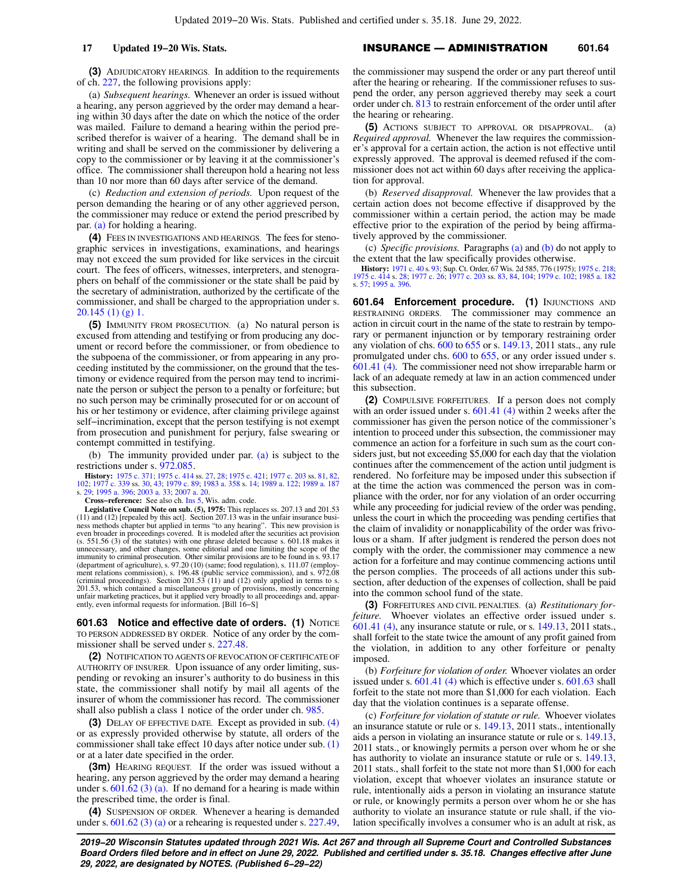**(3)** ADJUDICATORY HEARINGS. In addition to the requirements of ch. 227, the following provisions apply:

(a) *Subsequent hearings.* Whenever an order is issued without a hearing, any person aggrieved by the order may demand a hearing within 30 days after the date on which the notice of the order was mailed. Failure to demand a hearing within the period prescribed therefor is waiver of a hearing. The demand shall be in writing and shall be served on the commissioner by delivering a copy to the commissioner or by leaving it at the commissioner's office. The commissioner shall thereupon hold a hearing not less than 10 nor more than 60 days after service of the demand.

(c) *Reduction and extension of periods.* Upon request of the person demanding the hearing or of any other aggrieved person, the commissioner may reduce or extend the period prescribed by par. (a) for holding a hearing.

**(4)** FEES IN INVESTIGATIONS AND HEARINGS. The fees for stenographic services in investigations, examinations, and hearings may not exceed the sum provided for like services in the circuit court. The fees of officers, witnesses, interpreters, and stenographers on behalf of the commissioner or the state shall be paid by the secretary of administration, authorized by the certificate of the commissioner, and shall be charged to the appropriation under s. 20.145 (1) (g) 1.

**(5)** IMMUNITY FROM PROSECUTION. (a) No natural person is excused from attending and testifying or from producing any document or record before the commissioner, or from obedience to the subpoena of the commissioner, or from appearing in any proceeding instituted by the commissioner, on the ground that the testimony or evidence required from the person may tend to incriminate the person or subject the person to a penalty or forfeiture; but no such person may be criminally prosecuted for or on account of his or her testimony or evidence, after claiming privilege against self−incrimination, except that the person testifying is not exempt from prosecution and punishment for perjury, false swearing or contempt committed in testifying.

(b) The immunity provided under par. (a) is subject to the restrictions under s. 972.085.

**History:** 1975 c. 371; 1975 c. 414 ss. 27, 28; 1975 c. 421; 1977 c. 203 ss. 81, 82, 102; 1977 c. 339 ss. 30, 43; 1979 c. 89; 1983 a. 358 s. 14; 1989 a. 122; 1989 a. 187 s. 29; 1995 a. 396; 2003 a. 33; 2007 a. 20.

**Cross−reference:** See also ch. Ins 5, Wis. adm. code.

**Legislative Council Note on sub. (5), 1975:** This replaces ss. 207.13 and 201.53 (11) and (12) [repealed by this act]. Section 207.13 was in the unfair insurance business methods chapter but applied in terms "to any hearing". This new provision is even broader in proceedings covered. It is modeled after the securities act provision (s. 551.56 (3) of the statutes) with one phrase deleted because s. 601.18 makes it unnecessary, and other changes, some editorial and one limiting the scope of the immunity to criminal prosecution. Other similar provisions are to be found in s. 93.17 (department of agriculture), s. 97.20 (10) (same; food regulation), s. 111.07 (employment relations commission), s. 196.48 (public service commission), and s. 972.08 (criminal proceedings). Section 201.53 (11) and (12) only applied in terms to s. 201.53, which contained a miscellaneous group of provisions, mostly concerning unfair marketing practices, but it applied very broadly to all proceedings and, apparently, even informal requests for information. [Bill 16−S]

## 601.63 Notice and effective date of orders.

**(1)** NOTICE TO PERSON ADDRESSED BY ORDER. Notice of any order by the commissioner shall be served under s. 227.48.

**(2)** NOTIFICATION TO AGENTS OF REVOCATION OF CERTIFICATE OF AUTHORITY OF INSURER. Upon issuance of any order limiting, suspending or revoking an insurer's authority to do business in this state, the commissioner shall notify by mail all agents of the insurer of whom the commissioner has record. The commissioner shall also publish a class 1 notice of the order under ch. 985.

**(3)** DELAY OF EFFECTIVE DATE. Except as provided in sub. (4) or as expressly provided otherwise by statute, all orders of the commissioner shall take effect 10 days after notice under sub. (1) or at a later date specified in the order.

**(3m)** HEARING REQUEST. If the order was issued without a hearing, any person aggrieved by the order may demand a hearing under s. 601.62 (3) (a). If no demand for a hearing is made within the prescribed time, the order is final.

**(4)** SUSPENSION OF ORDER. Whenever a hearing is demanded under s. 601.62 (3) (a) or a rehearing is requested under s. 227.49, the commissioner may suspend the order or any part thereof until after the hearing or rehearing. If the commissioner refuses to suspend the order, any person aggrieved thereby may seek a court order under ch. 813 to restrain enforcement of the order until after the hearing or rehearing.

**(5)** ACTIONS SUBJECT TO APPROVAL OR DISAPPROVAL. (a) *Required approval.* Whenever the law requires the commissioner's approval for a certain action, the action is not effective until expressly approved. The approval is deemed refused if the commissioner does not act within 60 days after receiving the application for approval.

(b) *Reserved disapproval.* Whenever the law provides that a certain action does not become effective if disapproved by the commissioner within a certain period, the action may be made effective prior to the expiration of the period by being affirmatively approved by the commissioner.

(c) *Specific provisions.* Paragraphs (a) and (b) do not apply to the extent that the law specifically provides otherwise.

**History:** 1971 c. 40 s. 93; Sup. Ct. Order, 67 Wis. 2d 585, 776 (1975); 1975 c. 218; 1975 c. 414 s. 28; 1977 c. 26; 1977 c. 203 ss. 83, 84, 104; 1979 c. 102; 1985 a. 182 s. 57; 1995 a. 396.

## 601.64 Enforcement procedure.

**(1)** INJUNCTIONS AND RESTRAINING ORDERS. The commissioner may commence an action in circuit court in the name of the state to restrain by temporary or permanent injunction or by temporary restraining order any violation of chs. 600 to 655 or s. 149.13, 2011 stats., any rule promulgated under chs. 600 to 655, or any order issued under s. 601.41 (4). The commissioner need not show irreparable harm or lack of an adequate remedy at law in an action commenced under this subsection.

**(2)** COMPULSIVE FORFEITURES. If a person does not comply with an order issued under s. 601.41 (4) within 2 weeks after the commissioner has given the person notice of the commissioner's intention to proceed under this subsection, the commissioner may commence an action for a forfeiture in such sum as the court considers just, but not exceeding $5,000 for each day that the violation continues after the commencement of the action until judgment is rendered. No forfeiture may be imposed under this subsection if at the time the action was commenced the person was in compliance with the order, nor for any violation of an order occurring while any proceeding for judicial review of the order was pending, unless the court in which the proceeding was pending certifies that the claim of invalidity or nonapplicability of the order was frivolous or a sham. If after judgment is rendered the person does not comply with the order, the commissioner may commence a new action for a forfeiture and may continue commencing actions until the person complies. The proceeds of all actions under this subsection, after deduction of the expenses of collection, shall be paid into the common school fund of the state.

**(3)** FORFEITURES AND CIVIL PENALTIES. (a) *Restitutionary forfeiture.* Whoever violates an effective order issued under s. 601.41 (4), any insurance statute or rule, or s. 149.13, 2011 stats., shall forfeit to the state twice the amount of any profit gained from the violation, in addition to any other forfeiture or penalty imposed.

(b) *Forfeiture for violation of order.* Whoever violates an order issued under s. 601.41 (4) which is effective under s. 601.63 shall forfeit to the state not more than $1,000 for each violation. Each day that the violation continues is a separate offense.

(c) *Forfeiture for violation of statute or rule.* Whoever violates an insurance statute or rule or s. 149.13, 2011 stats., intentionally aids a person in violating an insurance statute or rule or s. 149.13, 2011 stats., or knowingly permits a person over whom he or she has authority to violate an insurance statute or rule or s. 149.13, 2011 stats., shall forfeit to the state not more than $1,000 for each violation, except that whoever violates an insurance statute or rule, intentionally aids a person in violating an insurance statute or rule, or knowingly permits a person over whom he or she has authority to violate an insurance statute or rule shall, if the violation specifically involves a consumer who is an adult at risk, as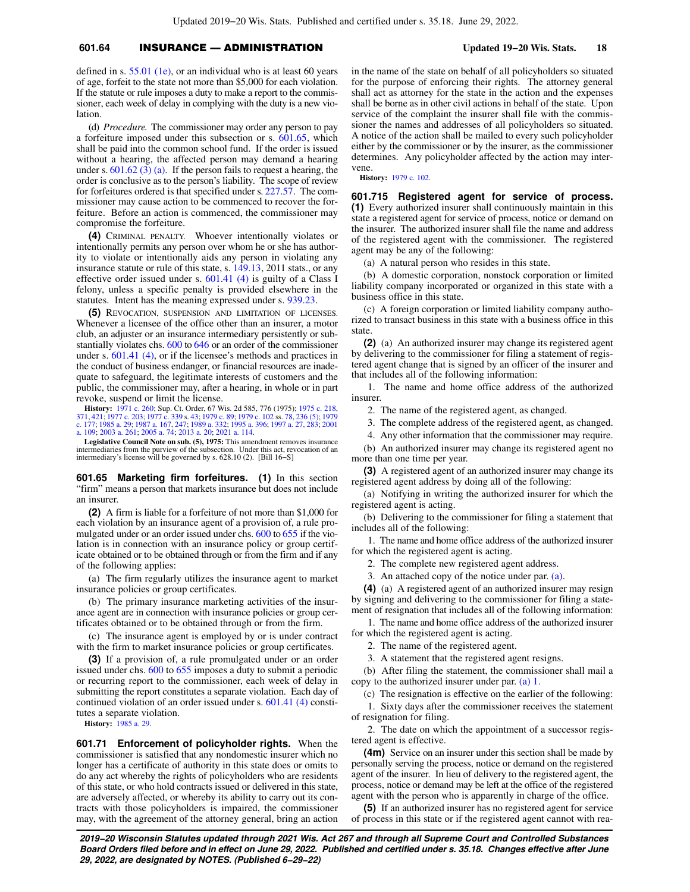defined in s. 55.01 (1e), or an individual who is at least 60 years of age, forfeit to the state not more than $5,000 for each violation. If the statute or rule imposes a duty to make a report to the commissioner, each week of delay in complying with the duty is a new violation.

(d) *Procedure.* The commissioner may order any person to pay a forfeiture imposed under this subsection or s. 601.65, which shall be paid into the common school fund. If the order is issued without a hearing, the affected person may demand a hearing under s. 601.62 (3) (a). If the person fails to request a hearing, the order is conclusive as to the person's liability. The scope of review for forfeitures ordered is that specified under s. 227.57. The commissioner may cause action to be commenced to recover the forfeiture. Before an action is commenced, the commissioner may compromise the forfeiture.

**(4)** CRIMINAL PENALTY. Whoever intentionally violates or intentionally permits any person over whom he or she has authority to violate or intentionally aids any person in violating any insurance statute or rule of this state, s. 149.13, 2011 stats., or any effective order issued under s. 601.41 (4) is guilty of a Class I felony, unless a specific penalty is provided elsewhere in the statutes. Intent has the meaning expressed under s. 939.23.

**(5)** REVOCATION, SUSPENSION AND LIMITATION OF LICENSES. Whenever a licensee of the office other than an insurer, a motor club, an adjuster or an insurance intermediary persistently or substantially violates chs. 600 to 646 or an order of the commissioner under s. 601.41 (4), or if the licensee's methods and practices in the conduct of business endanger, or financial resources are inadequate to safeguard, the legitimate interests of customers and the public, the commissioner may, after a hearing, in whole or in part revoke, suspend or limit the license.

**History:** 1971 c. 260; Sup. Ct. Order, 67 Wis. 2d 585, 776 (1975); 1975 c. 218, 371, 421; 1977 c. 203; 1977 c. 339 s. 43; 1979 c. 89; 1979 c. 102 ss. 78, 236 (5); 1979 c. 177; 1985 a. 29; 1987 a. 167, 247; 1989 a. 332; 1995 a. 396; 1997 a. 27, 283; 2001 a. 109; 2003 a. 261; 2005 a. 74; 2013 a. 20; 2021 a. 114.

**Legislative Council Note on sub. (5), 1975:** This amendment removes insurance intermediaries from the purview of the subsection. Under this act, revocation of an intermediary's license will be governed by s. 628.10 (2). [Bill 16−S]

**601.65 Marketing firm forfeitures. (1)** In this section "firm" means a person that markets insurance but does not include an insurer.

**(2)** A firm is liable for a forfeiture of not more than $1,000 for each violation by an insurance agent of a provision of, a rule promulgated under or an order issued under chs. 600 to 655 if the violation is in connection with an insurance policy or group certificate obtained or to be obtained through or from the firm and if any of the following applies:

(a) The firm regularly utilizes the insurance agent to market insurance policies or group certificates.

(b) The primary insurance marketing activities of the insurance agent are in connection with insurance policies or group certificates obtained or to be obtained through or from the firm.

(c) The insurance agent is employed by or is under contract with the firm to market insurance policies or group certificates.

**(3)** If a provision of, a rule promulgated under or an order issued under chs. 600 to 655 imposes a duty to submit a periodic or recurring report to the commissioner, each week of delay in submitting the report constitutes a separate violation. Each day of continued violation of an order issued under s. 601.41 (4) constitutes a separate violation.

**History:** 1985 a. 29.

**601.71 Enforcement of policyholder rights.** When the commissioner is satisfied that any nondomestic insurer which no longer has a certificate of authority in this state does or omits to do any act whereby the rights of policyholders who are residents of this state, or who hold contracts issued or delivered in this state, are adversely affected, or whereby its ability to carry out its contracts with those policyholders is impaired, the commissioner may, with the agreement of the attorney general, bring an action in the name of the state on behalf of all policyholders so situated for the purpose of enforcing their rights. The attorney general shall act as attorney for the state in the action and the expenses shall be borne as in other civil actions in behalf of the state. Upon service of the complaint the insurer shall file with the commissioner the names and addresses of all policyholders so situated. A notice of the action shall be mailed to every such policyholder either by the commissioner or by the insurer, as the commissioner determines. Any policyholder affected by the action may intervene.

**History:** 1979 c. 102.

**601.715 Registered agent for service of process. (1)** Every authorized insurer shall continuously maintain in this state a registered agent for service of process, notice or demand on the insurer. The authorized insurer shall file the name and address of the registered agent with the commissioner. The registered agent may be any of the following:

(a) A natural person who resides in this state.

(b) A domestic corporation, nonstock corporation or limited liability company incorporated or organized in this state with a business office in this state.

(c) A foreign corporation or limited liability company authorized to transact business in this state with a business office in this state.

**(2)** (a) An authorized insurer may change its registered agent by delivering to the commissioner for filing a statement of registered agent change that is signed by an officer of the insurer and that includes all of the following information:

1. The name and home office address of the authorized insurer.

2. The name of the registered agent, as changed.

3. The complete address of the registered agent, as changed.

4. Any other information that the commissioner may require.

(b) An authorized insurer may change its registered agent no more than one time per year.

**(3)** A registered agent of an authorized insurer may change its registered agent address by doing all of the following:

(a) Notifying in writing the authorized insurer for which the registered agent is acting.

(b) Delivering to the commissioner for filing a statement that includes all of the following:

1. The name and home office address of the authorized insurer for which the registered agent is acting.

2. The complete new registered agent address.

3. An attached copy of the notice under par. (a).

**(4)** (a) A registered agent of an authorized insurer may resign by signing and delivering to the commissioner for filing a statement of resignation that includes all of the following information:

1. The name and home office address of the authorized insurer for which the registered agent is acting.

2. The name of the registered agent.

3. A statement that the registered agent resigns.

(b) After filing the statement, the commissioner shall mail a copy to the authorized insurer under par. (a) 1.

(c) The resignation is effective on the earlier of the following:

1. Sixty days after the commissioner receives the statement of resignation for filing.

2. The date on which the appointment of a successor registered agent is effective.

**(4m)** Service on an insurer under this section shall be made by personally serving the process, notice or demand on the registered agent of the insurer. In lieu of delivery to the registered agent, the process, notice or demand may be left at the office of the registered agent with the person who is apparently in charge of the office.

**(5)** If an authorized insurer has no registered agent for service of process in this state or if the registered agent cannot with rea-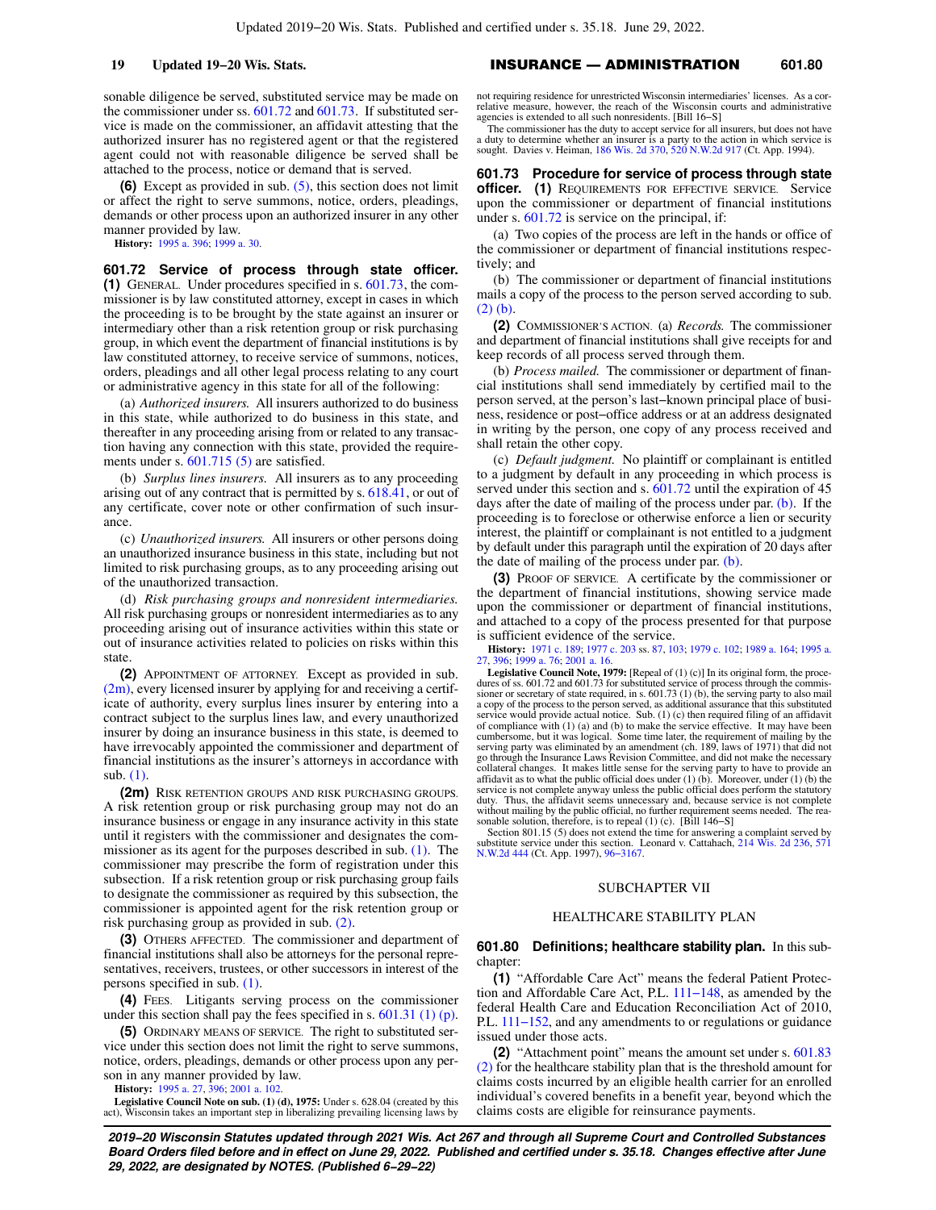sonable diligence be served, substituted service may be made on the commissioner under ss. 601.72 and 601.73. If substituted service is made on the commissioner, an affidavit attesting that the authorized insurer has no registered agent or that the registered agent could not with reasonable diligence be served shall be attached to the process, notice or demand that is served.

**(6)** Except as provided in sub. (5), this section does not limit or affect the right to serve summons, notice, orders, pleadings, demands or other process upon an authorized insurer in any other manner provided by law.

**History:** 1995 a. 396; 1999 a. 30.

### 601.72 Service of process through state officer.

**(1)** GENERAL. Under procedures specified in s. 601.73, the commissioner is by law constituted attorney, except in cases in which the proceeding is to be brought by the state against an insurer or intermediary other than a risk retention group or risk purchasing group, in which event the department of financial institutions is by law constituted attorney, to receive service of summons, notices, orders, pleadings and all other legal process relating to any court or administrative agency in this state for all of the following:

(a) *Authorized insurers.* All insurers authorized to do business in this state, while authorized to do business in this state, and thereafter in any proceeding arising from or related to any transaction having any connection with this state, provided the requirements under s. 601.715 (5) are satisfied.

(b) *Surplus lines insurers.* All insurers as to any proceeding arising out of any contract that is permitted by s. 618.41, or out of any certificate, cover note or other confirmation of such insurance.

(c) *Unauthorized insurers.* All insurers or other persons doing an unauthorized insurance business in this state, including but not limited to risk purchasing groups, as to any proceeding arising out of the unauthorized transaction.

(d) *Risk purchasing groups and nonresident intermediaries.* All risk purchasing groups or nonresident intermediaries as to any proceeding arising out of insurance activities within this state or out of insurance activities related to policies on risks within this state.

**(2)** APPOINTMENT OF ATTORNEY. Except as provided in sub. (2m), every licensed insurer by applying for and receiving a certificate of authority, every surplus lines insurer by entering into a contract subject to the surplus lines law, and every unauthorized insurer by doing an insurance business in this state, is deemed to have irrevocably appointed the commissioner and department of financial institutions as the insurer's attorneys in accordance with sub. (1).

**(2m)** RISK RETENTION GROUPS AND RISK PURCHASING GROUPS. A risk retention group or risk purchasing group may not do an insurance business or engage in any insurance activity in this state until it registers with the commissioner and designates the commissioner as its agent for the purposes described in sub. (1). The commissioner may prescribe the form of registration under this subsection. If a risk retention group or risk purchasing group fails to designate the commissioner as required by this subsection, the commissioner is appointed agent for the risk retention group or risk purchasing group as provided in sub. (2).

**(3)** OTHERS AFFECTED. The commissioner and department of financial institutions shall also be attorneys for the personal representatives, receivers, trustees, or other successors in interest of the persons specified in sub. (1).

**(4)** FEES. Litigants serving process on the commissioner under this section shall pay the fees specified in s. 601.31 (1) (p).

**(5)** ORDINARY MEANS OF SERVICE. The right to substituted service under this section does not limit the right to serve summons, notice, orders, pleadings, demands or other process upon any person in any manner provided by law.

**History:** 1995 a. 27, 396; 2001 a. 102.

**Legislative Council Note on sub. (1) (d), 1975:** Under s. 628.04 (created by this act), Wisconsin takes an important step in liberalizing prevailing licensing laws by not requiring residence for unrestricted Wisconsin intermediaries' licenses. As a correlative measure, however, the reach of the Wisconsin courts and administrative agencies is extended to all such nonresidents. [Bill 16-S]

The commissioner has the duty to accept service for all insurers, but does not have a duty to determine whether an insurer is a party to the action in which service is sought. Davies v. Heiman, 186 Wis. 2d 370, 520 N.W.2d 917 (Ct. App. 1994).

### 601.73 Procedure for service of process through state officer.

**(1)** REQUIREMENTS FOR EFFECTIVE SERVICE. Service upon the commissioner or department of financial institutions under s. 601.72 is service on the principal, if:

(a) Two copies of the process are left in the hands or office of the commissioner or department of financial institutions respectively; and

(b) The commissioner or department of financial institutions mails a copy of the process to the person served according to sub. (2) (b).

**(2)** COMMISSIONER'S ACTION. (a) *Records.* The commissioner and department of financial institutions shall give receipts for and keep records of all process served through them.

(b) *Process mailed.* The commissioner or department of financial institutions shall send immediately by certified mail to the person served, at the person's last-known principal place of business, residence or post-office address or at an address designated in writing by the person, one copy of any process received and shall retain the other copy.

(c) *Default judgment.* No plaintiff or complainant is entitled to a judgment by default in any proceeding in which process is served under this section and s. 601.72 until the expiration of 45 days after the date of mailing of the process under par. (b). If the proceeding is to foreclose or otherwise enforce a lien or security interest, the plaintiff or complainant is not entitled to a judgment by default under this paragraph until the expiration of 20 days after the date of mailing of the process under par. (b).

**(3)** PROOF OF SERVICE. A certificate by the commissioner or the department of financial institutions, showing service made upon the commissioner or department of financial institutions, and attached to a copy of the process presented for that purpose is sufficient evidence of the service.

**History:** 1971 c. 189; 1977 c. 203 ss. 87, 103; 1979 c. 102; 1989 a. 164; 1995 a. 27, 396; 1999 a. 76; 2001 a. 16.

**Legislative Council Note, 1979:** [Repeal of (1) (c)] In its original form, the procedures of ss. 601.72 and 601.73 for substituted service of process through the commissioner or secretary of state required, in s. 601.73 (1) (b), the serving party to also mail a copy of the process to the person served, as additional assurance that this substituted service would provide actual notice. Sub. (1) (c) then required filing of an affidavit of compliance with (1) (a) and (b) to make the service effective. It may have been cumbersome, but it was logical. Some time later, the requirement of mailing by the serving party was eliminated by an amendment (ch. 189, laws of 1971) that did not go through the Insurance Laws Revision Committee, and did not make the necessary collateral changes. It makes little sense for the serving party to have to provide an affidavit as to what the public official does under (1) (b). Moreover, under (1) (b) the service is not complete anyway unless the public official does perform the statutory duty. Thus, the affidavit seems unnecessary and, because service is not complete without mailing by the public official, no further requirement seems needed. The reasonable solution, therefore, is to repeal (1) (c). [Bill 146-S]

Section 801.15 (5) does not extend the time for answering a complaint served by substitute service under this section. Leonard v. Cattahach, 214 Wis. 2d 236, 571 N.W.2d 444 (Ct. App. 1997), 96-3167.

## SUBCHAPTER VII

## HEALTHCARE STABILITY PLAN

### 601.80 Definitions; healthcare stability plan.

In this subchapter:

**(1)** "Affordable Care Act" means the federal Patient Protection and Affordable Care Act, P.L. 111-148, as amended by the federal Health Care and Education Reconciliation Act of 2010, P.L. 111-152, and any amendments to or regulations or guidance issued under those acts.

**(2)** "Attachment point" means the amount set under s. 601.83 (2) for the healthcare stability plan that is the threshold amount for claims costs incurred by an eligible health carrier for an enrolled individual's covered benefits in a benefit year, beyond which the claims costs are eligible for reinsurance payments.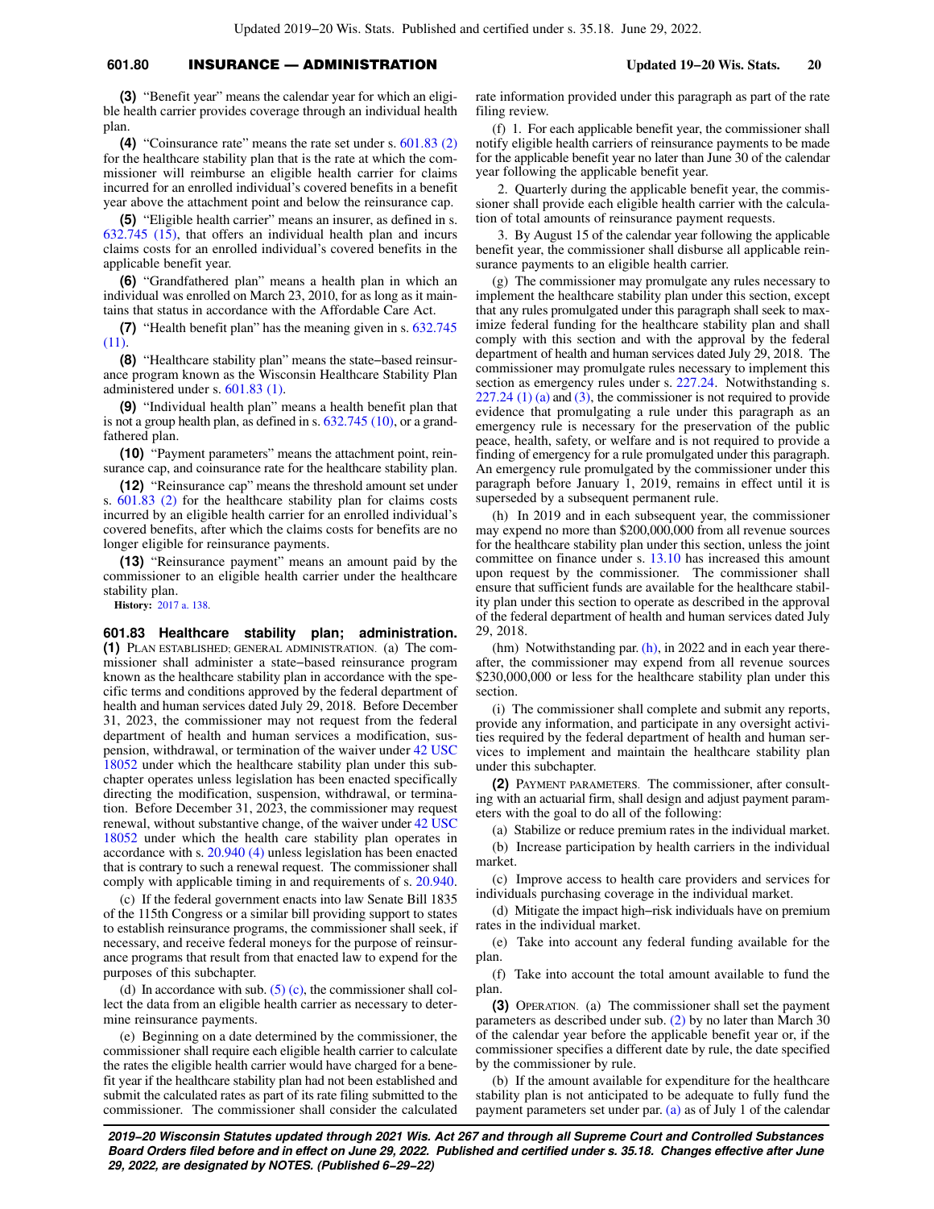(3) "Benefit year" means the calendar year for which an eligible health carrier provides coverage through an individual health plan.

(4) "Coinsurance rate" means the rate set under s. 601.83 (2) for the healthcare stability plan that is the rate at which the commissioner will reimburse an eligible health carrier for claims incurred for an enrolled individual's covered benefits in a benefit year above the attachment point and below the reinsurance cap.

(5) "Eligible health carrier" means an insurer, as defined in s. 632.745 (15), that offers an individual health plan and incurs claims costs for an enrolled individual's covered benefits in the applicable benefit year.

(6) "Grandfathered plan" means a health plan in which an individual was enrolled on March 23, 2010, for as long as it maintains that status in accordance with the Affordable Care Act.

(7) "Health benefit plan" has the meaning given in s. 632.745 (11).

(8) "Healthcare stability plan" means the state−based reinsurance program known as the Wisconsin Healthcare Stability Plan administered under s. 601.83 (1).

(9) "Individual health plan" means a health benefit plan that is not a group health plan, as defined in s. 632.745 (10), or a grandfathered plan.

(10) "Payment parameters" means the attachment point, reinsurance cap, and coinsurance rate for the healthcare stability plan.

(12) "Reinsurance cap" means the threshold amount set under s. 601.83 (2) for the healthcare stability plan for claims costs incurred by an eligible health carrier for an enrolled individual's covered benefits, after which the claims costs for benefits are no longer eligible for reinsurance payments.

(13) "Reinsurance payment" means an amount paid by the commissioner to an eligible health carrier under the healthcare stability plan.

**History:** 2017 a. 138.

**601.83 Healthcare stability plan; administration.**

(1) PLAN ESTABLISHED; GENERAL ADMINISTRATION. (a) The commissioner shall administer a state−based reinsurance program known as the healthcare stability plan in accordance with the specific terms and conditions approved by the federal department of health and human services dated July 29, 2018. Before December 31, 2023, the commissioner may not request from the federal department of health and human services a modification, suspension, withdrawal, or termination of the waiver under 42 USC 18052 under which the healthcare stability plan under this subchapter operates unless legislation has been enacted specifically directing the modification, suspension, withdrawal, or termination. Before December 31, 2023, the commissioner may request renewal, without substantive change, of the waiver under 42 USC 18052 under which the health care stability plan operates in accordance with s. 20.940 (4) unless legislation has been enacted that is contrary to such a renewal request. The commissioner shall comply with applicable timing in and requirements of s. 20.940.

(c) If the federal government enacts into law Senate Bill 1835 of the 115th Congress or a similar bill providing support to states to establish reinsurance programs, the commissioner shall seek, if necessary, and receive federal moneys for the purpose of reinsurance programs that result from that enacted law to expend for the purposes of this subchapter.

(d) In accordance with sub. (5) (c), the commissioner shall collect the data from an eligible health carrier as necessary to determine reinsurance payments.

(e) Beginning on a date determined by the commissioner, the commissioner shall require each eligible health carrier to calculate the rates the eligible health carrier would have charged for a benefit year if the healthcare stability plan had not been established and submit the calculated rates as part of its rate filing submitted to the commissioner. The commissioner shall consider the calculated rate information provided under this paragraph as part of the rate filing review.

(f) 1. For each applicable benefit year, the commissioner shall notify eligible health carriers of reinsurance payments to be made for the applicable benefit year no later than June 30 of the calendar year following the applicable benefit year.

2. Quarterly during the applicable benefit year, the commissioner shall provide each eligible health carrier with the calculation of total amounts of reinsurance payment requests.

3. By August 15 of the calendar year following the applicable benefit year, the commissioner shall disburse all applicable reinsurance payments to an eligible health carrier.

(g) The commissioner may promulgate any rules necessary to implement the healthcare stability plan under this section, except that any rules promulgated under this paragraph shall seek to maximize federal funding for the healthcare stability plan and shall comply with this section and with the approval by the federal department of health and human services dated July 29, 2018. The commissioner may promulgate rules necessary to implement this section as emergency rules under s. 227.24. Notwithstanding s. 227.24 (1) (a) and (3), the commissioner is not required to provide evidence that promulgating a rule under this paragraph as an emergency rule is necessary for the preservation of the public peace, health, safety, or welfare and is not required to provide a finding of emergency for a rule promulgated under this paragraph. An emergency rule promulgated by the commissioner under this paragraph before January 1, 2019, remains in effect until it is superseded by a subsequent permanent rule.

(h) In 2019 and in each subsequent year, the commissioner may expend no more than $200,000,000 from all revenue sources for the healthcare stability plan under this section, unless the joint committee on finance under s. 13.10 has increased this amount upon request by the commissioner. The commissioner shall ensure that sufficient funds are available for the healthcare stability plan under this section to operate as described in the approval of the federal department of health and human services dated July 29, 2018.

(hm) Notwithstanding par. (h), in 2022 and in each year thereafter, the commissioner may expend from all revenue sources $230,000,000 or less for the healthcare stability plan under this section.

(i) The commissioner shall complete and submit any reports, provide any information, and participate in any oversight activities required by the federal department of health and human services to implement and maintain the healthcare stability plan under this subchapter.

(2) PAYMENT PARAMETERS. The commissioner, after consulting with an actuarial firm, shall design and adjust payment parameters with the goal to do all of the following:

(a) Stabilize or reduce premium rates in the individual market.

(b) Increase participation by health carriers in the individual market.

(c) Improve access to health care providers and services for individuals purchasing coverage in the individual market.

(d) Mitigate the impact high−risk individuals have on premium rates in the individual market.

(e) Take into account any federal funding available for the plan.

(f) Take into account the total amount available to fund the plan.

(3) OPERATION. (a) The commissioner shall set the payment parameters as described under sub. (2) by no later than March 30 of the calendar year before the applicable benefit year or, if the commissioner specifies a different date by rule, the date specified by the commissioner by rule.

(b) If the amount available for expenditure for the healthcare stability plan is not anticipated to be adequate to fully fund the payment parameters set under par. (a) as of July 1 of the calendar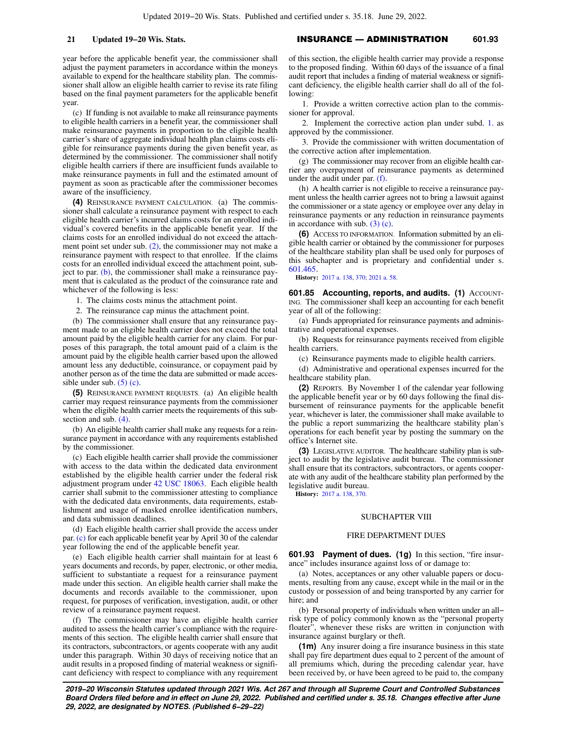year before the applicable benefit year, the commissioner shall adjust the payment parameters in accordance within the moneys available to expend for the healthcare stability plan. The commissioner shall allow an eligible health carrier to revise its rate filing based on the final payment parameters for the applicable benefit year.

(c) If funding is not available to make all reinsurance payments to eligible health carriers in a benefit year, the commissioner shall make reinsurance payments in proportion to the eligible health carrier's share of aggregate individual health plan claims costs eligible for reinsurance payments during the given benefit year, as determined by the commissioner. The commissioner shall notify eligible health carriers if there are insufficient funds available to make reinsurance payments in full and the estimated amount of payment as soon as practicable after the commissioner becomes aware of the insufficiency.

**(4)** REINSURANCE PAYMENT CALCULATION. (a) The commissioner shall calculate a reinsurance payment with respect to each eligible health carrier's incurred claims costs for an enrolled individual's covered benefits in the applicable benefit year. If the claims costs for an enrolled individual do not exceed the attachment point set under sub. (2), the commissioner may not make a reinsurance payment with respect to that enrollee. If the claims costs for an enrolled individual exceed the attachment point, subject to par. (b), the commissioner shall make a reinsurance payment that is calculated as the product of the coinsurance rate and whichever of the following is less:

1. The claims costs minus the attachment point.

2. The reinsurance cap minus the attachment point.

(b) The commissioner shall ensure that any reinsurance payment made to an eligible health carrier does not exceed the total amount paid by the eligible health carrier for any claim. For purposes of this paragraph, the total amount paid of a claim is the amount paid by the eligible health carrier based upon the allowed amount less any deductible, coinsurance, or copayment paid by another person as of the time the data are submitted or made accessible under sub. (5) (c).

**(5)** REINSURANCE PAYMENT REQUESTS. (a) An eligible health carrier may request reinsurance payments from the commissioner when the eligible health carrier meets the requirements of this subsection and sub. (4).

(b) An eligible health carrier shall make any requests for a reinsurance payment in accordance with any requirements established by the commissioner.

(c) Each eligible health carrier shall provide the commissioner with access to the data within the dedicated data environment established by the eligible health carrier under the federal risk adjustment program under 42 USC 18063. Each eligible health carrier shall submit to the commissioner attesting to compliance with the dedicated data environments, data requirements, establishment and usage of masked enrollee identification numbers, and data submission deadlines.

(d) Each eligible health carrier shall provide the access under par. (c) for each applicable benefit year by April 30 of the calendar year following the end of the applicable benefit year.

(e) Each eligible health carrier shall maintain for at least 6 years documents and records, by paper, electronic, or other media, sufficient to substantiate a request for a reinsurance payment made under this section. An eligible health carrier shall make the documents and records available to the commissioner, upon request, for purposes of verification, investigation, audit, or other review of a reinsurance payment request.

(f) The commissioner may have an eligible health carrier audited to assess the health carrier's compliance with the requirements of this section. The eligible health carrier shall ensure that its contractors, subcontractors, or agents cooperate with any audit under this paragraph. Within 30 days of receiving notice that an audit results in a proposed finding of material weakness or significant deficiency with respect to compliance with any requirement of this section, the eligible health carrier may provide a response to the proposed finding. Within 60 days of the issuance of a final audit report that includes a finding of material weakness or significant deficiency, the eligible health carrier shall do all of the following:

1. Provide a written corrective action plan to the commissioner for approval.

2. Implement the corrective action plan under subd. 1. as approved by the commissioner.

3. Provide the commissioner with written documentation of the corrective action after implementation.

(g) The commissioner may recover from an eligible health carrier any overpayment of reinsurance payments as determined under the audit under par. (f).

(h) A health carrier is not eligible to receive a reinsurance payment unless the health carrier agrees not to bring a lawsuit against the commissioner or a state agency or employee over any delay in reinsurance payments or any reduction in reinsurance payments in accordance with sub. (3) (c).

**(6)** ACCESS TO INFORMATION. Information submitted by an eligible health carrier or obtained by the commissioner for purposes of the healthcare stability plan shall be used only for purposes of this subchapter and is proprietary and confidential under s. 601.465.

**History:** 2017 a. 138, 370; 2021 a. 58.

**601.85 Accounting, reports, and audits. (1)** ACCOUNTING. The commissioner shall keep an accounting for each benefit year of all of the following:

(a) Funds appropriated for reinsurance payments and administrative and operational expenses.

(b) Requests for reinsurance payments received from eligible health carriers.

(c) Reinsurance payments made to eligible health carriers.

(d) Administrative and operational expenses incurred for the healthcare stability plan.

**(2)** REPORTS. By November 1 of the calendar year following the applicable benefit year or by 60 days following the final disbursement of reinsurance payments for the applicable benefit year, whichever is later, the commissioner shall make available to the public a report summarizing the healthcare stability plan's operations for each benefit year by posting the summary on the office's Internet site.

**(3)** LEGISLATIVE AUDITOR. The healthcare stability plan is subject to audit by the legislative audit bureau. The commissioner shall ensure that its contractors, subcontractors, or agents cooperate with any audit of the healthcare stability plan performed by the legislative audit bureau.

**History:** 2017 a. 138, 370.

## SUBCHAPTER VIII

## FIRE DEPARTMENT DUES

**601.93 Payment of dues. (1g)** In this section, "fire insurance" includes insurance against loss of or damage to:

(a) Notes, acceptances or any other valuable papers or documents, resulting from any cause, except while in the mail or in the custody or possession of and being transported by any carrier for hire; and

(b) Personal property of individuals when written under an all-risk type of policy commonly known as the "personal property floater", whenever these risks are written in conjunction with insurance against burglary or theft.

**(1m)** Any insurer doing a fire insurance business in this state shall pay fire department dues equal to 2 percent of the amount of all premiums which, during the preceding calendar year, have been received by, or have been agreed to be paid to, the company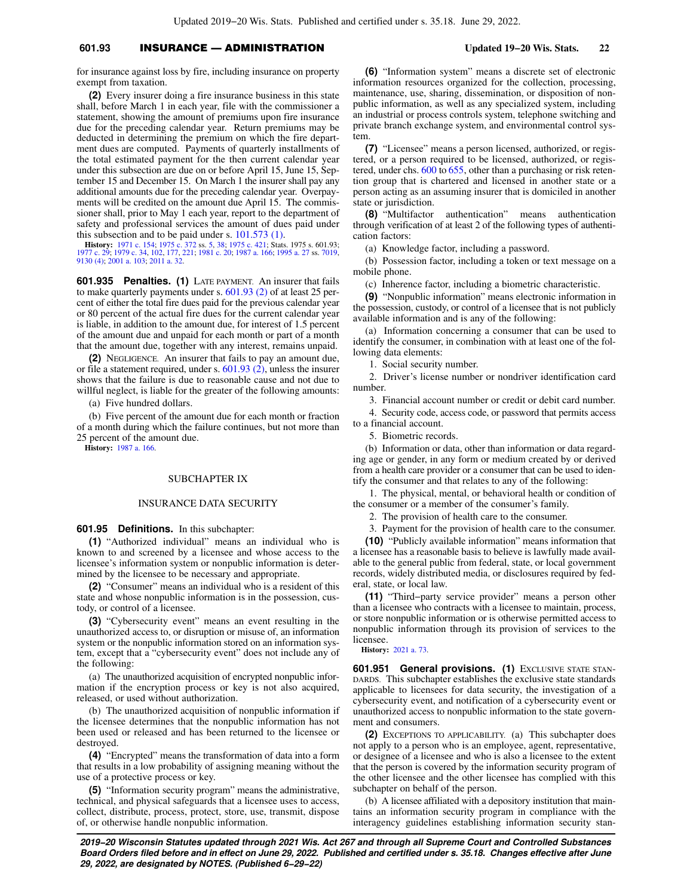for insurance against loss by fire, including insurance on property exempt from taxation.

**(2)** Every insurer doing a fire insurance business in this state shall, before March 1 in each year, file with the commissioner a statement, showing the amount of premiums upon fire insurance due for the preceding calendar year. Return premiums may be deducted in determining the premium on which the fire department dues are computed. Payments of quarterly installments of the total estimated payment for the then current calendar year under this subsection are due on or before April 15, June 15, September 15 and December 15. On March 1 the insurer shall pay any additional amounts due for the preceding calendar year. Overpayments will be credited on the amount due April 15. The commissioner shall, prior to May 1 each year, report to the department of safety and professional services the amount of dues paid under this subsection and to be paid under s. 101.573 (1).

**History:** 1971 c. 154; 1975 c. 372 ss. 5, 38; 1975 c. 421; Stats. 1975 s. 601.93; 1977 c. 29; 1979 c. 34, 102, 177, 221; 1981 c. 20; 1987 a. 166; 1995 a. 27 ss. 7019, 9130 (4); 2001 a. 103; 2011 a. 32.

**601.935 Penalties. (1)** LATE PAYMENT. An insurer that fails to make quarterly payments under s. 601.93 (2) of at least 25 percent of either the total fire dues paid for the previous calendar year or 80 percent of the actual fire dues for the current calendar year is liable, in addition to the amount due, for interest of 1.5 percent of the amount due and unpaid for each month or part of a month that the amount due, together with any interest, remains unpaid.

**(2)** NEGLIGENCE. An insurer that fails to pay an amount due, or file a statement required, under s. 601.93 (2), unless the insurer shows that the failure is due to reasonable cause and not due to willful neglect, is liable for the greater of the following amounts:

(a) Five hundred dollars.

(b) Five percent of the amount due for each month or fraction of a month during which the failure continues, but not more than 25 percent of the amount due.

**History:** 1987 a. 166.

## SUBCHAPTER IX

## INSURANCE DATA SECURITY

**601.95 Definitions.** In this subchapter:

**(1)** "Authorized individual" means an individual who is known to and screened by a licensee and whose access to the licensee's information system or nonpublic information is determined by the licensee to be necessary and appropriate.

**(2)** "Consumer" means an individual who is a resident of this state and whose nonpublic information is in the possession, custody, or control of a licensee.

**(3)** "Cybersecurity event" means an event resulting in the unauthorized access to, or disruption or misuse of, an information system or the nonpublic information stored on an information system, except that a "cybersecurity event" does not include any of the following:

(a) The unauthorized acquisition of encrypted nonpublic information if the encryption process or key is not also acquired, released, or used without authorization.

(b) The unauthorized acquisition of nonpublic information if the licensee determines that the nonpublic information has not been used or released and has been returned to the licensee or destroyed.

**(4)** "Encrypted" means the transformation of data into a form that results in a low probability of assigning meaning without the use of a protective process or key.

**(5)** "Information security program" means the administrative, technical, and physical safeguards that a licensee uses to access, collect, distribute, process, protect, store, use, transmit, dispose of, or otherwise handle nonpublic information.

**(6)** "Information system" means a discrete set of electronic information resources organized for the collection, processing, maintenance, use, sharing, dissemination, or disposition of nonpublic information, as well as any specialized system, including an industrial or process controls system, telephone switching and private branch exchange system, and environmental control system.

**(7)** "Licensee" means a person licensed, authorized, or registered, or a person required to be licensed, authorized, or registered, under chs. 600 to 655, other than a purchasing or risk retention group that is chartered and licensed in another state or a person acting as an assuming insurer that is domiciled in another state or jurisdiction.

**(8)** "Multifactor authentication" means authentication through verification of at least 2 of the following types of authentication factors:

(a) Knowledge factor, including a password.

(b) Possession factor, including a token or text message on a mobile phone.

(c) Inherence factor, including a biometric characteristic.

**(9)** "Nonpublic information" means electronic information in the possession, custody, or control of a licensee that is not publicly available information and is any of the following:

(a) Information concerning a consumer that can be used to identify the consumer, in combination with at least one of the following data elements:

1. Social security number.

2. Driver's license number or nondriver identification card number.

3. Financial account number or credit or debit card number.

4. Security code, access code, or password that permits access to a financial account.

5. Biometric records.

(b) Information or data, other than information or data regarding age or gender, in any form or medium created by or derived from a health care provider or a consumer that can be used to identify the consumer and that relates to any of the following:

1. The physical, mental, or behavioral health or condition of the consumer or a member of the consumer's family.

2. The provision of health care to the consumer.

3. Payment for the provision of health care to the consumer.

**(10)** "Publicly available information" means information that a licensee has a reasonable basis to believe is lawfully made available to the general public from federal, state, or local government records, widely distributed media, or disclosures required by federal, state, or local law.

**(11)** "Third–party service provider" means a person other than a licensee who contracts with a licensee to maintain, process, or store nonpublic information or is otherwise permitted access to nonpublic information through its provision of services to the licensee.

**History:** 2021 a. 73.

**601.951 General provisions. (1)** EXCLUSIVE STATE STANDARDS. This subchapter establishes the exclusive state standards applicable to licensees for data security, the investigation of a cybersecurity event, and notification of a cybersecurity event or unauthorized access to nonpublic information to the state government and consumers.

**(2)** EXCEPTIONS TO APPLICABILITY. (a) This subchapter does not apply to a person who is an employee, agent, representative, or designee of a licensee and who is also a licensee to the extent that the person is covered by the information security program of the other licensee and the other licensee has complied with this subchapter on behalf of the person.

(b) A licensee affiliated with a depository institution that maintains an information security program in compliance with the interagency guidelines establishing information security stan-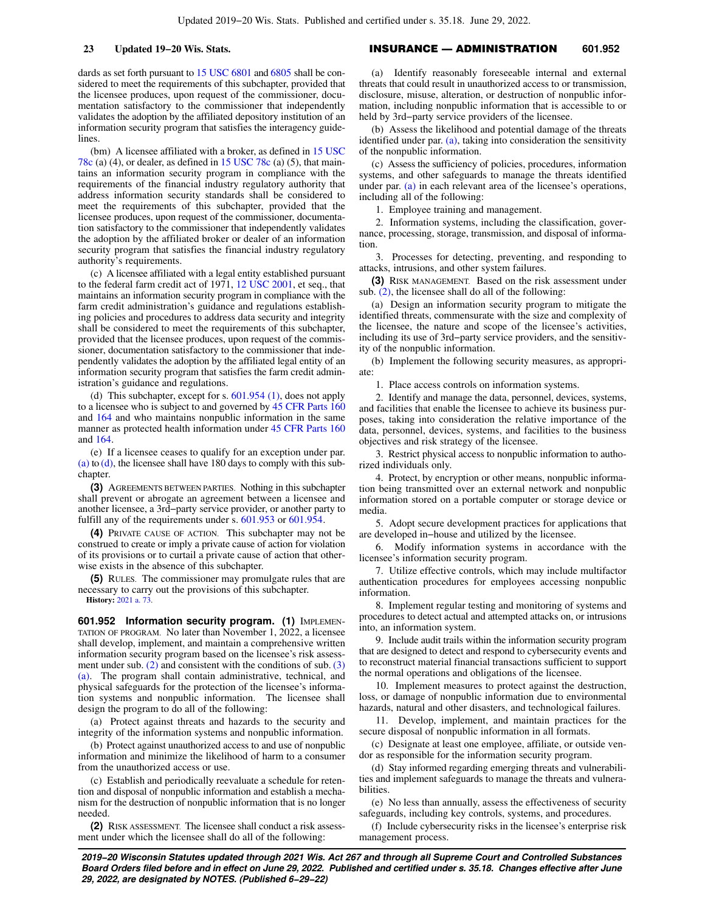dards as set forth pursuant to 15 USC 6801 and 6805 shall be considered to meet the requirements of this subchapter, provided that the licensee produces, upon request of the commissioner, documentation satisfactory to the commissioner that independently validates the adoption by the affiliated depository institution of an information security program that satisfies the interagency guidelines.

(bm) A licensee affiliated with a broker, as defined in 15 USC 78c (a) (4), or dealer, as defined in 15 USC 78c (a) (5), that maintains an information security program in compliance with the requirements of the financial industry regulatory authority that address information security standards shall be considered to meet the requirements of this subchapter, provided that the licensee produces, upon request of the commissioner, documentation satisfactory to the commissioner that independently validates the adoption by the affiliated broker or dealer of an information security program that satisfies the financial industry regulatory authority's requirements.

(c) A licensee affiliated with a legal entity established pursuant to the federal farm credit act of 1971, 12 USC 2001, et seq., that maintains an information security program in compliance with the farm credit administration's guidance and regulations establishing policies and procedures to address data security and integrity shall be considered to meet the requirements of this subchapter, provided that the licensee produces, upon request of the commissioner, documentation satisfactory to the commissioner that independently validates the adoption by the affiliated legal entity of an information security program that satisfies the farm credit administration's guidance and regulations.

(d) This subchapter, except for s. 601.954 (1), does not apply to a licensee who is subject to and governed by 45 CFR Parts 160 and 164 and who maintains nonpublic information in the same manner as protected health information under 45 CFR Parts 160 and 164.

(e) If a licensee ceases to qualify for an exception under par. (a) to (d), the licensee shall have 180 days to comply with this subchapter.

**(3)** Agreements between parties. Nothing in this subchapter shall prevent or abrogate an agreement between a licensee and another licensee, a 3rd-party service provider, or another party to fulfill any of the requirements under s. 601.953 or 601.954.

**(4)** Private cause of action. This subchapter may not be construed to create or imply a private cause of action for violation of its provisions or to curtail a private cause of action that otherwise exists in the absence of this subchapter.

**(5)** Rules. The commissioner may promulgate rules that are necessary to carry out the provisions of this subchapter.

**History:** 2021 a. 73.

**601.952 Information security program. (1)** Implementation of program. No later than November 1, 2022, a licensee shall develop, implement, and maintain a comprehensive written information security program based on the licensee's risk assessment under sub. (2) and consistent with the conditions of sub. (3) (a). The program shall contain administrative, technical, and physical safeguards for the protection of the licensee's information systems and nonpublic information. The licensee shall design the program to do all of the following:

(a) Protect against threats and hazards to the security and integrity of the information systems and nonpublic information.

(b) Protect against unauthorized access to and use of nonpublic information and minimize the likelihood of harm to a consumer from the unauthorized access or use.

(c) Establish and periodically reevaluate a schedule for retention and disposal of nonpublic information and establish a mechanism for the destruction of nonpublic information that is no longer needed.

**(2)** Risk assessment. The licensee shall conduct a risk assessment under which the licensee shall do all of the following:

(a) Identify reasonably foreseeable internal and external threats that could result in unauthorized access to or transmission, disclosure, misuse, alteration, or destruction of nonpublic information, including nonpublic information that is accessible to or held by 3rd-party service providers of the licensee.

(b) Assess the likelihood and potential damage of the threats identified under par. (a), taking into consideration the sensitivity of the nonpublic information.

(c) Assess the sufficiency of policies, procedures, information systems, and other safeguards to manage the threats identified under par. (a) in each relevant area of the licensee's operations, including all of the following:

1. Employee training and management.

2. Information systems, including the classification, governance, processing, storage, transmission, and disposal of information.

3. Processes for detecting, preventing, and responding to attacks, intrusions, and other system failures.

**(3)** Risk management. Based on the risk assessment under sub. (2), the licensee shall do all of the following:

(a) Design an information security program to mitigate the identified threats, commensurate with the size and complexity of the licensee, the nature and scope of the licensee's activities, including its use of 3rd-party service providers, and the sensitivity of the nonpublic information.

(b) Implement the following security measures, as appropriate:

1. Place access controls on information systems.

2. Identify and manage the data, personnel, devices, systems, and facilities that enable the licensee to achieve its business purposes, taking into consideration the relative importance of the data, personnel, devices, systems, and facilities to the business objectives and risk strategy of the licensee.

3. Restrict physical access to nonpublic information to authorized individuals only.

4. Protect, by encryption or other means, nonpublic information being transmitted over an external network and nonpublic information stored on a portable computer or storage device or media.

5. Adopt secure development practices for applications that are developed in-house and utilized by the licensee.

6. Modify information systems in accordance with the licensee's information security program.

7. Utilize effective controls, which may include multifactor authentication procedures for employees accessing nonpublic information.

8. Implement regular testing and monitoring of systems and procedures to detect actual and attempted attacks on, or intrusions into, an information system.

9. Include audit trails within the information security program that are designed to detect and respond to cybersecurity events and to reconstruct material financial transactions sufficient to support the normal operations and obligations of the licensee.

10. Implement measures to protect against the destruction, loss, or damage of nonpublic information due to environmental hazards, natural and other disasters, and technological failures.

11. Develop, implement, and maintain practices for the secure disposal of nonpublic information in all formats.

(c) Designate at least one employee, affiliate, or outside vendor as responsible for the information security program.

(d) Stay informed regarding emerging threats and vulnerabilities and implement safeguards to manage the threats and vulnerabilities.

(e) No less than annually, assess the effectiveness of security safeguards, including key controls, systems, and procedures.

(f) Include cybersecurity risks in the licensee's enterprise risk management process.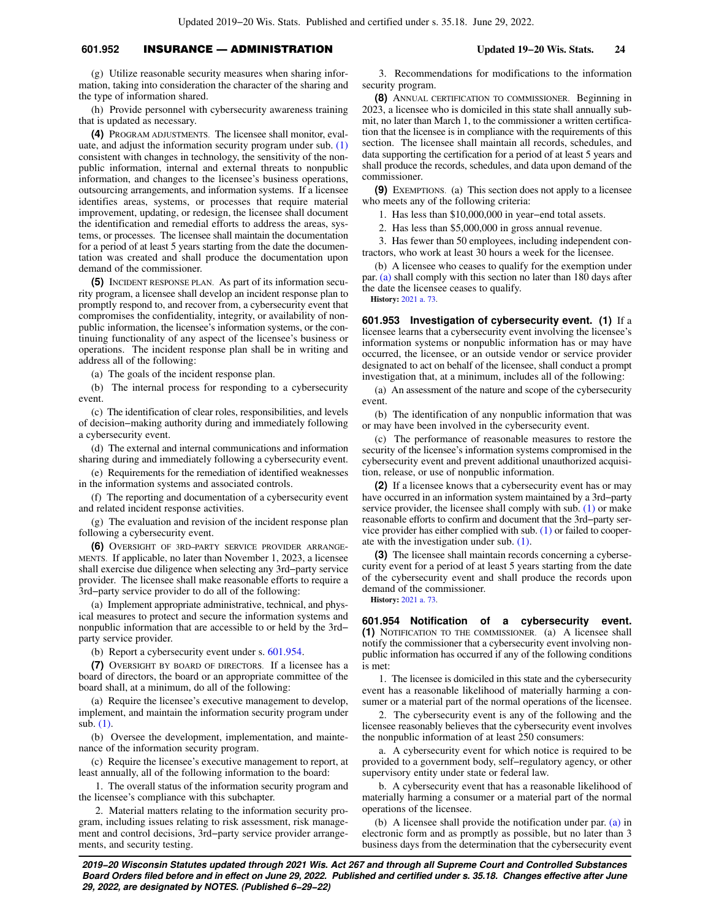(g) Utilize reasonable security measures when sharing information, taking into consideration the character of the sharing and the type of information shared.

(h) Provide personnel with cybersecurity awareness training that is updated as necessary.

**(4)** PROGRAM ADJUSTMENTS. The licensee shall monitor, evaluate, and adjust the information security program under sub. (1) consistent with changes in technology, the sensitivity of the nonpublic information, internal and external threats to nonpublic information, and changes to the licensee's business operations, outsourcing arrangements, and information systems. If a licensee identifies areas, systems, or processes that require material improvement, updating, or redesign, the licensee shall document the identification and remedial efforts to address the areas, systems, or processes. The licensee shall maintain the documentation for a period of at least 5 years starting from the date the documentation was created and shall produce the documentation upon demand of the commissioner.

**(5)** INCIDENT RESPONSE PLAN. As part of its information security program, a licensee shall develop an incident response plan to promptly respond to, and recover from, a cybersecurity event that compromises the confidentiality, integrity, or availability of nonpublic information, the licensee's information systems, or the continuing functionality of any aspect of the licensee's business or operations. The incident response plan shall be in writing and address all of the following:

(a) The goals of the incident response plan.

(b) The internal process for responding to a cybersecurity event.

(c) The identification of clear roles, responsibilities, and levels of decision−making authority during and immediately following a cybersecurity event.

(d) The external and internal communications and information sharing during and immediately following a cybersecurity event.

(e) Requirements for the remediation of identified weaknesses in the information systems and associated controls.

(f) The reporting and documentation of a cybersecurity event and related incident response activities.

(g) The evaluation and revision of the incident response plan following a cybersecurity event.

**(6)** OVERSIGHT OF 3RD−PARTY SERVICE PROVIDER ARRANGEMENTS. If applicable, no later than November 1, 2023, a licensee shall exercise due diligence when selecting any 3rd−party service provider. The licensee shall make reasonable efforts to require a 3rd−party service provider to do all of the following:

(a) Implement appropriate administrative, technical, and physical measures to protect and secure the information systems and nonpublic information that are accessible to or held by the 3rd−party service provider.

(b) Report a cybersecurity event under s. 601.954.

**(7)** OVERSIGHT BY BOARD OF DIRECTORS. If a licensee has a board of directors, the board or an appropriate committee of the board shall, at a minimum, do all of the following:

(a) Require the licensee's executive management to develop, implement, and maintain the information security program under sub. (1).

(b) Oversee the development, implementation, and maintenance of the information security program.

(c) Require the licensee's executive management to report, at least annually, all of the following information to the board:

1. The overall status of the information security program and the licensee's compliance with this subchapter.

2. Material matters relating to the information security program, including issues relating to risk assessment, risk management and control decisions, 3rd−party service provider arrangements, and security testing.

3. Recommendations for modifications to the information security program.

**(8)** ANNUAL CERTIFICATION TO COMMISSIONER. Beginning in 2023, a licensee who is domiciled in this state shall annually submit, no later than March 1, to the commissioner a written certification that the licensee is in compliance with the requirements of this section. The licensee shall maintain all records, schedules, and data supporting the certification for a period of at least 5 years and shall produce the records, schedules, and data upon demand of the commissioner.

**(9)** EXEMPTIONS. (a) This section does not apply to a licensee who meets any of the following criteria:

1. Has less than $10,000,000 in year−end total assets.

2. Has less than $5,000,000 in gross annual revenue.

3. Has fewer than 50 employees, including independent contractors, who work at least 30 hours a week for the licensee.

(b) A licensee who ceases to qualify for the exemption under par. (a) shall comply with this section no later than 180 days after the date the licensee ceases to qualify.

**History:** 2021 a. 73.

**601.953 Investigation of cybersecurity event. (1)** If a licensee learns that a cybersecurity event involving the licensee's information systems or nonpublic information has or may have occurred, the licensee, or an outside vendor or service provider designated to act on behalf of the licensee, shall conduct a prompt investigation that, at a minimum, includes all of the following:

(a) An assessment of the nature and scope of the cybersecurity event.

(b) The identification of any nonpublic information that was or may have been involved in the cybersecurity event.

(c) The performance of reasonable measures to restore the security of the licensee's information systems compromised in the cybersecurity event and prevent additional unauthorized acquisition, release, or use of nonpublic information.

**(2)** If a licensee knows that a cybersecurity event has or may have occurred in an information system maintained by a 3rd−party service provider, the licensee shall comply with sub. (1) or make reasonable efforts to confirm and document that the 3rd−party service provider has either complied with sub. (1) or failed to cooperate with the investigation under sub. (1).

**(3)** The licensee shall maintain records concerning a cybersecurity event for a period of at least 5 years starting from the date of the cybersecurity event and shall produce the records upon demand of the commissioner.

**History:** 2021 a. 73.

**601.954 Notification of a cybersecurity event. (1)** NOTIFICATION TO THE COMMISSIONER. (a) A licensee shall notify the commissioner that a cybersecurity event involving nonpublic information has occurred if any of the following conditions is met:

1. The licensee is domiciled in this state and the cybersecurity event has a reasonable likelihood of materially harming a consumer or a material part of the normal operations of the licensee.

2. The cybersecurity event is any of the following and the licensee reasonably believes that the cybersecurity event involves the nonpublic information of at least 250 consumers:

a. A cybersecurity event for which notice is required to be provided to a government body, self−regulatory agency, or other supervisory entity under state or federal law.

b. A cybersecurity event that has a reasonable likelihood of materially harming a consumer or a material part of the normal operations of the licensee.

(b) A licensee shall provide the notification under par. (a) in electronic form and as promptly as possible, but no later than 3 business days from the determination that the cybersecurity event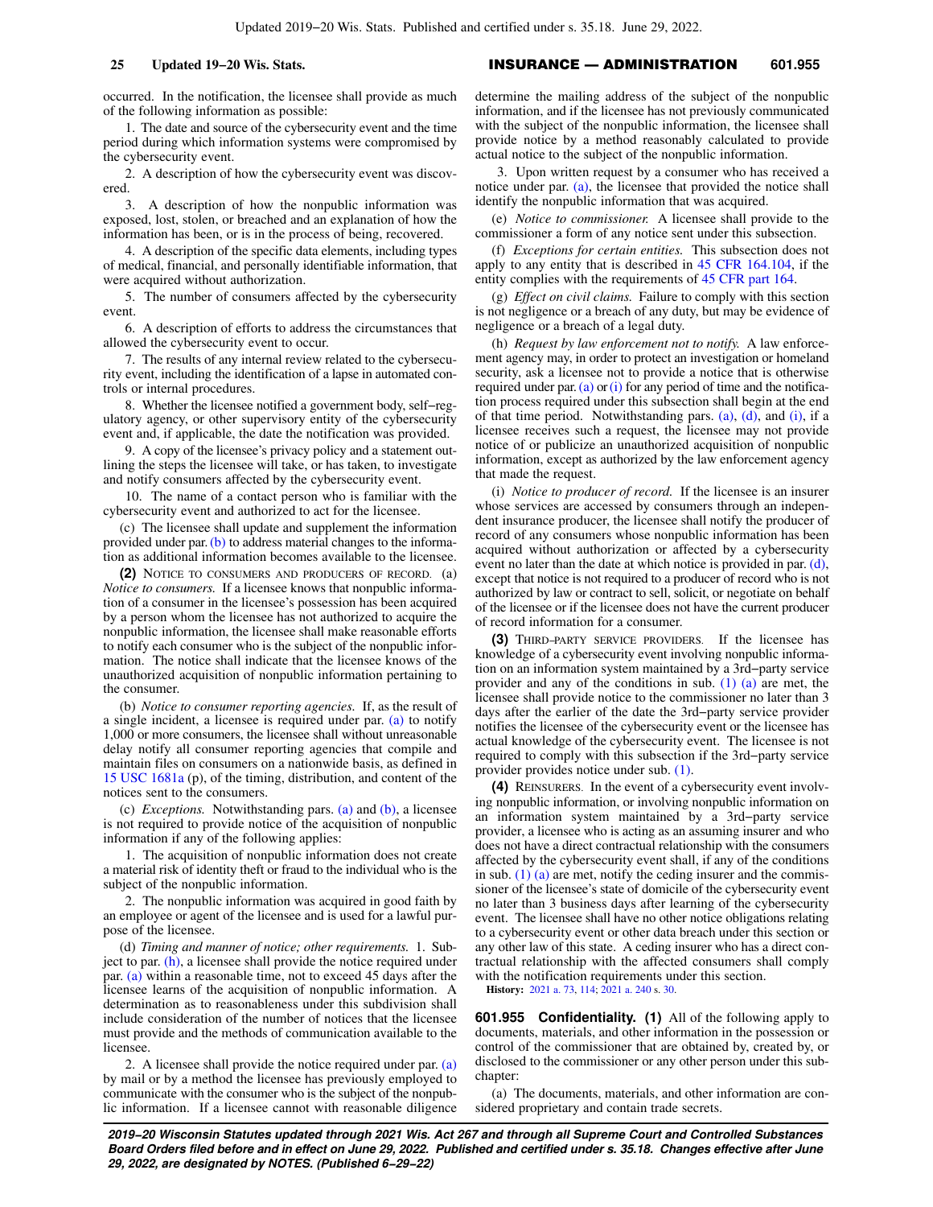occurred. In the notification, the licensee shall provide as much of the following information as possible:

1. The date and source of the cybersecurity event and the time period during which information systems were compromised by the cybersecurity event.

2. A description of how the cybersecurity event was discovered.

3. A description of how the nonpublic information was exposed, lost, stolen, or breached and an explanation of how the information has been, or is in the process of being, recovered.

4. A description of the specific data elements, including types of medical, financial, and personally identifiable information, that were acquired without authorization.

5. The number of consumers affected by the cybersecurity event.

6. A description of efforts to address the circumstances that allowed the cybersecurity event to occur.

7. The results of any internal review related to the cybersecurity event, including the identification of a lapse in automated controls or internal procedures.

8. Whether the licensee notified a government body, self−regulatory agency, or other supervisory entity of the cybersecurity event and, if applicable, the date the notification was provided.

9. A copy of the licensee's privacy policy and a statement outlining the steps the licensee will take, or has taken, to investigate and notify consumers affected by the cybersecurity event.

10. The name of a contact person who is familiar with the cybersecurity event and authorized to act for the licensee.

(c) The licensee shall update and supplement the information provided under par. (b) to address material changes to the information as additional information becomes available to the licensee.

**(2)** NOTICE TO CONSUMERS AND PRODUCERS OF RECORD. (a) *Notice to consumers.* If a licensee knows that nonpublic information of a consumer in the licensee's possession has been acquired by a person whom the licensee has not authorized to acquire the nonpublic information, the licensee shall make reasonable efforts to notify each consumer who is the subject of the nonpublic information. The notice shall indicate that the licensee knows of the unauthorized acquisition of nonpublic information pertaining to the consumer.

(b) *Notice to consumer reporting agencies.* If, as the result of a single incident, a licensee is required under par. (a) to notify 1,000 or more consumers, the licensee shall without unreasonable delay notify all consumer reporting agencies that compile and maintain files on consumers on a nationwide basis, as defined in 15 USC 1681a (p), of the timing, distribution, and content of the notices sent to the consumers.

(c) *Exceptions.* Notwithstanding pars. (a) and (b), a licensee is not required to provide notice of the acquisition of nonpublic information if any of the following applies:

1. The acquisition of nonpublic information does not create a material risk of identity theft or fraud to the individual who is the subject of the nonpublic information.

2. The nonpublic information was acquired in good faith by an employee or agent of the licensee and is used for a lawful purpose of the licensee.

(d) *Timing and manner of notice; other requirements.* 1. Subject to par. (h), a licensee shall provide the notice required under par. (a) within a reasonable time, not to exceed 45 days after the licensee learns of the acquisition of nonpublic information. A determination as to reasonableness under this subdivision shall include consideration of the number of notices that the licensee must provide and the methods of communication available to the licensee.

2. A licensee shall provide the notice required under par. (a) by mail or by a method the licensee has previously employed to communicate with the consumer who is the subject of the nonpublic information. If a licensee cannot with reasonable diligence determine the mailing address of the subject of the nonpublic information, and if the licensee has not previously communicated with the subject of the nonpublic information, the licensee shall provide notice by a method reasonably calculated to provide actual notice to the subject of the nonpublic information.

3. Upon written request by a consumer who has received a notice under par. (a), the licensee that provided the notice shall identify the nonpublic information that was acquired.

(e) *Notice to commissioner.* A licensee shall provide to the commissioner a form of any notice sent under this subsection.

(f) *Exceptions for certain entities.* This subsection does not apply to any entity that is described in 45 CFR 164.104, if the entity complies with the requirements of 45 CFR part 164.

(g) *Effect on civil claims.* Failure to comply with this section is not negligence or a breach of any duty, but may be evidence of negligence or a breach of a legal duty.

(h) *Request by law enforcement not to notify.* A law enforcement agency may, in order to protect an investigation or homeland security, ask a licensee not to provide a notice that is otherwise required under par. (a) or (i) for any period of time and the notification process required under this subsection shall begin at the end of that time period. Notwithstanding pars. (a), (d), and (i), if a licensee receives such a request, the licensee may not provide notice of or publicize an unauthorized acquisition of nonpublic information, except as authorized by the law enforcement agency that made the request.

(i) *Notice to producer of record.* If the licensee is an insurer whose services are accessed by consumers through an independent insurance producer, the licensee shall notify the producer of record of any consumers whose nonpublic information has been acquired without authorization or affected by a cybersecurity event no later than the date at which notice is provided in par. (d), except that notice is not required to a producer of record who is not authorized by law or contract to sell, solicit, or negotiate on behalf of the licensee or if the licensee does not have the current producer of record information for a consumer.

**(3)** THIRD−PARTY SERVICE PROVIDERS. If the licensee has knowledge of a cybersecurity event involving nonpublic information on an information system maintained by a 3rd−party service provider and any of the conditions in sub. (1) (a) are met, the licensee shall provide notice to the commissioner no later than 3 days after the earlier of the date the 3rd−party service provider notifies the licensee of the cybersecurity event or the licensee has actual knowledge of the cybersecurity event. The licensee is not required to comply with this subsection if the 3rd−party service provider provides notice under sub. (1).

**(4)** REINSURERS. In the event of a cybersecurity event involving nonpublic information, or involving nonpublic information on an information system maintained by a 3rd−party service provider, a licensee who is acting as an assuming insurer and who does not have a direct contractual relationship with the consumers affected by the cybersecurity event shall, if any of the conditions in sub. (1) (a) are met, notify the ceding insurer and the commissioner of the licensee's state of domicile of the cybersecurity event no later than 3 business days after learning of the cybersecurity event. The licensee shall have no other notice obligations relating to a cybersecurity event or other data breach under this section or any other law of this state. A ceding insurer who has a direct contractual relationship with the affected consumers shall comply with the notification requirements under this section.

**History:** 2021 a. 73, 114; 2021 a. 240 s. 30.

**601.955 Confidentiality. (1)** All of the following apply to documents, materials, and other information in the possession or control of the commissioner that are obtained by, created by, or disclosed to the commissioner or any other person under this subchapter:

(a) The documents, materials, and other information are considered proprietary and contain trade secrets.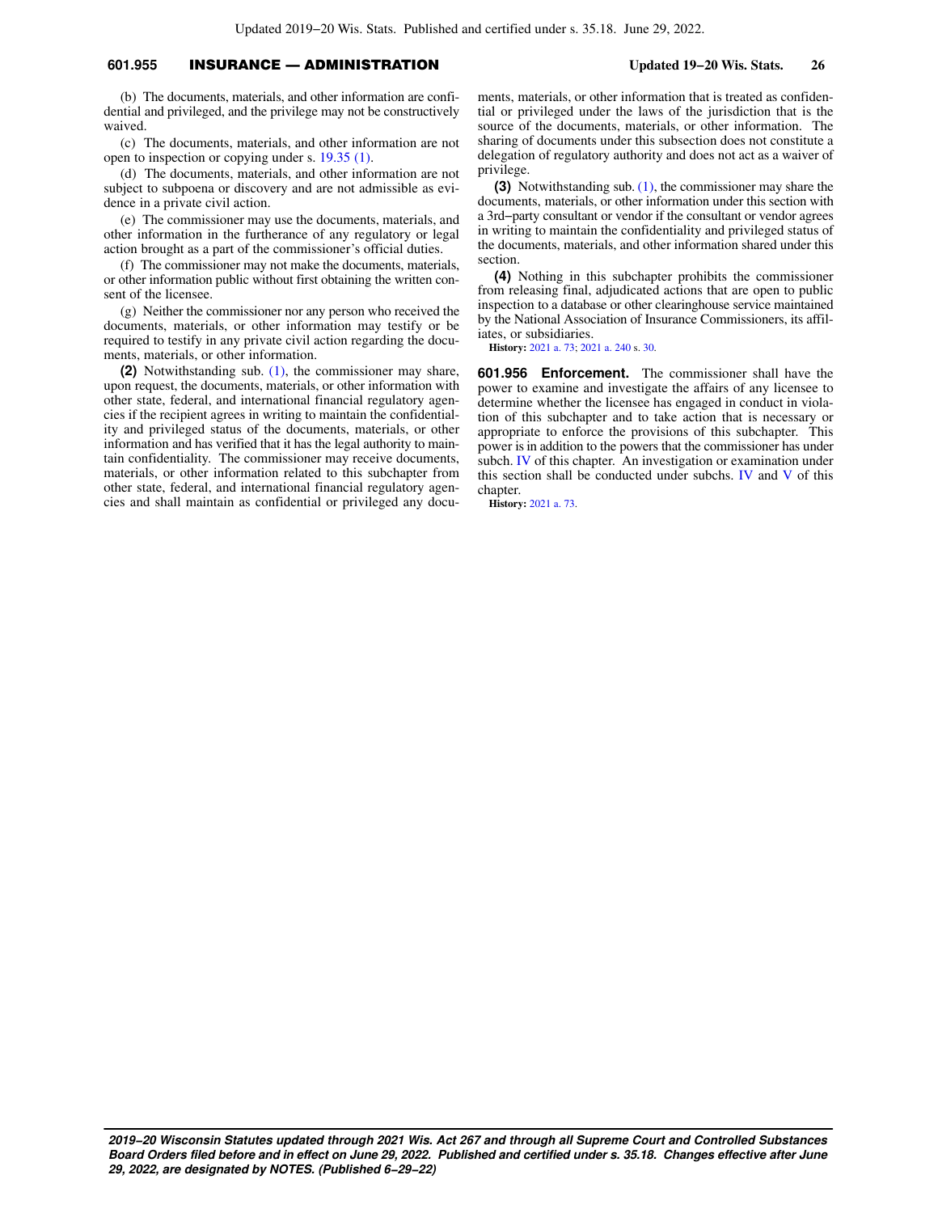(b) The documents, materials, and other information are confidential and privileged, and the privilege may not be constructively waived.

(c) The documents, materials, and other information are not open to inspection or copying under s. 19.35 (1).

(d) The documents, materials, and other information are not subject to subpoena or discovery and are not admissible as evidence in a private civil action.

(e) The commissioner may use the documents, materials, and other information in the furtherance of any regulatory or legal action brought as a part of the commissioner's official duties.

(f) The commissioner may not make the documents, materials, or other information public without first obtaining the written consent of the licensee.

(g) Neither the commissioner nor any person who received the documents, materials, or other information may testify or be required to testify in any private civil action regarding the documents, materials, or other information.

**(2)** Notwithstanding sub. (1), the commissioner may share, upon request, the documents, materials, or other information with other state, federal, and international financial regulatory agencies if the recipient agrees in writing to maintain the confidentiality and privileged status of the documents, materials, or other information and has verified that it has the legal authority to maintain confidentiality. The commissioner may receive documents, materials, or other information related to this subchapter from other state, federal, and international financial regulatory agencies and shall maintain as confidential or privileged any documents, materials, or other information that is treated as confidential or privileged under the laws of the jurisdiction that is the source of the documents, materials, or other information. The sharing of documents under this subsection does not constitute a delegation of regulatory authority and does not act as a waiver of privilege.

**(3)** Notwithstanding sub. (1), the commissioner may share the documents, materials, or other information under this section with a 3rd−party consultant or vendor if the consultant or vendor agrees in writing to maintain the confidentiality and privileged status of the documents, materials, and other information shared under this section.

**(4)** Nothing in this subchapter prohibits the commissioner from releasing final, adjudicated actions that are open to public inspection to a database or other clearinghouse service maintained by the National Association of Insurance Commissioners, its affiliates, or subsidiaries.

**History:** 2021 a. 73; 2021 a. 240 s. 30.

**601.956 Enforcement.** The commissioner shall have the power to examine and investigate the affairs of any licensee to determine whether the licensee has engaged in conduct in violation of this subchapter and to take action that is necessary or appropriate to enforce the provisions of this subchapter. This power is in addition to the powers that the commissioner has under subch. IV of this chapter. An investigation or examination under this section shall be conducted under subchs. IV and V of this chapter.

**History:** 2021 a. 73.